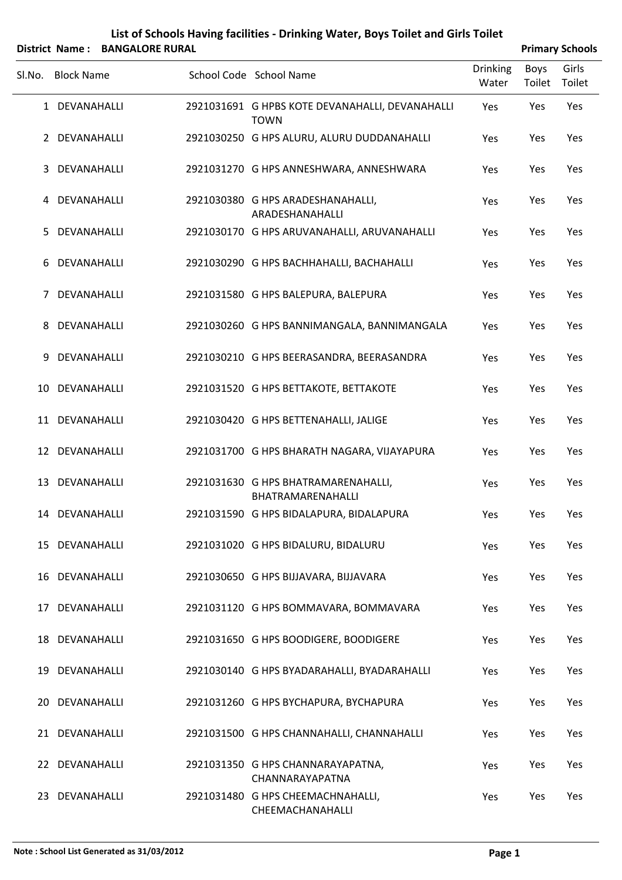# List of Schools Having facilities - Drinking Water, Boys Toilet and Girls Toilet

**District Name : BANGALORE RURAL** **Primary Schools**

| Sl.No. | Block Name | School Code | School Name | Drinking Water | Boys Toilet | Girls Toilet |
|---|---|---|---|---|---|---|
| 1 | DEVANAHALLI | 2921031691 | G HPBS KOTE DEVANAHALLI, DEVANAHALLI TOWN | Yes | Yes | Yes |
| 2 | DEVANAHALLI | 2921030250 | G HPS ALURU, ALURU DUDDANAHALLI | Yes | Yes | Yes |
| 3 | DEVANAHALLI | 2921031270 | G HPS ANNESHWARA, ANNESHWARA | Yes | Yes | Yes |
| 4 | DEVANAHALLI | 2921030380 | G HPS ARADESHANAHALLI, ARADESHANAHALLI | Yes | Yes | Yes |
| 5 | DEVANAHALLI | 2921030170 | G HPS ARUVANAHALLI, ARUVANAHALLI | Yes | Yes | Yes |
| 6 | DEVANAHALLI | 2921030290 | G HPS BACHHAHALLI, BACHAHALLI | Yes | Yes | Yes |
| 7 | DEVANAHALLI | 2921031580 | G HPS BALEPURA, BALEPURA | Yes | Yes | Yes |
| 8 | DEVANAHALLI | 2921030260 | G HPS BANNIMANGALA, BANNIMANGALA | Yes | Yes | Yes |
| 9 | DEVANAHALLI | 2921030210 | G HPS BEERASANDRA, BEERASANDRA | Yes | Yes | Yes |
| 10 | DEVANAHALLI | 2921031520 | G HPS BETTAKOTE, BETTAKOTE | Yes | Yes | Yes |
| 11 | DEVANAHALLI | 2921030420 | G HPS BETTENAHALLI, JALIGE | Yes | Yes | Yes |
| 12 | DEVANAHALLI | 2921031700 | G HPS BHARATH NAGARA, VIJAYAPURA | Yes | Yes | Yes |
| 13 | DEVANAHALLI | 2921031630 | G HPS BHATRAMARENAHALLI, BHATRAMARENAHALLI | Yes | Yes | Yes |
| 14 | DEVANAHALLI | 2921031590 | G HPS BIDALAPURA, BIDALAPURA | Yes | Yes | Yes |
| 15 | DEVANAHALLI | 2921031020 | G HPS BIDALURU, BIDALURU | Yes | Yes | Yes |
| 16 | DEVANAHALLI | 2921030650 | G HPS BIJJAVARA, BIJJAVARA | Yes | Yes | Yes |
| 17 | DEVANAHALLI | 2921031120 | G HPS BOMMAVARA, BOMMAVARA | Yes | Yes | Yes |
| 18 | DEVANAHALLI | 2921031650 | G HPS BOODIGERE, BOODIGERE | Yes | Yes | Yes |
| 19 | DEVANAHALLI | 2921030140 | G HPS BYADARAHALLI, BYADARAHALLI | Yes | Yes | Yes |
| 20 | DEVANAHALLI | 2921031260 | G HPS BYCHAPURA, BYCHAPURA | Yes | Yes | Yes |
| 21 | DEVANAHALLI | 2921031500 | G HPS CHANNAHALLI, CHANNAHALLI | Yes | Yes | Yes |
| 22 | DEVANAHALLI | 2921031350 | G HPS CHANNARAYAPATNA, CHANNARAYAPATNA | Yes | Yes | Yes |
| 23 | DEVANAHALLI | 2921031480 | G HPS CHEEMACHNAHALLI, CHEEMACHANAHALLI | Yes | Yes | Yes |

**Note : School List Generated as 31/03/2012**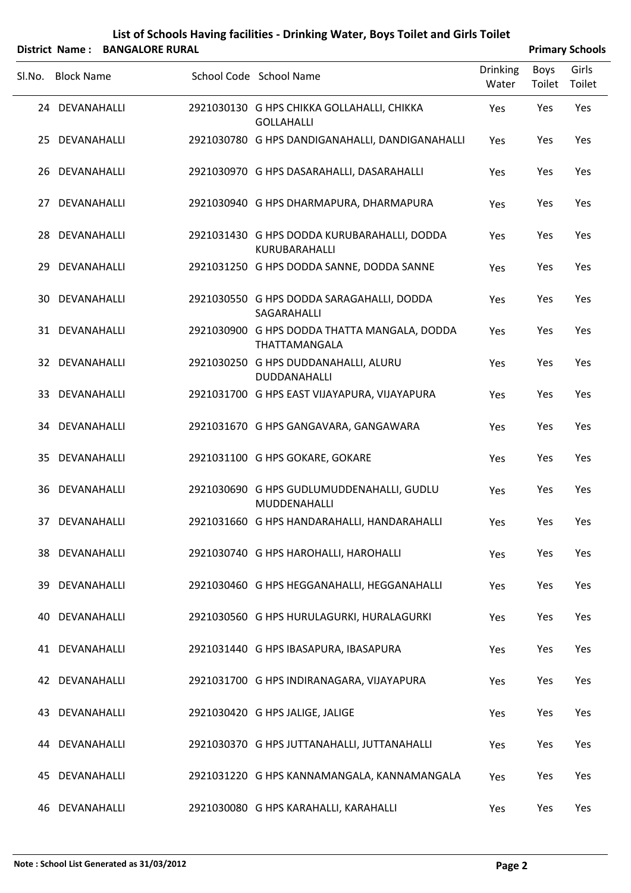# List of Schools Having facilities - Drinking Water, Boys Toilet and Girls Toilet

**District Name : BANGALORE RURAL** **Primary Schools**

| Sl.No. | Block Name | School Code | School Name | Drinking Water | Boys Toilet | Girls Toilet |
|---|---|---|---|---|---|---|
| 24 | DEVANAHALLI | 2921030130 | G HPS CHIKKA GOLLAHALLI, CHIKKA GOLLAHALLI | Yes | Yes | Yes |
| 25 | DEVANAHALLI | 2921030780 | G HPS DANDIGANAHALLI, DANDIGANAHALLI | Yes | Yes | Yes |
| 26 | DEVANAHALLI | 2921030970 | G HPS DASARAHALLI, DASARAHALLI | Yes | Yes | Yes |
| 27 | DEVANAHALLI | 2921030940 | G HPS DHARMAPURA, DHARMAPURA | Yes | Yes | Yes |
| 28 | DEVANAHALLI | 2921031430 | G HPS DODDA KURUBARAHALLI, DODDA KURUBARAHALLI | Yes | Yes | Yes |
| 29 | DEVANAHALLI | 2921031250 | G HPS DODDA SANNE, DODDA SANNE | Yes | Yes | Yes |
| 30 | DEVANAHALLI | 2921030550 | G HPS DODDA SARAGAHALLI, DODDA SAGARAHALLI | Yes | Yes | Yes |
| 31 | DEVANAHALLI | 2921030900 | G HPS DODDA THATTA MANGALA, DODDA THATTAMANGALA | Yes | Yes | Yes |
| 32 | DEVANAHALLI | 2921030250 | G HPS DUDDANAHALLI, ALURU DUDDANAHALLI | Yes | Yes | Yes |
| 33 | DEVANAHALLI | 2921031700 | G HPS EAST VIJAYAPURA, VIJAYAPURA | Yes | Yes | Yes |
| 34 | DEVANAHALLI | 2921031670 | G HPS GANGAVARA, GANGAWARA | Yes | Yes | Yes |
| 35 | DEVANAHALLI | 2921031100 | G HPS GOKARE, GOKARE | Yes | Yes | Yes |
| 36 | DEVANAHALLI | 2921030690 | G HPS GUDLUMUDDENAHALLI, GUDLU MUDDENAHALLI | Yes | Yes | Yes |
| 37 | DEVANAHALLI | 2921031660 | G HPS HANDARAHALLI, HANDARAHALLI | Yes | Yes | Yes |
| 38 | DEVANAHALLI | 2921030740 | G HPS HAROHALLI, HAROHALLI | Yes | Yes | Yes |
| 39 | DEVANAHALLI | 2921030460 | G HPS HEGGANAHALLI, HEGGANAHALLI | Yes | Yes | Yes |
| 40 | DEVANAHALLI | 2921030560 | G HPS HURULAGURKI, HURALAGURKI | Yes | Yes | Yes |
| 41 | DEVANAHALLI | 2921031440 | G HPS IBASAPURA, IBASAPURA | Yes | Yes | Yes |
| 42 | DEVANAHALLI | 2921031700 | G HPS INDIRANAGARA, VIJAYAPURA | Yes | Yes | Yes |
| 43 | DEVANAHALLI | 2921030420 | G HPS JALIGE, JALIGE | Yes | Yes | Yes |
| 44 | DEVANAHALLI | 2921030370 | G HPS JUTTANAHALLI, JUTTANAHALLI | Yes | Yes | Yes |
| 45 | DEVANAHALLI | 2921031220 | G HPS KANNAMANGALA, KANNAMANGALA | Yes | Yes | Yes |
| 46 | DEVANAHALLI | 2921030080 | G HPS KARAHALLI, KARAHALLI | Yes | Yes | Yes |

**Note : School List Generated as 31/03/2012**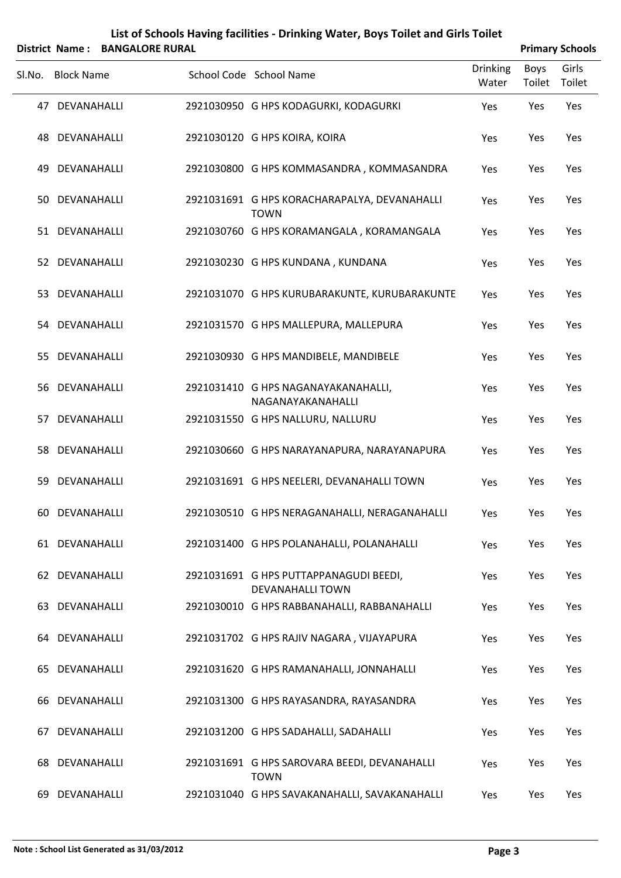# List of Schools Having facilities - Drinking Water, Boys Toilet and Girls Toilet

**District Name : BANGALORE RURAL** **Primary Schools**

| Sl.No. | Block Name | School Code | School Name | Drinking Water | Boys Toilet | Girls Toilet |
|---|---|---|---|---|---|---|
| 47 | DEVANAHALLI | 2921030950 | G HPS KODAGURKI, KODAGURKI | Yes | Yes | Yes |
| 48 | DEVANAHALLI | 2921030120 | G HPS KOIRA, KOIRA | Yes | Yes | Yes |
| 49 | DEVANAHALLI | 2921030800 | G HPS KOMMASANDRA , KOMMASANDRA | Yes | Yes | Yes |
| 50 | DEVANAHALLI | 2921031691 | G HPS KORACHARAPALYA, DEVANAHALLI TOWN | Yes | Yes | Yes |
| 51 | DEVANAHALLI | 2921030760 | G HPS KORAMANGALA , KORAMANGALA | Yes | Yes | Yes |
| 52 | DEVANAHALLI | 2921030230 | G HPS KUNDANA , KUNDANA | Yes | Yes | Yes |
| 53 | DEVANAHALLI | 2921031070 | G HPS KURUBARAKUNTE, KURUBARAKUNTE | Yes | Yes | Yes |
| 54 | DEVANAHALLI | 2921031570 | G HPS MALLEPURA, MALLEPURA | Yes | Yes | Yes |
| 55 | DEVANAHALLI | 2921030930 | G HPS MANDIBELE, MANDIBELE | Yes | Yes | Yes |
| 56 | DEVANAHALLI | 2921031410 | G HPS NAGANAYAKANAHALLI, NAGANAYAKANAHALLI | Yes | Yes | Yes |
| 57 | DEVANAHALLI | 2921031550 | G HPS NALLURU, NALLURU | Yes | Yes | Yes |
| 58 | DEVANAHALLI | 2921030660 | G HPS NARAYANAPURA, NARAYANAPURA | Yes | Yes | Yes |
| 59 | DEVANAHALLI | 2921031691 | G HPS NEELERI, DEVANAHALLI TOWN | Yes | Yes | Yes |
| 60 | DEVANAHALLI | 2921030510 | G HPS NERAGANAHALLI, NERAGANAHALLI | Yes | Yes | Yes |
| 61 | DEVANAHALLI | 2921031400 | G HPS POLANAHALLI, POLANAHALLI | Yes | Yes | Yes |
| 62 | DEVANAHALLI | 2921031691 | G HPS PUTTAPPANAGUDI BEEDI, DEVANAHALLI TOWN | Yes | Yes | Yes |
| 63 | DEVANAHALLI | 2921030010 | G HPS RABBANAHALLI, RABBANAHALLI | Yes | Yes | Yes |
| 64 | DEVANAHALLI | 2921031702 | G HPS RAJIV NAGARA , VIJAYAPURA | Yes | Yes | Yes |
| 65 | DEVANAHALLI | 2921031620 | G HPS RAMANAHALLI, JONNAHALLI | Yes | Yes | Yes |
| 66 | DEVANAHALLI | 2921031300 | G HPS RAYASANDRA, RAYASANDRA | Yes | Yes | Yes |
| 67 | DEVANAHALLI | 2921031200 | G HPS SADAHALLI, SADAHALLI | Yes | Yes | Yes |
| 68 | DEVANAHALLI | 2921031691 | G HPS SAROVARA BEEDI, DEVANAHALLI TOWN | Yes | Yes | Yes |
| 69 | DEVANAHALLI | 2921031040 | G HPS SAVAKANAHALLI, SAVAKANAHALLI | Yes | Yes | Yes |

**Note : School List Generated as 31/03/2012**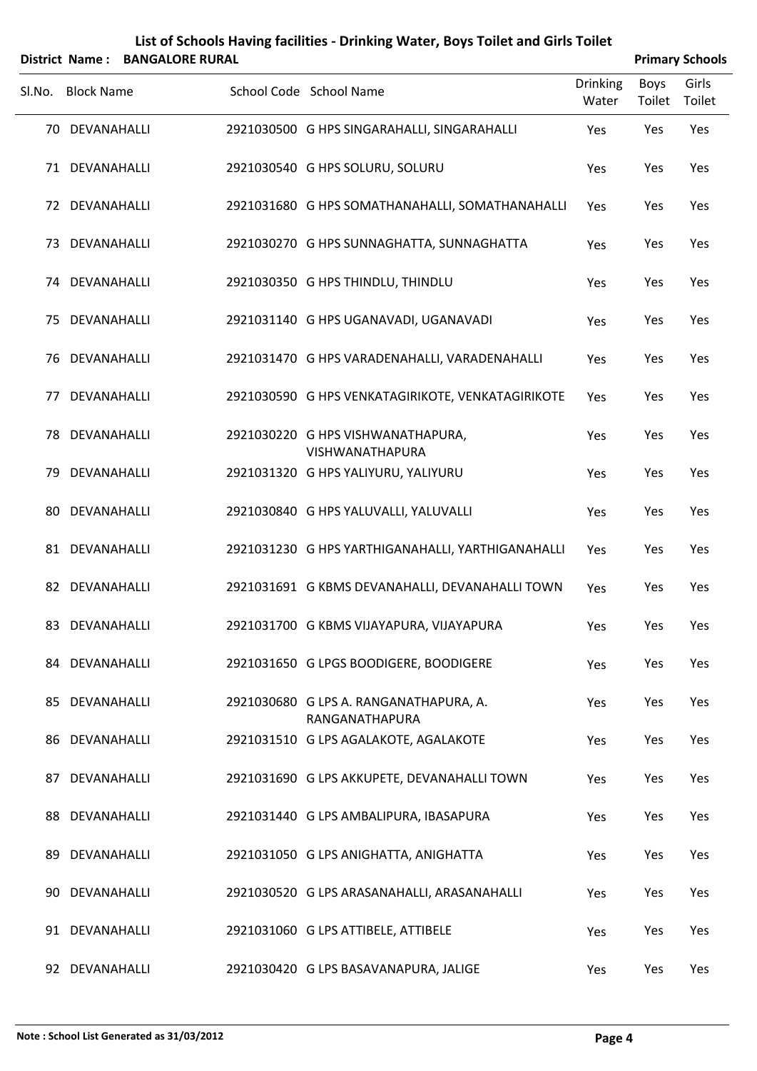# List of Schools Having facilities - Drinking Water, Boys Toilet and Girls Toilet

**District Name : BANGALORE RURAL** **Primary Schools**

| Sl.No. | Block Name | School Code | School Name | Drinking Water | Boys Toilet | Girls Toilet |
|---|---|---|---|---|---|---|
| 70 | DEVANAHALLI | 2921030500 | G HPS SINGARAHALLI, SINGARAHALLI | Yes | Yes | Yes |
| 71 | DEVANAHALLI | 2921030540 | G HPS SOLURU, SOLURU | Yes | Yes | Yes |
| 72 | DEVANAHALLI | 2921031680 | G HPS SOMATHANAHALLI, SOMATHANAHALLI | Yes | Yes | Yes |
| 73 | DEVANAHALLI | 2921030270 | G HPS SUNNAGHATTA, SUNNAGHATTA | Yes | Yes | Yes |
| 74 | DEVANAHALLI | 2921030350 | G HPS THINDLU, THINDLU | Yes | Yes | Yes |
| 75 | DEVANAHALLI | 2921031140 | G HPS UGANAVADI, UGANAVADI | Yes | Yes | Yes |
| 76 | DEVANAHALLI | 2921031470 | G HPS VARADENAHALLI, VARADENAHALLI | Yes | Yes | Yes |
| 77 | DEVANAHALLI | 2921030590 | G HPS VENKATAGIRIKOTE, VENKATAGIRIKOTE | Yes | Yes | Yes |
| 78 | DEVANAHALLI | 2921030220 | G HPS VISHWANATHAPURA, VISHWANATHAPURA | Yes | Yes | Yes |
| 79 | DEVANAHALLI | 2921031320 | G HPS YALIYURU, YALIYURU | Yes | Yes | Yes |
| 80 | DEVANAHALLI | 2921030840 | G HPS YALUVALLI, YALUVALLI | Yes | Yes | Yes |
| 81 | DEVANAHALLI | 2921031230 | G HPS YARTHIGANAHALLI, YARTHIGANAHALLI | Yes | Yes | Yes |
| 82 | DEVANAHALLI | 2921031691 | G KBMS DEVANAHALLI, DEVANAHALLI TOWN | Yes | Yes | Yes |
| 83 | DEVANAHALLI | 2921031700 | G KBMS VIJAYAPURA, VIJAYAPURA | Yes | Yes | Yes |
| 84 | DEVANAHALLI | 2921031650 | G LPGS BOODIGERE, BOODIGERE | Yes | Yes | Yes |
| 85 | DEVANAHALLI | 2921030680 | G LPS A. RANGANATHAPURA, A. RANGANATHAPURA | Yes | Yes | Yes |
| 86 | DEVANAHALLI | 2921031510 | G LPS AGALAKOTE, AGALAKOTE | Yes | Yes | Yes |
| 87 | DEVANAHALLI | 2921031690 | G LPS AKKUPETE, DEVANAHALLI TOWN | Yes | Yes | Yes |
| 88 | DEVANAHALLI | 2921031440 | G LPS AMBALIPURA, IBASAPURA | Yes | Yes | Yes |
| 89 | DEVANAHALLI | 2921031050 | G LPS ANIGHATTA, ANIGHATTA | Yes | Yes | Yes |
| 90 | DEVANAHALLI | 2921030520 | G LPS ARASANAHALLI, ARASANAHALLI | Yes | Yes | Yes |
| 91 | DEVANAHALLI | 2921031060 | G LPS ATTIBELE, ATTIBELE | Yes | Yes | Yes |
| 92 | DEVANAHALLI | 2921030420 | G LPS BASAVANAPURA, JALIGE | Yes | Yes | Yes |

**Note : School List Generated as 31/03/2012**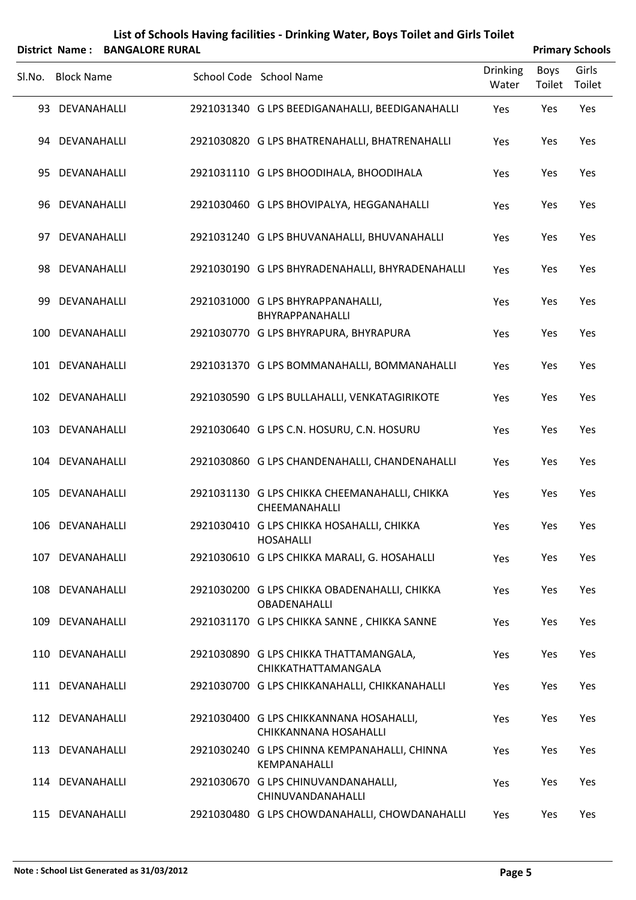# List of Schools Having facilities - Drinking Water, Boys Toilet and Girls Toilet

**District Name : BANGALORE RURAL** — **Primary Schools**

| Sl.No. | Block Name | School Code | School Name | Drinking Water | Boys Toilet | Girls Toilet |
|---|---|---|---|---|---|---|
| 93 | DEVANAHALLI | 2921031340 | G LPS BEEDIGANAHALLI, BEEDIGANAHALLI | Yes | Yes | Yes |
| 94 | DEVANAHALLI | 2921030820 | G LPS BHATRENAHALLI, BHATRENAHALLI | Yes | Yes | Yes |
| 95 | DEVANAHALLI | 2921031110 | G LPS BHOODIHALA, BHOODIHALA | Yes | Yes | Yes |
| 96 | DEVANAHALLI | 2921030460 | G LPS BHOVIPALYA, HEGGANAHALLI | Yes | Yes | Yes |
| 97 | DEVANAHALLI | 2921031240 | G LPS BHUVANAHALLI, BHUVANAHALLI | Yes | Yes | Yes |
| 98 | DEVANAHALLI | 2921030190 | G LPS BHYRADENAHALLI, BHYRADENAHALLI | Yes | Yes | Yes |
| 99 | DEVANAHALLI | 2921031000 | G LPS BHYRAPPANAHALLI, BHYRAPPANAHALLI | Yes | Yes | Yes |
| 100 | DEVANAHALLI | 2921030770 | G LPS BHYRAPURA, BHYRAPURA | Yes | Yes | Yes |
| 101 | DEVANAHALLI | 2921031370 | G LPS BOMMANAHALLI, BOMMANAHALLI | Yes | Yes | Yes |
| 102 | DEVANAHALLI | 2921030590 | G LPS BULLAHALLI, VENKATAGIRIKOTE | Yes | Yes | Yes |
| 103 | DEVANAHALLI | 2921030640 | G LPS C.N. HOSURU, C.N. HOSURU | Yes | Yes | Yes |
| 104 | DEVANAHALLI | 2921030860 | G LPS CHANDENAHALLI, CHANDENAHALLI | Yes | Yes | Yes |
| 105 | DEVANAHALLI | 2921031130 | G LPS CHIKKA CHEEMANAHALLI, CHIKKA CHEEMANAHALLI | Yes | Yes | Yes |
| 106 | DEVANAHALLI | 2921030410 | G LPS CHIKKA HOSAHALLI, CHIKKA HOSAHALLI | Yes | Yes | Yes |
| 107 | DEVANAHALLI | 2921030610 | G LPS CHIKKA MARALI, G. HOSAHALLI | Yes | Yes | Yes |
| 108 | DEVANAHALLI | 2921030200 | G LPS CHIKKA OBADENAHALLI, CHIKKA OBADENAHALLI | Yes | Yes | Yes |
| 109 | DEVANAHALLI | 2921031170 | G LPS CHIKKA SANNE , CHIKKA SANNE | Yes | Yes | Yes |
| 110 | DEVANAHALLI | 2921030890 | G LPS CHIKKA THATTAMANGALA, CHIKKATHATTAMANGALA | Yes | Yes | Yes |
| 111 | DEVANAHALLI | 2921030700 | G LPS CHIKKANAHALLI, CHIKKANAHALLI | Yes | Yes | Yes |
| 112 | DEVANAHALLI | 2921030400 | G LPS CHIKKANNANA HOSAHALLI, CHIKKANNANA HOSAHALLI | Yes | Yes | Yes |
| 113 | DEVANAHALLI | 2921030240 | G LPS CHINNA KEMPANAHALLI, CHINNA KEMPANAHALLI | Yes | Yes | Yes |
| 114 | DEVANAHALLI | 2921030670 | G LPS CHINUVANDANAHALLI, CHINUVANDANAHALLI | Yes | Yes | Yes |
| 115 | DEVANAHALLI | 2921030480 | G LPS CHOWDANAHALLI, CHOWDANAHALLI | Yes | Yes | Yes |

**Note : School List Generated as 31/03/2012**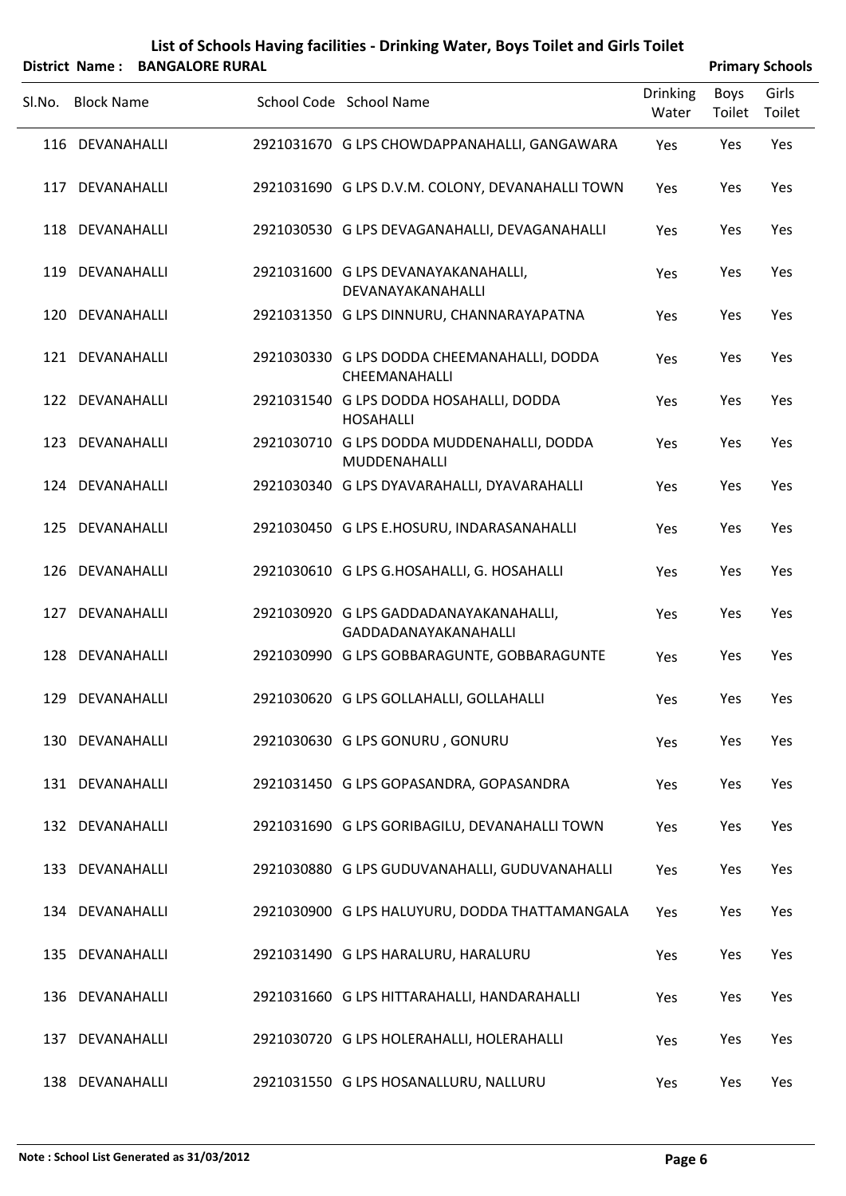# List of Schools Having facilities - Drinking Water, Boys Toilet and Girls Toilet

**District Name : BANGALORE RURAL** **Primary Schools**

| Sl.No. | Block Name | School Code | School Name | Drinking Water | Boys Toilet | Girls Toilet |
|---|---|---|---|---|---|---|
| 116 | DEVANAHALLI | 2921031670 | G LPS CHOWDAPPANAHALLI, GANGAWARA | Yes | Yes | Yes |
| 117 | DEVANAHALLI | 2921031690 | G LPS D.V.M. COLONY, DEVANAHALLI TOWN | Yes | Yes | Yes |
| 118 | DEVANAHALLI | 2921030530 | G LPS DEVAGANAHALLI, DEVAGANAHALLI | Yes | Yes | Yes |
| 119 | DEVANAHALLI | 2921031600 | G LPS DEVANAYAKANAHALLI, DEVANAYAKANAHALLI | Yes | Yes | Yes |
| 120 | DEVANAHALLI | 2921031350 | G LPS DINNURU, CHANNARAYAPATNA | Yes | Yes | Yes |
| 121 | DEVANAHALLI | 2921030330 | G LPS DODDA CHEEMANAHALLI, DODDA CHEEMANAHALLI | Yes | Yes | Yes |
| 122 | DEVANAHALLI | 2921031540 | G LPS DODDA HOSAHALLI, DODDA HOSAHALLI | Yes | Yes | Yes |
| 123 | DEVANAHALLI | 2921030710 | G LPS DODDA MUDDENAHALLI, DODDA MUDDENAHALLI | Yes | Yes | Yes |
| 124 | DEVANAHALLI | 2921030340 | G LPS DYAVARAHALLI, DYAVARAHALLI | Yes | Yes | Yes |
| 125 | DEVANAHALLI | 2921030450 | G LPS E.HOSURU, INDARASANAHALLI | Yes | Yes | Yes |
| 126 | DEVANAHALLI | 2921030610 | G LPS G.HOSAHALLI, G. HOSAHALLI | Yes | Yes | Yes |
| 127 | DEVANAHALLI | 2921030920 | G LPS GADDADANAYAKANAHALLI, GADDADANAYAKANAHALLI | Yes | Yes | Yes |
| 128 | DEVANAHALLI | 2921030990 | G LPS GOBBARAGUNTE, GOBBARAGUNTE | Yes | Yes | Yes |
| 129 | DEVANAHALLI | 2921030620 | G LPS GOLLAHALLI, GOLLAHALLI | Yes | Yes | Yes |
| 130 | DEVANAHALLI | 2921030630 | G LPS GONURU , GONURU | Yes | Yes | Yes |
| 131 | DEVANAHALLI | 2921031450 | G LPS GOPASANDRA, GOPASANDRA | Yes | Yes | Yes |
| 132 | DEVANAHALLI | 2921031690 | G LPS GORIBAGILU, DEVANAHALLI TOWN | Yes | Yes | Yes |
| 133 | DEVANAHALLI | 2921030880 | G LPS GUDUVANAHALLI, GUDUVANAHALLI | Yes | Yes | Yes |
| 134 | DEVANAHALLI | 2921030900 | G LPS HALUYURU, DODDA THATTAMANGALA | Yes | Yes | Yes |
| 135 | DEVANAHALLI | 2921031490 | G LPS HARALURU, HARALURU | Yes | Yes | Yes |
| 136 | DEVANAHALLI | 2921031660 | G LPS HITTARAHALLI, HANDARAHALLI | Yes | Yes | Yes |
| 137 | DEVANAHALLI | 2921030720 | G LPS HOLERAHALLI, HOLERAHALLI | Yes | Yes | Yes |
| 138 | DEVANAHALLI | 2921031550 | G LPS HOSANALLURU, NALLURU | Yes | Yes | Yes |

**Note : School List Generated as 31/03/2012**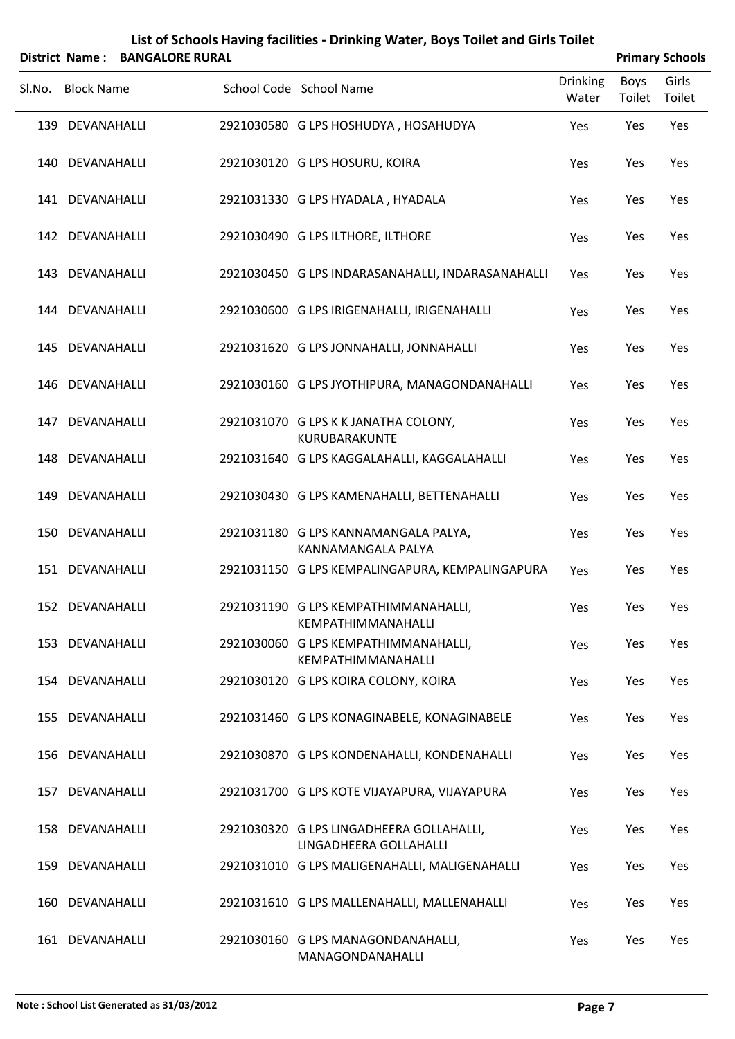# List of Schools Having facilities - Drinking Water, Boys Toilet and Girls Toilet

**District Name : BANGALORE RURAL** **Primary Schools**

| Sl.No. | Block Name | School Code | School Name | Drinking Water | Boys Toilet | Girls Toilet |
|---|---|---|---|---|---|---|
| 139 | DEVANAHALLI | 2921030580 | G LPS HOSHUDYA , HOSAHUDYA | Yes | Yes | Yes |
| 140 | DEVANAHALLI | 2921030120 | G LPS HOSURU, KOIRA | Yes | Yes | Yes |
| 141 | DEVANAHALLI | 2921031330 | G LPS HYADALA , HYADALA | Yes | Yes | Yes |
| 142 | DEVANAHALLI | 2921030490 | G LPS ILTHORE, ILTHORE | Yes | Yes | Yes |
| 143 | DEVANAHALLI | 2921030450 | G LPS INDARASANAHALLI, INDARASANAHALLI | Yes | Yes | Yes |
| 144 | DEVANAHALLI | 2921030600 | G LPS IRIGENAHALLI, IRIGENAHALLI | Yes | Yes | Yes |
| 145 | DEVANAHALLI | 2921031620 | G LPS JONNAHALLI, JONNAHALLI | Yes | Yes | Yes |
| 146 | DEVANAHALLI | 2921030160 | G LPS JYOTHIPURA, MANAGONDANAHALLI | Yes | Yes | Yes |
| 147 | DEVANAHALLI | 2921031070 | G LPS K K JANATHA COLONY, KURUBARAKUNTE | Yes | Yes | Yes |
| 148 | DEVANAHALLI | 2921031640 | G LPS KAGGALAHALLI, KAGGALAHALLI | Yes | Yes | Yes |
| 149 | DEVANAHALLI | 2921030430 | G LPS KAMENAHALLI, BETTENAHALLI | Yes | Yes | Yes |
| 150 | DEVANAHALLI | 2921031180 | G LPS KANNAMANGALA PALYA, KANNAMANGALA PALYA | Yes | Yes | Yes |
| 151 | DEVANAHALLI | 2921031150 | G LPS KEMPALINGAPURA, KEMPALINGAPURA | Yes | Yes | Yes |
| 152 | DEVANAHALLI | 2921031190 | G LPS KEMPATHIMMANAHALLI, KEMPATHIMMANAHALLI | Yes | Yes | Yes |
| 153 | DEVANAHALLI | 2921030060 | G LPS KEMPATHIMMANAHALLI, KEMPATHIMMANAHALLI | Yes | Yes | Yes |
| 154 | DEVANAHALLI | 2921030120 | G LPS KOIRA COLONY, KOIRA | Yes | Yes | Yes |
| 155 | DEVANAHALLI | 2921031460 | G LPS KONAGINABELE, KONAGINABELE | Yes | Yes | Yes |
| 156 | DEVANAHALLI | 2921030870 | G LPS KONDENAHALLI, KONDENAHALLI | Yes | Yes | Yes |
| 157 | DEVANAHALLI | 2921031700 | G LPS KOTE VIJAYAPURA, VIJAYAPURA | Yes | Yes | Yes |
| 158 | DEVANAHALLI | 2921030320 | G LPS LINGADHEERA GOLLAHALLI, LINGADHEERA GOLLAHALLI | Yes | Yes | Yes |
| 159 | DEVANAHALLI | 2921031010 | G LPS MALIGENAHALLI, MALIGENAHALLI | Yes | Yes | Yes |
| 160 | DEVANAHALLI | 2921031610 | G LPS MALLENAHALLI, MALLENAHALLI | Yes | Yes | Yes |
| 161 | DEVANAHALLI | 2921030160 | G LPS MANAGONDANAHALLI, MANAGONDANAHALLI | Yes | Yes | Yes |

**Note : School List Generated as 31/03/2012**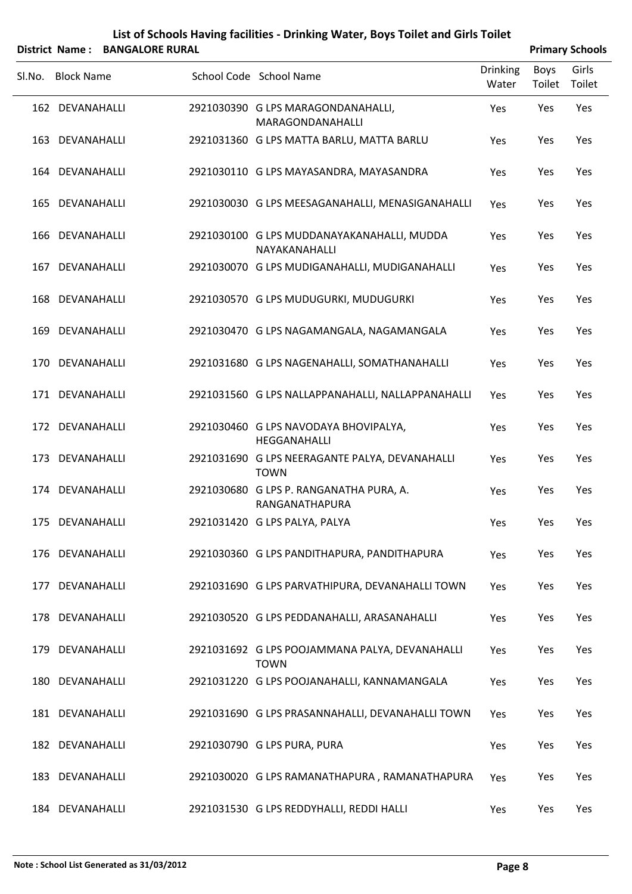# List of Schools Having facilities - Drinking Water, Boys Toilet and Girls Toilet

**District Name : BANGALORE RURAL** **Primary Schools**

| Sl.No. | Block Name | School Code | School Name | Drinking Water | Boys Toilet | Girls Toilet |
|---|---|---|---|---|---|---|
| 162 | DEVANAHALLI | 2921030390 | G LPS MARAGONDANAHALLI, MARAGONDANAHALLI | Yes | Yes | Yes |
| 163 | DEVANAHALLI | 2921031360 | G LPS MATTA BARLU, MATTA BARLU | Yes | Yes | Yes |
| 164 | DEVANAHALLI | 2921030110 | G LPS MAYASANDRA, MAYASANDRA | Yes | Yes | Yes |
| 165 | DEVANAHALLI | 2921030030 | G LPS MEESAGANAHALLI, MENASIGANAHALLI | Yes | Yes | Yes |
| 166 | DEVANAHALLI | 2921030100 | G LPS MUDDANAYAKANAHALLI, MUDDA NAYAKANAHALLI | Yes | Yes | Yes |
| 167 | DEVANAHALLI | 2921030070 | G LPS MUDIGANAHALLI, MUDIGANAHALLI | Yes | Yes | Yes |
| 168 | DEVANAHALLI | 2921030570 | G LPS MUDUGURKI, MUDUGURKI | Yes | Yes | Yes |
| 169 | DEVANAHALLI | 2921030470 | G LPS NAGAMANGALA, NAGAMANGALA | Yes | Yes | Yes |
| 170 | DEVANAHALLI | 2921031680 | G LPS NAGENAHALLI, SOMATHANAHALLI | Yes | Yes | Yes |
| 171 | DEVANAHALLI | 2921031560 | G LPS NALLAPPANAHALLI, NALLAPPANAHALLI | Yes | Yes | Yes |
| 172 | DEVANAHALLI | 2921030460 | G LPS NAVODAYA BHOVIPALYA, HEGGANAHALLI | Yes | Yes | Yes |
| 173 | DEVANAHALLI | 2921031690 | G LPS NEERAGANTE PALYA, DEVANAHALLI TOWN | Yes | Yes | Yes |
| 174 | DEVANAHALLI | 2921030680 | G LPS P. RANGANATHA PURA, A. RANGANATHAPURA | Yes | Yes | Yes |
| 175 | DEVANAHALLI | 2921031420 | G LPS PALYA, PALYA | Yes | Yes | Yes |
| 176 | DEVANAHALLI | 2921030360 | G LPS PANDITHAPURA, PANDITHAPURA | Yes | Yes | Yes |
| 177 | DEVANAHALLI | 2921031690 | G LPS PARVATHIPURA, DEVANAHALLI TOWN | Yes | Yes | Yes |
| 178 | DEVANAHALLI | 2921030520 | G LPS PEDDANAHALLI, ARASANAHALLI | Yes | Yes | Yes |
| 179 | DEVANAHALLI | 2921031692 | G LPS POOJAMMANA PALYA, DEVANAHALLI TOWN | Yes | Yes | Yes |
| 180 | DEVANAHALLI | 2921031220 | G LPS POOJANAHALLI, KANNAMANGALA | Yes | Yes | Yes |
| 181 | DEVANAHALLI | 2921031690 | G LPS PRASANNAHALLI, DEVANAHALLI TOWN | Yes | Yes | Yes |
| 182 | DEVANAHALLI | 2921030790 | G LPS PURA, PURA | Yes | Yes | Yes |
| 183 | DEVANAHALLI | 2921030020 | G LPS RAMANATHAPURA , RAMANATHAPURA | Yes | Yes | Yes |
| 184 | DEVANAHALLI | 2921031530 | G LPS REDDYHALLI, REDDI HALLI | Yes | Yes | Yes |

**Note : School List Generated as 31/03/2012**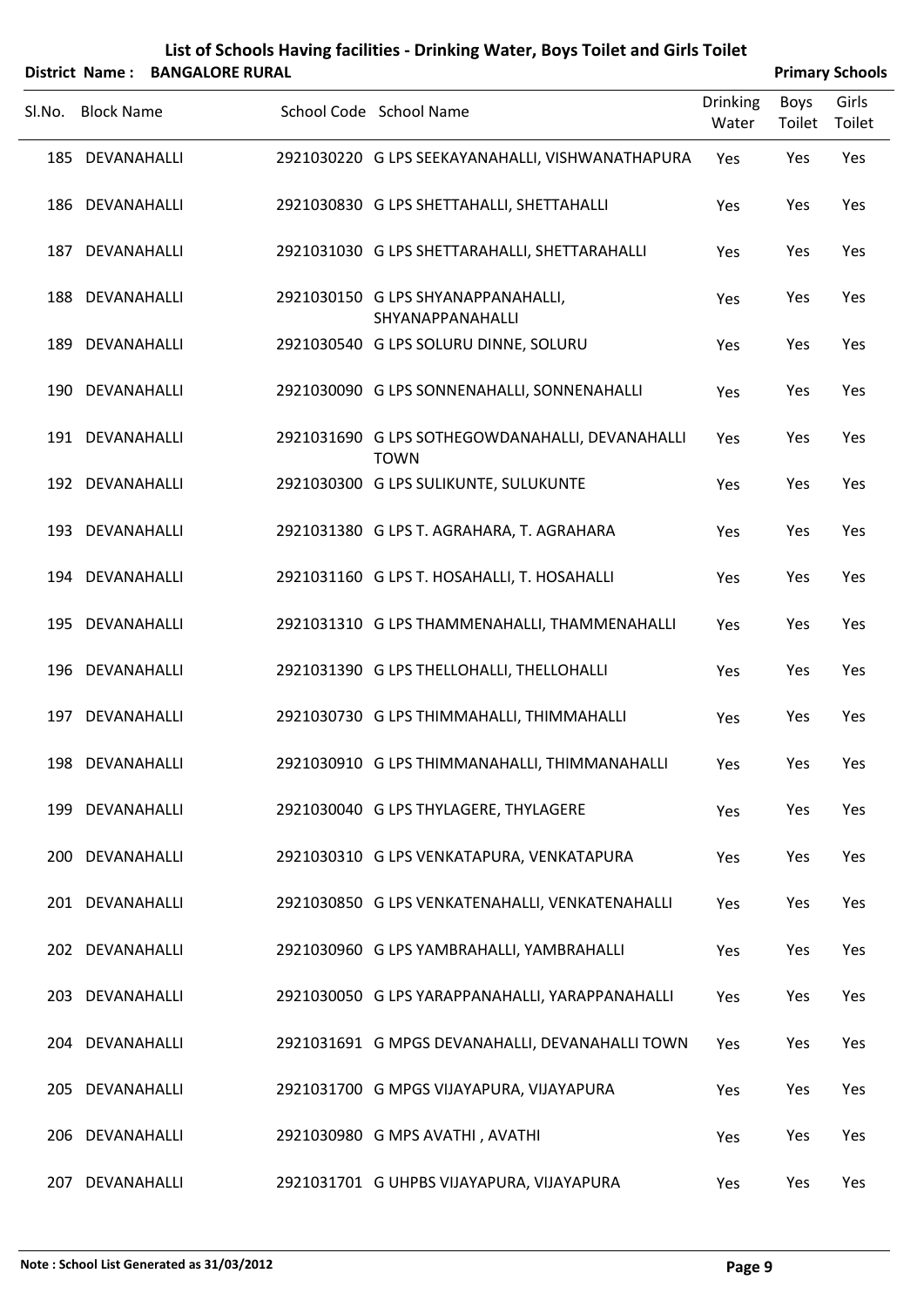# List of Schools Having facilities - Drinking Water, Boys Toilet and Girls Toilet

**District Name : BANGALORE RURAL** **Primary Schools**

| Sl.No. | Block Name | School Code | School Name | Drinking Water | Boys Toilet | Girls Toilet |
|---|---|---|---|---|---|---|
| 185 | DEVANAHALLI | 2921030220 | G LPS SEEKAYANAHALLI, VISHWANATHAPURA | Yes | Yes | Yes |
| 186 | DEVANAHALLI | 2921030830 | G LPS SHETTAHALLI, SHETTAHALLI | Yes | Yes | Yes |
| 187 | DEVANAHALLI | 2921031030 | G LPS SHETTARAHALLI, SHETTARAHALLI | Yes | Yes | Yes |
| 188 | DEVANAHALLI | 2921030150 | G LPS SHYANAPPANAHALLI, SHYANAPPANAHALLI | Yes | Yes | Yes |
| 189 | DEVANAHALLI | 2921030540 | G LPS SOLURU DINNE, SOLURU | Yes | Yes | Yes |
| 190 | DEVANAHALLI | 2921030090 | G LPS SONNENAHALLI, SONNENAHALLI | Yes | Yes | Yes |
| 191 | DEVANAHALLI | 2921031690 | G LPS SOTHEGOWDANAHALLI, DEVANAHALLI TOWN | Yes | Yes | Yes |
| 192 | DEVANAHALLI | 2921030300 | G LPS SULIKUNTE, SULUKUNTE | Yes | Yes | Yes |
| 193 | DEVANAHALLI | 2921031380 | G LPS T. AGRAHARA, T. AGRAHARA | Yes | Yes | Yes |
| 194 | DEVANAHALLI | 2921031160 | G LPS T. HOSAHALLI, T. HOSAHALLI | Yes | Yes | Yes |
| 195 | DEVANAHALLI | 2921031310 | G LPS THAMMENAHALLI, THAMMENAHALLI | Yes | Yes | Yes |
| 196 | DEVANAHALLI | 2921031390 | G LPS THELLOHALLI, THELLOHALLI | Yes | Yes | Yes |
| 197 | DEVANAHALLI | 2921030730 | G LPS THIMMAHALLI, THIMMAHALLI | Yes | Yes | Yes |
| 198 | DEVANAHALLI | 2921030910 | G LPS THIMMANAHALLI, THIMMANAHALLI | Yes | Yes | Yes |
| 199 | DEVANAHALLI | 2921030040 | G LPS THYLAGERE, THYLAGERE | Yes | Yes | Yes |
| 200 | DEVANAHALLI | 2921030310 | G LPS VENKATAPURA, VENKATAPURA | Yes | Yes | Yes |
| 201 | DEVANAHALLI | 2921030850 | G LPS VENKATENAHALLI, VENKATENAHALLI | Yes | Yes | Yes |
| 202 | DEVANAHALLI | 2921030960 | G LPS YAMBRAHALLI, YAMBRAHALLI | Yes | Yes | Yes |
| 203 | DEVANAHALLI | 2921030050 | G LPS YARAPPANAHALLI, YARAPPANAHALLI | Yes | Yes | Yes |
| 204 | DEVANAHALLI | 2921031691 | G MPGS DEVANAHALLI, DEVANAHALLI TOWN | Yes | Yes | Yes |
| 205 | DEVANAHALLI | 2921031700 | G MPGS VIJAYAPURA, VIJAYAPURA | Yes | Yes | Yes |
| 206 | DEVANAHALLI | 2921030980 | G MPS AVATHI , AVATHI | Yes | Yes | Yes |
| 207 | DEVANAHALLI | 2921031701 | G UHPBS VIJAYAPURA, VIJAYAPURA | Yes | Yes | Yes |

**Note : School List Generated as 31/03/2012**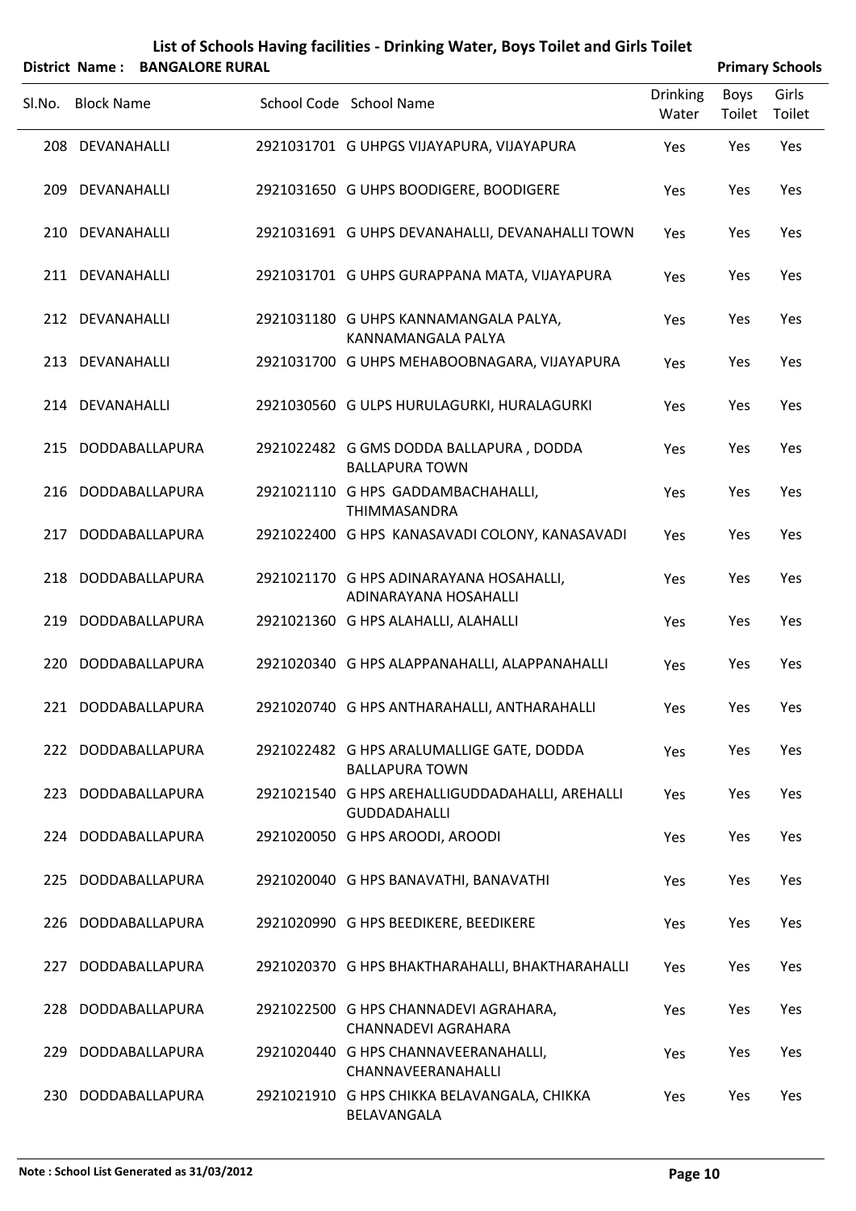# List of Schools Having facilities - Drinking Water, Boys Toilet and Girls Toilet

**District Name : BANGALORE RURAL** **Primary Schools**

| Sl.No. | Block Name | School Code | School Name | Drinking Water | Boys Toilet | Girls Toilet |
|---|---|---|---|---|---|---|
| 208 | DEVANAHALLI | 2921031701 | G UHPGS VIJAYAPURA, VIJAYAPURA | Yes | Yes | Yes |
| 209 | DEVANAHALLI | 2921031650 | G UHPS BOODIGERE, BOODIGERE | Yes | Yes | Yes |
| 210 | DEVANAHALLI | 2921031691 | G UHPS DEVANAHALLI, DEVANAHALLI TOWN | Yes | Yes | Yes |
| 211 | DEVANAHALLI | 2921031701 | G UHPS GURAPPANA MATA, VIJAYAPURA | Yes | Yes | Yes |
| 212 | DEVANAHALLI | 2921031180 | G UHPS KANNAMANGALA PALYA, KANNAMANGALA PALYA | Yes | Yes | Yes |
| 213 | DEVANAHALLI | 2921031700 | G UHPS MEHABOOBNAGARA, VIJAYAPURA | Yes | Yes | Yes |
| 214 | DEVANAHALLI | 2921030560 | G ULPS HURULAGURKI, HURALAGURKI | Yes | Yes | Yes |
| 215 | DODDABALLAPURA | 2921022482 | G GMS DODDA BALLAPURA , DODDA BALLAPURA TOWN | Yes | Yes | Yes |
| 216 | DODDABALLAPURA | 2921021110 | G HPS GADDAMBACHAHALLI, THIMMASANDRA | Yes | Yes | Yes |
| 217 | DODDABALLAPURA | 2921022400 | G HPS KANASAVADI COLONY, KANASAVADI | Yes | Yes | Yes |
| 218 | DODDABALLAPURA | 2921021170 | G HPS ADINARAYANA HOSAHALLI, ADINARAYANA HOSAHALLI | Yes | Yes | Yes |
| 219 | DODDABALLAPURA | 2921021360 | G HPS ALAHALLI, ALAHALLI | Yes | Yes | Yes |
| 220 | DODDABALLAPURA | 2921020340 | G HPS ALAPPANAHALLI, ALAPPANAHALLI | Yes | Yes | Yes |
| 221 | DODDABALLAPURA | 2921020740 | G HPS ANTHARAHALLI, ANTHARAHALLI | Yes | Yes | Yes |
| 222 | DODDABALLAPURA | 2921022482 | G HPS ARALUMALLIGE GATE, DODDA BALLAPURA TOWN | Yes | Yes | Yes |
| 223 | DODDABALLAPURA | 2921021540 | G HPS AREHALLIGUDDADAHALLI, AREHALLI GUDDADAHALLI | Yes | Yes | Yes |
| 224 | DODDABALLAPURA | 2921020050 | G HPS AROODI, AROODI | Yes | Yes | Yes |
| 225 | DODDABALLAPURA | 2921020040 | G HPS BANAVATHI, BANAVATHI | Yes | Yes | Yes |
| 226 | DODDABALLAPURA | 2921020990 | G HPS BEEDIKERE, BEEDIKERE | Yes | Yes | Yes |
| 227 | DODDABALLAPURA | 2921020370 | G HPS BHAKTHARAHALLI, BHAKTHARAHALLI | Yes | Yes | Yes |
| 228 | DODDABALLAPURA | 2921022500 | G HPS CHANNADEVI AGRAHARA, CHANNADEVI AGRAHARA | Yes | Yes | Yes |
| 229 | DODDABALLAPURA | 2921020440 | G HPS CHANNAVEERANAHALLI, CHANNAVEERANAHALLI | Yes | Yes | Yes |
| 230 | DODDABALLAPURA | 2921021910 | G HPS CHIKKA BELAVANGALA, CHIKKA BELAVANGALA | Yes | Yes | Yes |

**Note : School List Generated as 31/03/2012**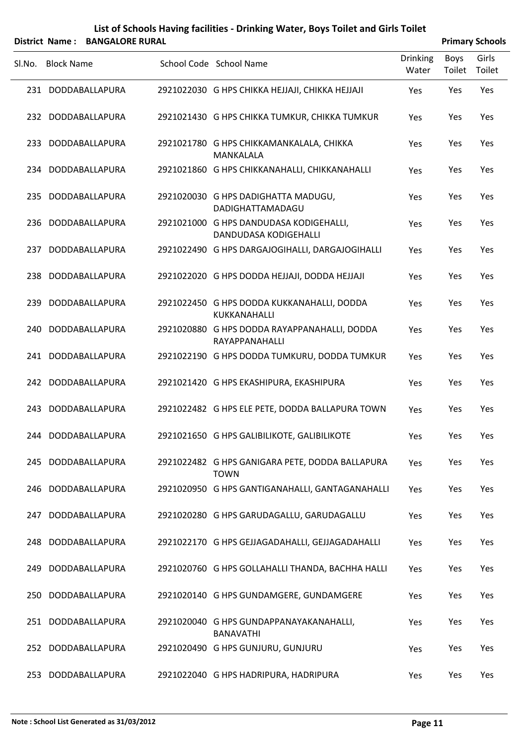# List of Schools Having facilities - Drinking Water, Boys Toilet and Girls Toilet

**District Name : BANGALORE RURAL** **Primary Schools**

| Sl.No. | Block Name | School Code | School Name | Drinking Water | Boys Toilet | Girls Toilet |
|---|---|---|---|---|---|---|
| 231 | DODDABALLAPURA | 2921022030 | G HPS CHIKKA HEJJAJI, CHIKKA HEJJAJI | Yes | Yes | Yes |
| 232 | DODDABALLAPURA | 2921021430 | G HPS CHIKKA TUMKUR, CHIKKA TUMKUR | Yes | Yes | Yes |
| 233 | DODDABALLAPURA | 2921021780 | G HPS CHIKKAMANKALALA, CHIKKA MANKALALA | Yes | Yes | Yes |
| 234 | DODDABALLAPURA | 2921021860 | G HPS CHIKKANAHALLI, CHIKKANAHALLI | Yes | Yes | Yes |
| 235 | DODDABALLAPURA | 2921020030 | G HPS DADIGHATTA MADUGU, DADIGHATTAMADAGU | Yes | Yes | Yes |
| 236 | DODDABALLAPURA | 2921021000 | G HPS DANDUDASA KODIGEHALLI, DANDUDASA KODIGEHALLI | Yes | Yes | Yes |
| 237 | DODDABALLAPURA | 2921022490 | G HPS DARGAJOGIHALLI, DARGAJOGIHALLI | Yes | Yes | Yes |
| 238 | DODDABALLAPURA | 2921022020 | G HPS DODDA HEJJAJI, DODDA HEJJAJI | Yes | Yes | Yes |
| 239 | DODDABALLAPURA | 2921022450 | G HPS DODDA KUKKANAHALLI, DODDA KUKKANAHALLI | Yes | Yes | Yes |
| 240 | DODDABALLAPURA | 2921020880 | G HPS DODDA RAYAPPANAHALLI, DODDA RAYAPPANAHALLI | Yes | Yes | Yes |
| 241 | DODDABALLAPURA | 2921022190 | G HPS DODDA TUMKURU, DODDA TUMKUR | Yes | Yes | Yes |
| 242 | DODDABALLAPURA | 2921021420 | G HPS EKASHIPURA, EKASHIPURA | Yes | Yes | Yes |
| 243 | DODDABALLAPURA | 2921022482 | G HPS ELE PETE, DODDA BALLAPURA TOWN | Yes | Yes | Yes |
| 244 | DODDABALLAPURA | 2921021650 | G HPS GALIBILIKOTE, GALIBILIKOTE | Yes | Yes | Yes |
| 245 | DODDABALLAPURA | 2921022482 | G HPS GANIGARA PETE, DODDA BALLAPURA TOWN | Yes | Yes | Yes |
| 246 | DODDABALLAPURA | 2921020950 | G HPS GANTIGANAHALLI, GANTAGANAHALLI | Yes | Yes | Yes |
| 247 | DODDABALLAPURA | 2921020280 | G HPS GARUDAGALLU, GARUDAGALLU | Yes | Yes | Yes |
| 248 | DODDABALLAPURA | 2921022170 | G HPS GEJJAGADAHALLI, GEJJAGADAHALLI | Yes | Yes | Yes |
| 249 | DODDABALLAPURA | 2921020760 | G HPS GOLLAHALLI THANDA, BACHHA HALLI | Yes | Yes | Yes |
| 250 | DODDABALLAPURA | 2921020140 | G HPS GUNDAMGERE, GUNDAMGERE | Yes | Yes | Yes |
| 251 | DODDABALLAPURA | 2921020040 | G HPS GUNDAPPANAYAKANAHALLI, BANAVATHI | Yes | Yes | Yes |
| 252 | DODDABALLAPURA | 2921020490 | G HPS GUNJURU, GUNJURU | Yes | Yes | Yes |
| 253 | DODDABALLAPURA | 2921022040 | G HPS HADRIPURA, HADRIPURA | Yes | Yes | Yes |

**Note : School List Generated as 31/03/2012**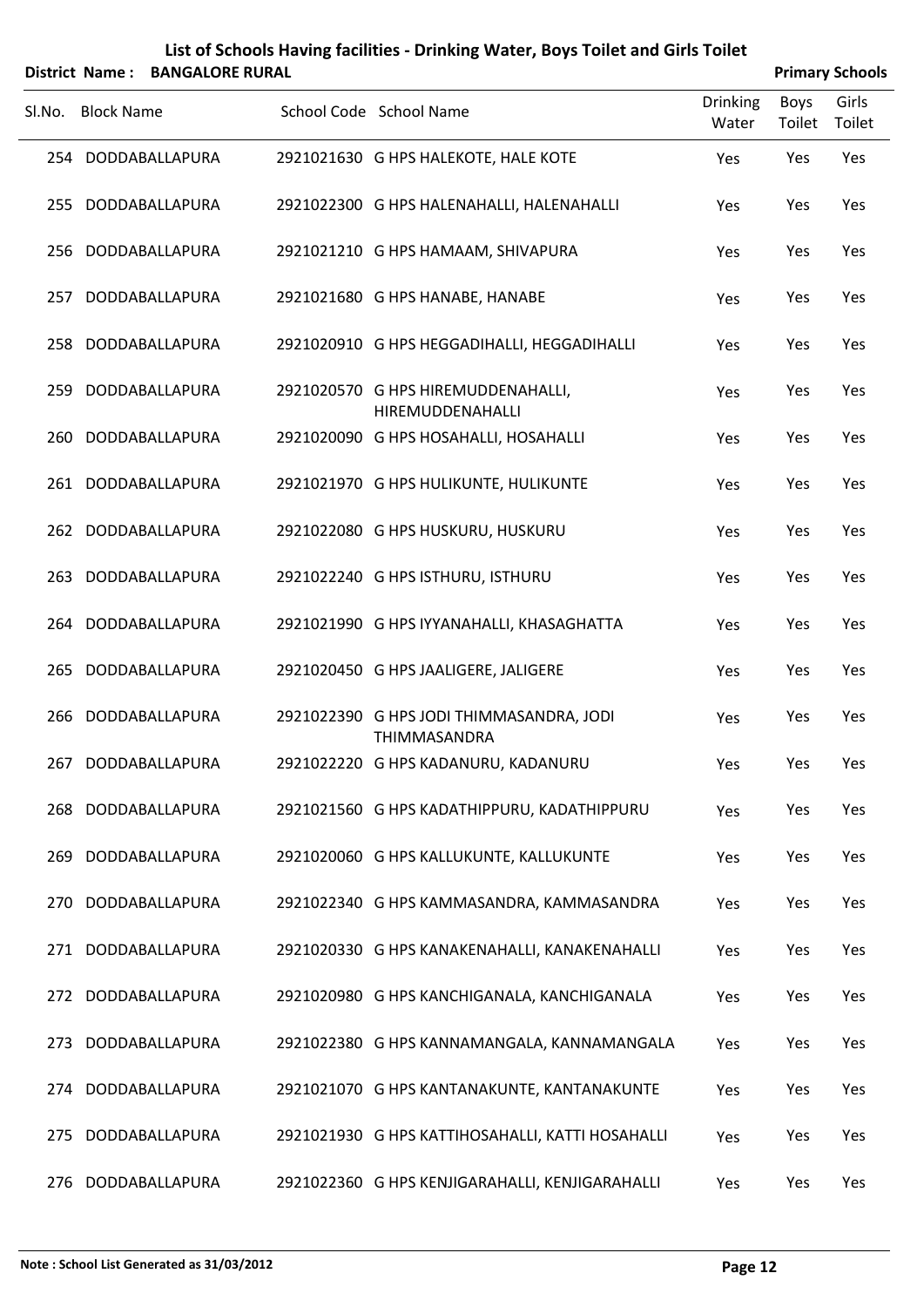# List of Schools Having facilities - Drinking Water, Boys Toilet and Girls Toilet

**District Name : BANGALORE RURAL** **Primary Schools**

| Sl.No. | Block Name | School Code | School Name | Drinking Water | Boys Toilet | Girls Toilet |
|---|---|---|---|---|---|---|
| 254 | DODDABALLAPURA | 2921021630 | G HPS HALEKOTE, HALE KOTE | Yes | Yes | Yes |
| 255 | DODDABALLAPURA | 2921022300 | G HPS HALENAHALLI, HALENAHALLI | Yes | Yes | Yes |
| 256 | DODDABALLAPURA | 2921021210 | G HPS HAMAAM, SHIVAPURA | Yes | Yes | Yes |
| 257 | DODDABALLAPURA | 2921021680 | G HPS HANABE, HANABE | Yes | Yes | Yes |
| 258 | DODDABALLAPURA | 2921020910 | G HPS HEGGADIHALLI, HEGGADIHALLI | Yes | Yes | Yes |
| 259 | DODDABALLAPURA | 2921020570 | G HPS HIREMUDDENAHALLI, HIREMUDDENAHALLI | Yes | Yes | Yes |
| 260 | DODDABALLAPURA | 2921020090 | G HPS HOSAHALLI, HOSAHALLI | Yes | Yes | Yes |
| 261 | DODDABALLAPURA | 2921021970 | G HPS HULIKUNTE, HULIKUNTE | Yes | Yes | Yes |
| 262 | DODDABALLAPURA | 2921022080 | G HPS HUSKURU, HUSKURU | Yes | Yes | Yes |
| 263 | DODDABALLAPURA | 2921022240 | G HPS ISTHURU, ISTHURU | Yes | Yes | Yes |
| 264 | DODDABALLAPURA | 2921021990 | G HPS IYYANAHALLI, KHASAGHATTA | Yes | Yes | Yes |
| 265 | DODDABALLAPURA | 2921020450 | G HPS JAALIGERE, JALIGERE | Yes | Yes | Yes |
| 266 | DODDABALLAPURA | 2921022390 | G HPS JODI THIMMASANDRA, JODI THIMMASANDRA | Yes | Yes | Yes |
| 267 | DODDABALLAPURA | 2921022220 | G HPS KADANURU, KADANURU | Yes | Yes | Yes |
| 268 | DODDABALLAPURA | 2921021560 | G HPS KADATHIPPURU, KADATHIPPURU | Yes | Yes | Yes |
| 269 | DODDABALLAPURA | 2921020060 | G HPS KALLUKUNTE, KALLUKUNTE | Yes | Yes | Yes |
| 270 | DODDABALLAPURA | 2921022340 | G HPS KAMMASANDRA, KAMMASANDRA | Yes | Yes | Yes |
| 271 | DODDABALLAPURA | 2921020330 | G HPS KANAKENAHALLI, KANAKENAHALLI | Yes | Yes | Yes |
| 272 | DODDABALLAPURA | 2921020980 | G HPS KANCHIGANALA, KANCHIGANALA | Yes | Yes | Yes |
| 273 | DODDABALLAPURA | 2921022380 | G HPS KANNAMANGALA, KANNAMANGALA | Yes | Yes | Yes |
| 274 | DODDABALLAPURA | 2921021070 | G HPS KANTANAKUNTE, KANTANAKUNTE | Yes | Yes | Yes |
| 275 | DODDABALLAPURA | 2921021930 | G HPS KATTIHOSAHALLI, KATTI HOSAHALLI | Yes | Yes | Yes |
| 276 | DODDABALLAPURA | 2921022360 | G HPS KENJIGARAHALLI, KENJIGARAHALLI | Yes | Yes | Yes |

**Note : School List Generated as 31/03/2012**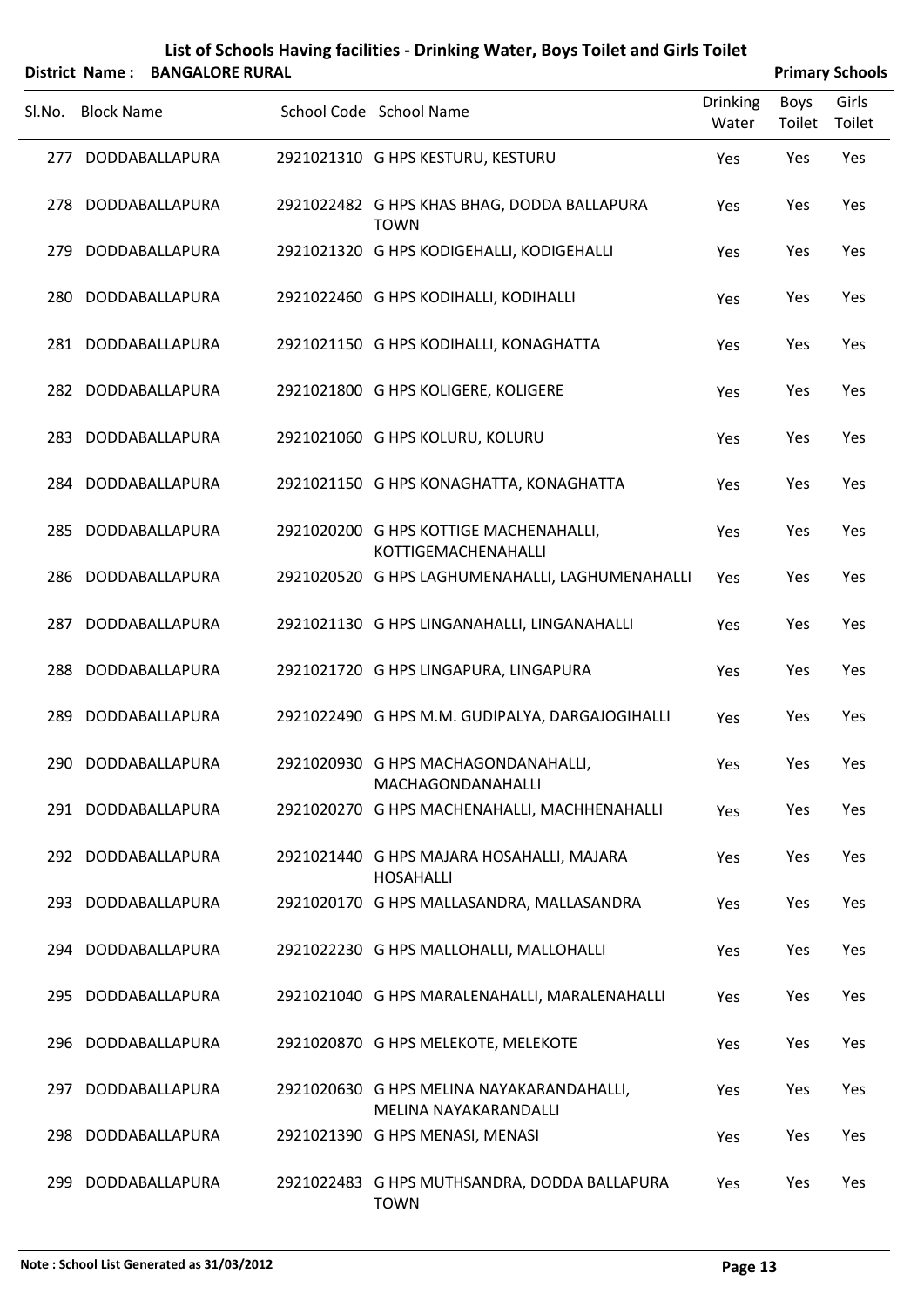# List of Schools Having facilities - Drinking Water, Boys Toilet and Girls Toilet

**District Name : BANGALORE RURAL** **Primary Schools**

| Sl.No. | Block Name | School Code | School Name | Drinking Water | Boys Toilet | Girls Toilet |
|---|---|---|---|---|---|---|
| 277 | DODDABALLAPURA | 2921021310 | G HPS KESTURU, KESTURU | Yes | Yes | Yes |
| 278 | DODDABALLAPURA | 2921022482 | G HPS KHAS BHAG, DODDA BALLAPURA TOWN | Yes | Yes | Yes |
| 279 | DODDABALLAPURA | 2921021320 | G HPS KODIGEHALLI, KODIGEHALLI | Yes | Yes | Yes |
| 280 | DODDABALLAPURA | 2921022460 | G HPS KODIHALLI, KODIHALLI | Yes | Yes | Yes |
| 281 | DODDABALLAPURA | 2921021150 | G HPS KODIHALLI, KONAGHATTA | Yes | Yes | Yes |
| 282 | DODDABALLAPURA | 2921021800 | G HPS KOLIGERE, KOLIGERE | Yes | Yes | Yes |
| 283 | DODDABALLAPURA | 2921021060 | G HPS KOLURU, KOLURU | Yes | Yes | Yes |
| 284 | DODDABALLAPURA | 2921021150 | G HPS KONAGHATTA, KONAGHATTA | Yes | Yes | Yes |
| 285 | DODDABALLAPURA | 2921020200 | G HPS KOTTIGE MACHENAHALLI, KOTTIGEMACHENAHALLI | Yes | Yes | Yes |
| 286 | DODDABALLAPURA | 2921020520 | G HPS LAGHUMENAHALLI, LAGHUMENAHALLI | Yes | Yes | Yes |
| 287 | DODDABALLAPURA | 2921021130 | G HPS LINGANAHALLI, LINGANAHALLI | Yes | Yes | Yes |
| 288 | DODDABALLAPURA | 2921021720 | G HPS LINGAPURA, LINGAPURA | Yes | Yes | Yes |
| 289 | DODDABALLAPURA | 2921022490 | G HPS M.M. GUDIPALYA, DARGAJOGIHALLI | Yes | Yes | Yes |
| 290 | DODDABALLAPURA | 2921020930 | G HPS MACHAGONDANAHALLI, MACHAGONDANAHALLI | Yes | Yes | Yes |
| 291 | DODDABALLAPURA | 2921020270 | G HPS MACHENAHALLI, MACHHENAHALLI | Yes | Yes | Yes |
| 292 | DODDABALLAPURA | 2921021440 | G HPS MAJARA HOSAHALLI, MAJARA HOSAHALLI | Yes | Yes | Yes |
| 293 | DODDABALLAPURA | 2921020170 | G HPS MALLASANDRA, MALLASANDRA | Yes | Yes | Yes |
| 294 | DODDABALLAPURA | 2921022230 | G HPS MALLOHALLI, MALLOHALLI | Yes | Yes | Yes |
| 295 | DODDABALLAPURA | 2921021040 | G HPS MARALENAHALLI, MARALENAHALLI | Yes | Yes | Yes |
| 296 | DODDABALLAPURA | 2921020870 | G HPS MELEKOTE, MELEKOTE | Yes | Yes | Yes |
| 297 | DODDABALLAPURA | 2921020630 | G HPS MELINA NAYAKARANDAHALLI, MELINA NAYAKARANDALLI | Yes | Yes | Yes |
| 298 | DODDABALLAPURA | 2921021390 | G HPS MENASI, MENASI | Yes | Yes | Yes |
| 299 | DODDABALLAPURA | 2921022483 | G HPS MUTHSANDRA, DODDA BALLAPURA TOWN | Yes | Yes | Yes |

**Note : School List Generated as 31/03/2012**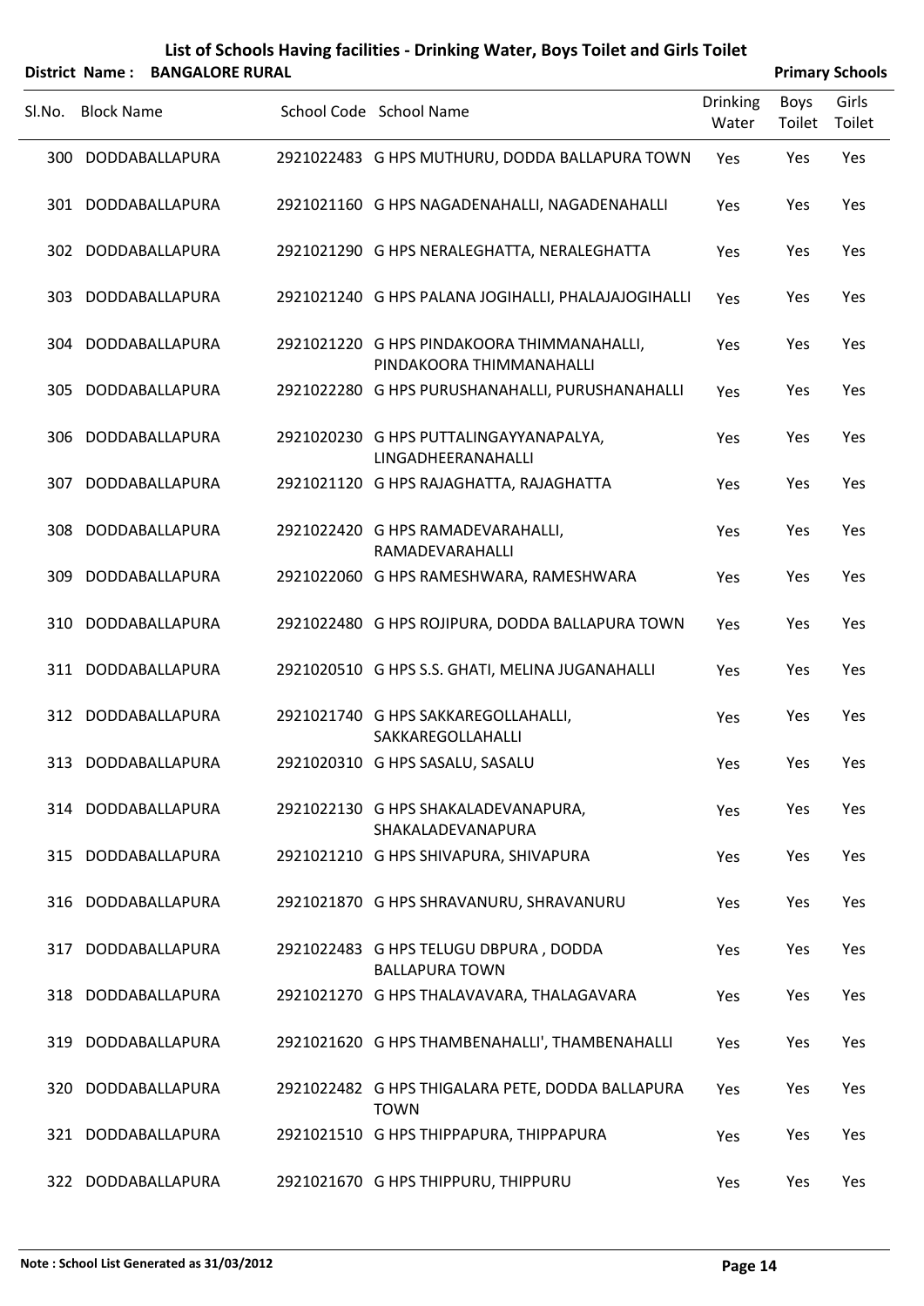# List of Schools Having facilities - Drinking Water, Boys Toilet and Girls Toilet

**District Name : BANGALORE RURAL** **Primary Schools**

| Sl.No. | Block Name | School Code | School Name | Drinking Water | Boys Toilet | Girls Toilet |
|---|---|---|---|---|---|---|
| 300 | DODDABALLAPURA | 2921022483 | G HPS MUTHURU, DODDA BALLAPURA TOWN | Yes | Yes | Yes |
| 301 | DODDABALLAPURA | 2921021160 | G HPS NAGADENAHALLI, NAGADENAHALLI | Yes | Yes | Yes |
| 302 | DODDABALLAPURA | 2921021290 | G HPS NERALEGHATTA, NERALEGHATTA | Yes | Yes | Yes |
| 303 | DODDABALLAPURA | 2921021240 | G HPS PALANA JOGIHALLI, PHALAJAJOGIHALLI | Yes | Yes | Yes |
| 304 | DODDABALLAPURA | 2921021220 | G HPS PINDAKOORA THIMMANAHALLI, PINDAKOORA THIMMANAHALLI | Yes | Yes | Yes |
| 305 | DODDABALLAPURA | 2921022280 | G HPS PURUSHANAHALLI, PURUSHANAHALLI | Yes | Yes | Yes |
| 306 | DODDABALLAPURA | 2921020230 | G HPS PUTTALINGAYYANAPALYA, LINGADHEERANAHALLI | Yes | Yes | Yes |
| 307 | DODDABALLAPURA | 2921021120 | G HPS RAJAGHATTA, RAJAGHATTA | Yes | Yes | Yes |
| 308 | DODDABALLAPURA | 2921022420 | G HPS RAMADEVARAHALLI, RAMADEVARAHALLI | Yes | Yes | Yes |
| 309 | DODDABALLAPURA | 2921022060 | G HPS RAMESHWARA, RAMESHWARA | Yes | Yes | Yes |
| 310 | DODDABALLAPURA | 2921022480 | G HPS ROJIPURA, DODDA BALLAPURA TOWN | Yes | Yes | Yes |
| 311 | DODDABALLAPURA | 2921020510 | G HPS S.S. GHATI, MELINA JUGANAHALLI | Yes | Yes | Yes |
| 312 | DODDABALLAPURA | 2921021740 | G HPS SAKKAREGOLLAHALLI, SAKKAREGOLLAHALLI | Yes | Yes | Yes |
| 313 | DODDABALLAPURA | 2921020310 | G HPS SASALU, SASALU | Yes | Yes | Yes |
| 314 | DODDABALLAPURA | 2921022130 | G HPS SHAKALADEVANAPURA, SHAKALADEVANAPURA | Yes | Yes | Yes |
| 315 | DODDABALLAPURA | 2921021210 | G HPS SHIVAPURA, SHIVAPURA | Yes | Yes | Yes |
| 316 | DODDABALLAPURA | 2921021870 | G HPS SHRAVANURU, SHRAVANURU | Yes | Yes | Yes |
| 317 | DODDABALLAPURA | 2921022483 | G HPS TELUGU DBPURA , DODDA BALLAPURA TOWN | Yes | Yes | Yes |
| 318 | DODDABALLAPURA | 2921021270 | G HPS THALAVAVARA, THALAGAVARA | Yes | Yes | Yes |
| 319 | DODDABALLAPURA | 2921021620 | G HPS THAMBENAHALLI', THAMBENAHALLI | Yes | Yes | Yes |
| 320 | DODDABALLAPURA | 2921022482 | G HPS THIGALARA PETE, DODDA BALLAPURA TOWN | Yes | Yes | Yes |
| 321 | DODDABALLAPURA | 2921021510 | G HPS THIPPAPURA, THIPPAPURA | Yes | Yes | Yes |
| 322 | DODDABALLAPURA | 2921021670 | G HPS THIPPURU, THIPPURU | Yes | Yes | Yes |

**Note : School List Generated as 31/03/2012**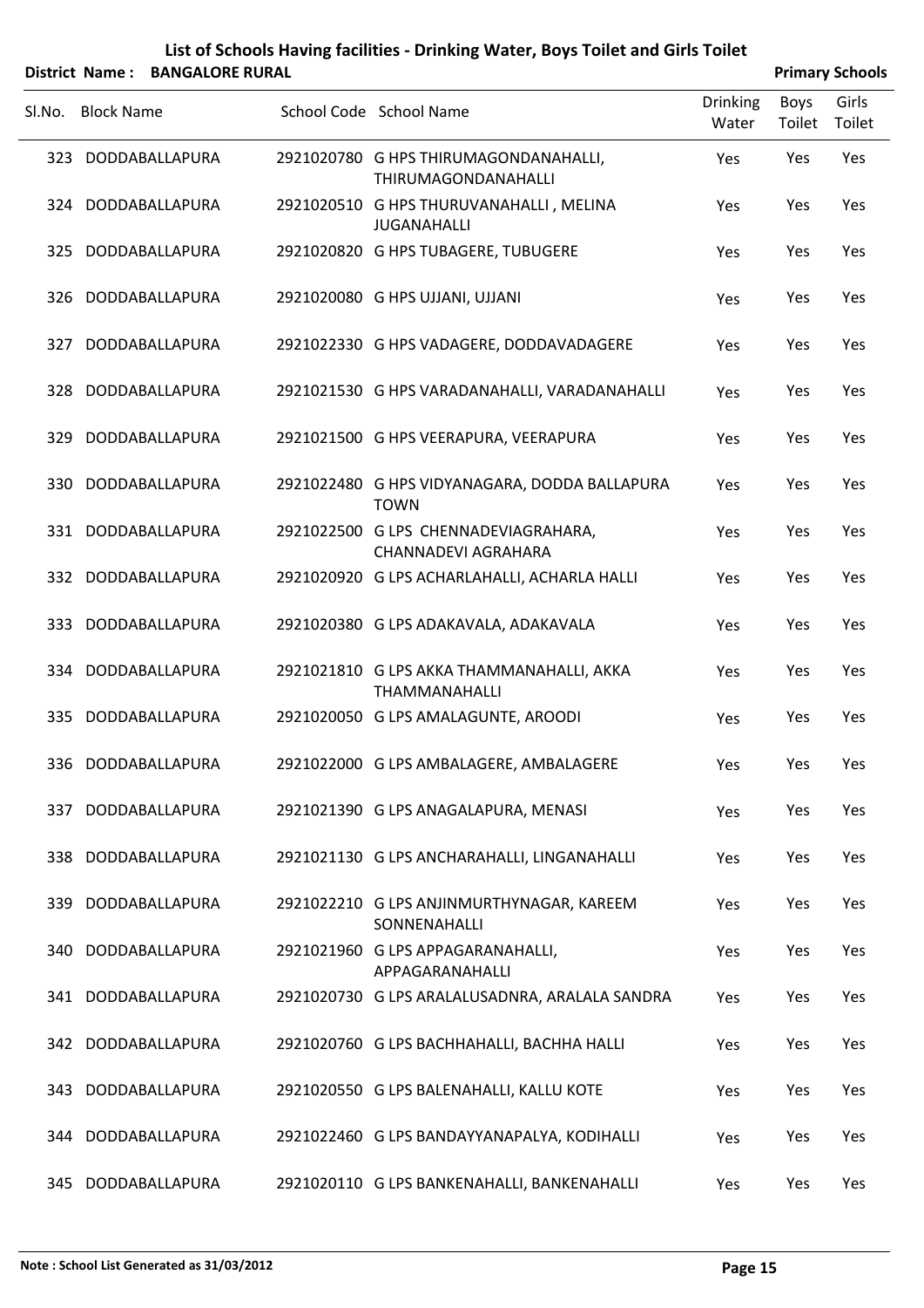# List of Schools Having facilities - Drinking Water, Boys Toilet and Girls Toilet

**District Name : BANGALORE RURAL** **Primary Schools**

| Sl.No. | Block Name | School Code | School Name | Drinking Water | Boys Toilet | Girls Toilet |
|---|---|---|---|---|---|---|
| 323 | DODDABALLAPURA | 2921020780 | G HPS THIRUMAGONDANAHALLI, THIRUMAGONDANAHALLI | Yes | Yes | Yes |
| 324 | DODDABALLAPURA | 2921020510 | G HPS THURUVANAHALLI , MELINA JUGANAHALLI | Yes | Yes | Yes |
| 325 | DODDABALLAPURA | 2921020820 | G HPS TUBAGERE, TUBUGERE | Yes | Yes | Yes |
| 326 | DODDABALLAPURA | 2921020080 | G HPS UJJANI, UJJANI | Yes | Yes | Yes |
| 327 | DODDABALLAPURA | 2921022330 | G HPS VADAGERE, DODDAVADAGERE | Yes | Yes | Yes |
| 328 | DODDABALLAPURA | 2921021530 | G HPS VARADANAHALLI, VARADANAHALLI | Yes | Yes | Yes |
| 329 | DODDABALLAPURA | 2921021500 | G HPS VEERAPURA, VEERAPURA | Yes | Yes | Yes |
| 330 | DODDABALLAPURA | 2921022480 | G HPS VIDYANAGARA, DODDA BALLAPURA TOWN | Yes | Yes | Yes |
| 331 | DODDABALLAPURA | 2921022500 | G LPS CHENNADEVIAGRAHARA, CHANNADEVI AGRAHARA | Yes | Yes | Yes |
| 332 | DODDABALLAPURA | 2921020920 | G LPS ACHARLAHALLI, ACHARLA HALLI | Yes | Yes | Yes |
| 333 | DODDABALLAPURA | 2921020380 | G LPS ADAKAVALA, ADAKAVALA | Yes | Yes | Yes |
| 334 | DODDABALLAPURA | 2921021810 | G LPS AKKA THAMMANAHALLI, AKKA THAMMANAHALLI | Yes | Yes | Yes |
| 335 | DODDABALLAPURA | 2921020050 | G LPS AMALAGUNTE, AROODI | Yes | Yes | Yes |
| 336 | DODDABALLAPURA | 2921022000 | G LPS AMBALAGERE, AMBALAGERE | Yes | Yes | Yes |
| 337 | DODDABALLAPURA | 2921021390 | G LPS ANAGALAPURA, MENASI | Yes | Yes | Yes |
| 338 | DODDABALLAPURA | 2921021130 | G LPS ANCHARAHALLI, LINGANAHALLI | Yes | Yes | Yes |
| 339 | DODDABALLAPURA | 2921022210 | G LPS ANJINMURTHYNAGAR, KAREEM SONNENAHALLI | Yes | Yes | Yes |
| 340 | DODDABALLAPURA | 2921021960 | G LPS APPAGARANAHALLI, APPAGARANAHALLI | Yes | Yes | Yes |
| 341 | DODDABALLAPURA | 2921020730 | G LPS ARALALUSADNRA, ARALALA SANDRA | Yes | Yes | Yes |
| 342 | DODDABALLAPURA | 2921020760 | G LPS BACHHAHALLI, BACHHA HALLI | Yes | Yes | Yes |
| 343 | DODDABALLAPURA | 2921020550 | G LPS BALENAHALLI, KALLU KOTE | Yes | Yes | Yes |
| 344 | DODDABALLAPURA | 2921022460 | G LPS BANDAYYANAPALYA, KODIHALLI | Yes | Yes | Yes |
| 345 | DODDABALLAPURA | 2921020110 | G LPS BANKENAHALLI, BANKENAHALLI | Yes | Yes | Yes |

**Note : School List Generated as 31/03/2012**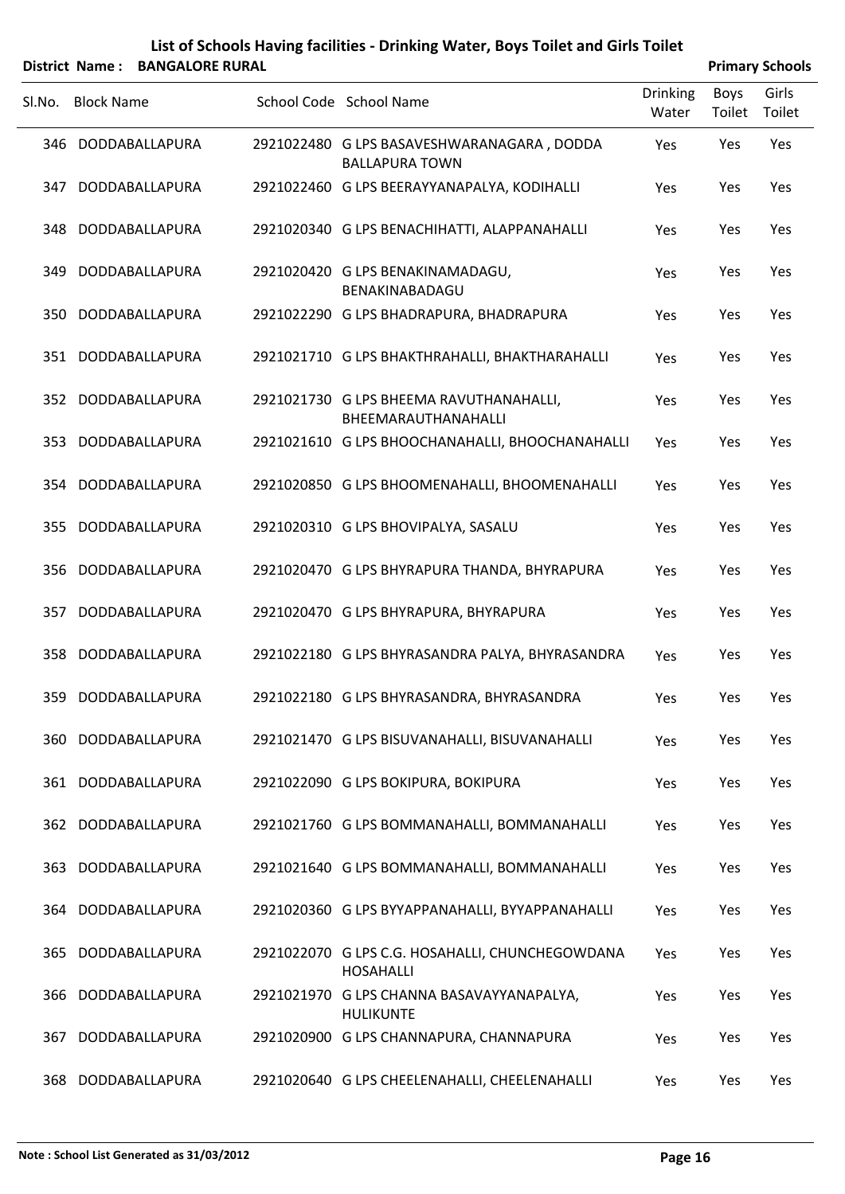# List of Schools Having facilities - Drinking Water, Boys Toilet and Girls Toilet

**District Name : BANGALORE RURAL** **Primary Schools**

| Sl.No. | Block Name | School Code | School Name | Drinking Water | Boys Toilet | Girls Toilet |
|---|---|---|---|---|---|---|
| 346 | DODDABALLAPURA | 2921022480 | G LPS BASAVESHWARANAGARA , DODDA BALLAPURA TOWN | Yes | Yes | Yes |
| 347 | DODDABALLAPURA | 2921022460 | G LPS BEERAYYANAPALYA, KODIHALLI | Yes | Yes | Yes |
| 348 | DODDABALLAPURA | 2921020340 | G LPS BENACHIHATTI, ALAPPANAHALLI | Yes | Yes | Yes |
| 349 | DODDABALLAPURA | 2921020420 | G LPS BENAKINAMADAGU, BENAKINABADAGU | Yes | Yes | Yes |
| 350 | DODDABALLAPURA | 2921022290 | G LPS BHADRAPURA, BHADRAPURA | Yes | Yes | Yes |
| 351 | DODDABALLAPURA | 2921021710 | G LPS BHAKTHRAHALLI, BHAKTHARAHALLI | Yes | Yes | Yes |
| 352 | DODDABALLAPURA | 2921021730 | G LPS BHEEMA RAVUTHANAHALLI, BHEEMARAUTHANAHALLI | Yes | Yes | Yes |
| 353 | DODDABALLAPURA | 2921021610 | G LPS BHOOCHANAHALLI, BHOOCHANAHALLI | Yes | Yes | Yes |
| 354 | DODDABALLAPURA | 2921020850 | G LPS BHOOMENAHALLI, BHOOMENAHALLI | Yes | Yes | Yes |
| 355 | DODDABALLAPURA | 2921020310 | G LPS BHOVIPALYA, SASALU | Yes | Yes | Yes |
| 356 | DODDABALLAPURA | 2921020470 | G LPS BHYRAPURA THANDA, BHYRAPURA | Yes | Yes | Yes |
| 357 | DODDABALLAPURA | 2921020470 | G LPS BHYRAPURA, BHYRAPURA | Yes | Yes | Yes |
| 358 | DODDABALLAPURA | 2921022180 | G LPS BHYRASANDRA PALYA, BHYRASANDRA | Yes | Yes | Yes |
| 359 | DODDABALLAPURA | 2921022180 | G LPS BHYRASANDRA, BHYRASANDRA | Yes | Yes | Yes |
| 360 | DODDABALLAPURA | 2921021470 | G LPS BISUVANAHALLI, BISUVANAHALLI | Yes | Yes | Yes |
| 361 | DODDABALLAPURA | 2921022090 | G LPS BOKIPURA, BOKIPURA | Yes | Yes | Yes |
| 362 | DODDABALLAPURA | 2921021760 | G LPS BOMMANAHALLI, BOMMANAHALLI | Yes | Yes | Yes |
| 363 | DODDABALLAPURA | 2921021640 | G LPS BOMMANAHALLI, BOMMANAHALLI | Yes | Yes | Yes |
| 364 | DODDABALLAPURA | 2921020360 | G LPS BYYAPPANAHALLI, BYYAPPANAHALLI | Yes | Yes | Yes |
| 365 | DODDABALLAPURA | 2921022070 | G LPS C.G. HOSAHALLI, CHUNCHEGOWDANA HOSAHALLI | Yes | Yes | Yes |
| 366 | DODDABALLAPURA | 2921021970 | G LPS CHANNA BASAVAYYANAPALYA, HULIKUNTE | Yes | Yes | Yes |
| 367 | DODDABALLAPURA | 2921020900 | G LPS CHANNAPURA, CHANNAPURA | Yes | Yes | Yes |
| 368 | DODDABALLAPURA | 2921020640 | G LPS CHEELENAHALLI, CHEELENAHALLI | Yes | Yes | Yes |

Note : School List Generated as 31/03/2012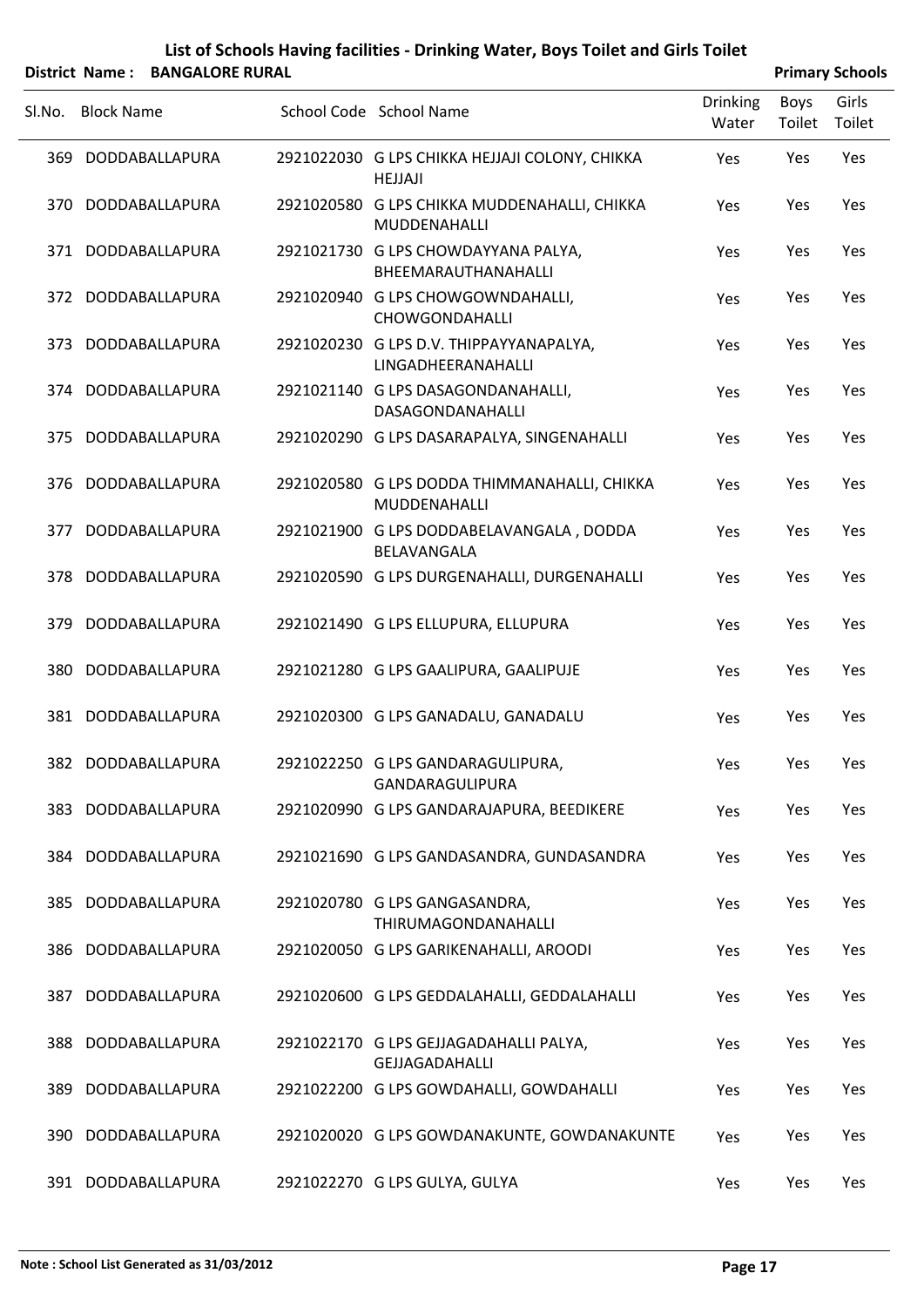# List of Schools Having facilities - Drinking Water, Boys Toilet and Girls Toilet

**District Name : BANGALORE RURAL** **Primary Schools**

| Sl.No. | Block Name | School Code | School Name | Drinking Water | Boys Toilet | Girls Toilet |
|---|---|---|---|---|---|---|
| 369 | DODDABALLAPURA | 2921022030 | G LPS CHIKKA HEJJAJI COLONY, CHIKKA HEJJAJI | Yes | Yes | Yes |
| 370 | DODDABALLAPURA | 2921020580 | G LPS CHIKKA MUDDENAHALLI, CHIKKA MUDDENAHALLI | Yes | Yes | Yes |
| 371 | DODDABALLAPURA | 2921021730 | G LPS CHOWDAYYANA PALYA, BHEEMARAUTHANAHALLI | Yes | Yes | Yes |
| 372 | DODDABALLAPURA | 2921020940 | G LPS CHOWGOWNDAHALLI, CHOWGONDAHALLI | Yes | Yes | Yes |
| 373 | DODDABALLAPURA | 2921020230 | G LPS D.V. THIPPAYYANAPALYA, LINGADHEERANAHALLI | Yes | Yes | Yes |
| 374 | DODDABALLAPURA | 2921021140 | G LPS DASAGONDANAHALLI, DASAGONDANAHALLI | Yes | Yes | Yes |
| 375 | DODDABALLAPURA | 2921020290 | G LPS DASARAPALYA, SINGENAHALLI | Yes | Yes | Yes |
| 376 | DODDABALLAPURA | 2921020580 | G LPS DODDA THIMMANAHALLI, CHIKKA MUDDENAHALLI | Yes | Yes | Yes |
| 377 | DODDABALLAPURA | 2921021900 | G LPS DODDABELAVANGALA , DODDA BELAVANGALA | Yes | Yes | Yes |
| 378 | DODDABALLAPURA | 2921020590 | G LPS DURGENAHALLI, DURGENAHALLI | Yes | Yes | Yes |
| 379 | DODDABALLAPURA | 2921021490 | G LPS ELLUPURA, ELLUPURA | Yes | Yes | Yes |
| 380 | DODDABALLAPURA | 2921021280 | G LPS GAALIPURA, GAALIPUJE | Yes | Yes | Yes |
| 381 | DODDABALLAPURA | 2921020300 | G LPS GANADALU, GANADALU | Yes | Yes | Yes |
| 382 | DODDABALLAPURA | 2921022250 | G LPS GANDARAGULIPURA, GANDARAGULIPURA | Yes | Yes | Yes |
| 383 | DODDABALLAPURA | 2921020990 | G LPS GANDARAJAPURA, BEEDIKERE | Yes | Yes | Yes |
| 384 | DODDABALLAPURA | 2921021690 | G LPS GANDASANDRA, GUNDASANDRA | Yes | Yes | Yes |
| 385 | DODDABALLAPURA | 2921020780 | G LPS GANGASANDRA, THIRUMAGONDANAHALLI | Yes | Yes | Yes |
| 386 | DODDABALLAPURA | 2921020050 | G LPS GARIKENAHALLI, AROODI | Yes | Yes | Yes |
| 387 | DODDABALLAPURA | 2921020600 | G LPS GEDDALAHALLI, GEDDALAHALLI | Yes | Yes | Yes |
| 388 | DODDABALLAPURA | 2921022170 | G LPS GEJJAGADAHALLI PALYA, GEJJAGADAHALLI | Yes | Yes | Yes |
| 389 | DODDABALLAPURA | 2921022200 | G LPS GOWDAHALLI, GOWDAHALLI | Yes | Yes | Yes |
| 390 | DODDABALLAPURA | 2921020020 | G LPS GOWDANAKUNTE, GOWDANAKUNTE | Yes | Yes | Yes |
| 391 | DODDABALLAPURA | 2921022270 | G LPS GULYA, GULYA | Yes | Yes | Yes |

**Note : School List Generated as 31/03/2012**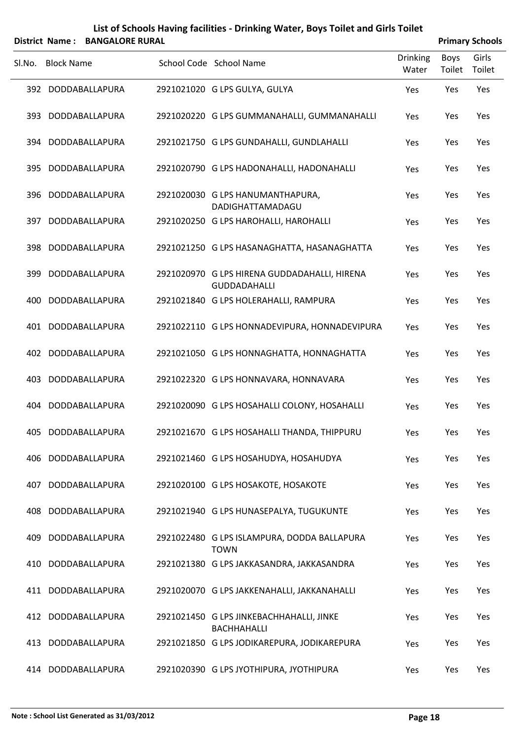# List of Schools Having facilities - Drinking Water, Boys Toilet and Girls Toilet

**District Name : BANGALORE RURAL** — **Primary Schools**

| Sl.No. | Block Name | School Code | School Name | Drinking Water | Boys Toilet | Girls Toilet |
|---|---|---|---|---|---|---|
| 392 | DODDABALLAPURA | 2921021020 | G LPS GULYA, GULYA | Yes | Yes | Yes |
| 393 | DODDABALLAPURA | 2921020220 | G LPS GUMMANAHALLI, GUMMANAHALLI | Yes | Yes | Yes |
| 394 | DODDABALLAPURA | 2921021750 | G LPS GUNDAHALLI, GUNDLAHALLI | Yes | Yes | Yes |
| 395 | DODDABALLAPURA | 2921020790 | G LPS HADONAHALLI, HADONAHALLI | Yes | Yes | Yes |
| 396 | DODDABALLAPURA | 2921020030 | G LPS HANUMANTHAPURA, DADIGHATTAMADAGU | Yes | Yes | Yes |
| 397 | DODDABALLAPURA | 2921020250 | G LPS HAROHALLI, HAROHALLI | Yes | Yes | Yes |
| 398 | DODDABALLAPURA | 2921021250 | G LPS HASANAGHATTA, HASANAGHATTA | Yes | Yes | Yes |
| 399 | DODDABALLAPURA | 2921020970 | G LPS HIRENA GUDDADAHALLI, HIRENA GUDDADAHALLI | Yes | Yes | Yes |
| 400 | DODDABALLAPURA | 2921021840 | G LPS HOLERAHALLI, RAMPURA | Yes | Yes | Yes |
| 401 | DODDABALLAPURA | 2921022110 | G LPS HONNADEVIPURA, HONNADEVIPURA | Yes | Yes | Yes |
| 402 | DODDABALLAPURA | 2921021050 | G LPS HONNAGHATTA, HONNAGHATTA | Yes | Yes | Yes |
| 403 | DODDABALLAPURA | 2921022320 | G LPS HONNAVARA, HONNAVARA | Yes | Yes | Yes |
| 404 | DODDABALLAPURA | 2921020090 | G LPS HOSAHALLI COLONY, HOSAHALLI | Yes | Yes | Yes |
| 405 | DODDABALLAPURA | 2921021670 | G LPS HOSAHALLI THANDA, THIPPURU | Yes | Yes | Yes |
| 406 | DODDABALLAPURA | 2921021460 | G LPS HOSAHUDYA, HOSAHUDYA | Yes | Yes | Yes |
| 407 | DODDABALLAPURA | 2921020100 | G LPS HOSAKOTE, HOSAKOTE | Yes | Yes | Yes |
| 408 | DODDABALLAPURA | 2921021940 | G LPS HUNASEPALYA, TUGUKUNTE | Yes | Yes | Yes |
| 409 | DODDABALLAPURA | 2921022480 | G LPS ISLAMPURA, DODDA BALLAPURA TOWN | Yes | Yes | Yes |
| 410 | DODDABALLAPURA | 2921021380 | G LPS JAKKASANDRA, JAKKASANDRA | Yes | Yes | Yes |
| 411 | DODDABALLAPURA | 2921020070 | G LPS JAKKENAHALLI, JAKKANAHALLI | Yes | Yes | Yes |
| 412 | DODDABALLAPURA | 2921021450 | G LPS JINKEBACHHAHALLI, JINKE BACHHAHALLI | Yes | Yes | Yes |
| 413 | DODDABALLAPURA | 2921021850 | G LPS JODIKAREPURA, JODIKAREPURA | Yes | Yes | Yes |
| 414 | DODDABALLAPURA | 2921020390 | G LPS JYOTHIPURA, JYOTHIPURA | Yes | Yes | Yes |

**Note : School List Generated as 31/03/2012**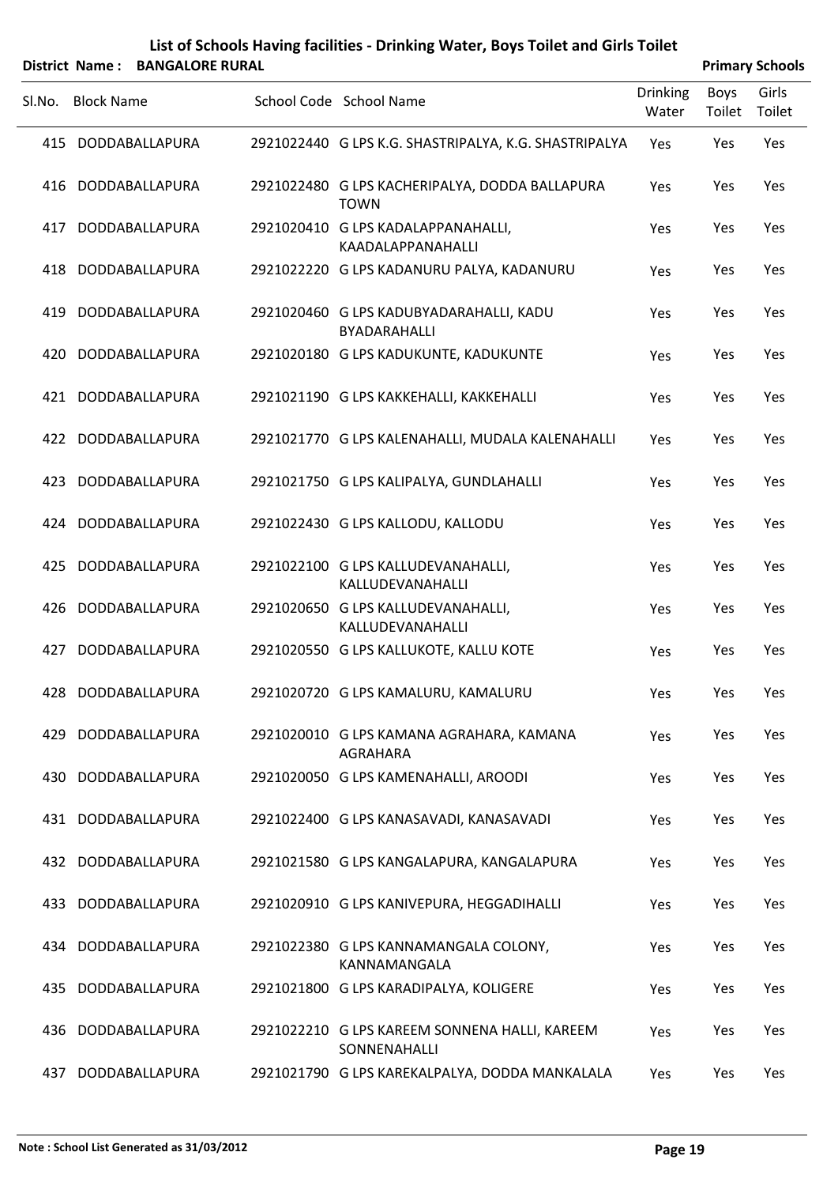# List of Schools Having facilities - Drinking Water, Boys Toilet and Girls Toilet

**District Name : BANGALORE RURAL** **Primary Schools**

| Sl.No. | Block Name | School Code | School Name | Drinking Water | Boys Toilet | Girls Toilet |
|---|---|---|---|---|---|---|
| 415 | DODDABALLAPURA | 2921022440 | G LPS K.G. SHASTRIPALYA, K.G. SHASTRIPALYA | Yes | Yes | Yes |
| 416 | DODDABALLAPURA | 2921022480 | G LPS KACHERIPALYA, DODDA BALLAPURA TOWN | Yes | Yes | Yes |
| 417 | DODDABALLAPURA | 2921020410 | G LPS KADALAPPANAHALLI, KAADALAPPANAHALLI | Yes | Yes | Yes |
| 418 | DODDABALLAPURA | 2921022220 | G LPS KADANURU PALYA, KADANURU | Yes | Yes | Yes |
| 419 | DODDABALLAPURA | 2921020460 | G LPS KADUBYADARAHALLI, KADU BYADARAHALLI | Yes | Yes | Yes |
| 420 | DODDABALLAPURA | 2921020180 | G LPS KADUKUNTE, KADUKUNTE | Yes | Yes | Yes |
| 421 | DODDABALLAPURA | 2921021190 | G LPS KAKKEHALLI, KAKKEHALLI | Yes | Yes | Yes |
| 422 | DODDABALLAPURA | 2921021770 | G LPS KALENAHALLI, MUDALA KALENAHALLI | Yes | Yes | Yes |
| 423 | DODDABALLAPURA | 2921021750 | G LPS KALIPALYA, GUNDLAHALLI | Yes | Yes | Yes |
| 424 | DODDABALLAPURA | 2921022430 | G LPS KALLODU, KALLODU | Yes | Yes | Yes |
| 425 | DODDABALLAPURA | 2921022100 | G LPS KALLUDEVANAHALLI, KALLUDEVANAHALLI | Yes | Yes | Yes |
| 426 | DODDABALLAPURA | 2921020650 | G LPS KALLUDEVANAHALLI, KALLUDEVANAHALLI | Yes | Yes | Yes |
| 427 | DODDABALLAPURA | 2921020550 | G LPS KALLUKOTE, KALLU KOTE | Yes | Yes | Yes |
| 428 | DODDABALLAPURA | 2921020720 | G LPS KAMALURU, KAMALURU | Yes | Yes | Yes |
| 429 | DODDABALLAPURA | 2921020010 | G LPS KAMANA AGRAHARA, KAMANA AGRAHARA | Yes | Yes | Yes |
| 430 | DODDABALLAPURA | 2921020050 | G LPS KAMENAHALLI, AROODI | Yes | Yes | Yes |
| 431 | DODDABALLAPURA | 2921022400 | G LPS KANASAVADI, KANASAVADI | Yes | Yes | Yes |
| 432 | DODDABALLAPURA | 2921021580 | G LPS KANGALAPURA, KANGALAPURA | Yes | Yes | Yes |
| 433 | DODDABALLAPURA | 2921020910 | G LPS KANIVEPURA, HEGGADIHALLI | Yes | Yes | Yes |
| 434 | DODDABALLAPURA | 2921022380 | G LPS KANNAMANGALA COLONY, KANNAMANGALA | Yes | Yes | Yes |
| 435 | DODDABALLAPURA | 2921021800 | G LPS KARADIPALYA, KOLIGERE | Yes | Yes | Yes |
| 436 | DODDABALLAPURA | 2921022210 | G LPS KAREEM SONNENA HALLI, KAREEM SONNENAHALLI | Yes | Yes | Yes |
| 437 | DODDABALLAPURA | 2921021790 | G LPS KAREKALPALYA, DODDA MANKALALA | Yes | Yes | Yes |

**Note : School List Generated as 31/03/2012**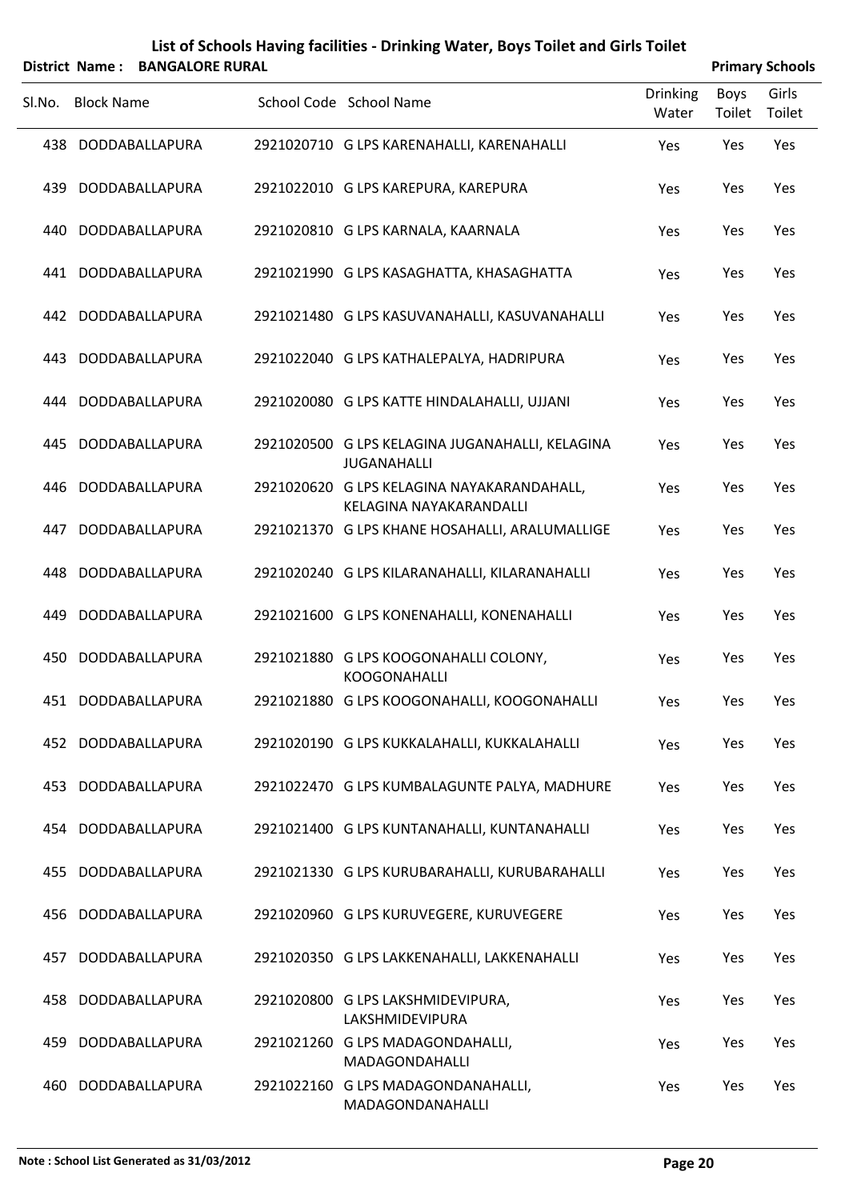# List of Schools Having facilities - Drinking Water, Boys Toilet and Girls Toilet

**District Name : BANGALORE RURAL** **Primary Schools**

| Sl.No. | Block Name | School Code | School Name | Drinking Water | Boys Toilet | Girls Toilet |
|---|---|---|---|---|---|---|
| 438 | DODDABALLAPURA | 2921020710 | G LPS KARENAHALLI, KARENAHALLI | Yes | Yes | Yes |
| 439 | DODDABALLAPURA | 2921022010 | G LPS KAREPURA, KAREPURA | Yes | Yes | Yes |
| 440 | DODDABALLAPURA | 2921020810 | G LPS KARNALA, KAARNALA | Yes | Yes | Yes |
| 441 | DODDABALLAPURA | 2921021990 | G LPS KASAGHATTA, KHASAGHATTA | Yes | Yes | Yes |
| 442 | DODDABALLAPURA | 2921021480 | G LPS KASUVANAHALLI, KASUVANAHALLI | Yes | Yes | Yes |
| 443 | DODDABALLAPURA | 2921022040 | G LPS KATHALEPALYA, HADRIPURA | Yes | Yes | Yes |
| 444 | DODDABALLAPURA | 2921020080 | G LPS KATTE HINDALAHALLI, UJJANI | Yes | Yes | Yes |
| 445 | DODDABALLAPURA | 2921020500 | G LPS KELAGINA JUGANAHALLI, KELAGINA JUGANAHALLI | Yes | Yes | Yes |
| 446 | DODDABALLAPURA | 2921020620 | G LPS KELAGINA NAYAKARANDAHALL, KELAGINA NAYAKARANDALLI | Yes | Yes | Yes |
| 447 | DODDABALLAPURA | 2921021370 | G LPS KHANE HOSAHALLI, ARALUMALLIGE | Yes | Yes | Yes |
| 448 | DODDABALLAPURA | 2921020240 | G LPS KILARANAHALLI, KILARANAHALLI | Yes | Yes | Yes |
| 449 | DODDABALLAPURA | 2921021600 | G LPS KONENAHALLI, KONENAHALLI | Yes | Yes | Yes |
| 450 | DODDABALLAPURA | 2921021880 | G LPS KOOGONAHALLI COLONY, KOOGONAHALLI | Yes | Yes | Yes |
| 451 | DODDABALLAPURA | 2921021880 | G LPS KOOGONAHALLI, KOOGONAHALLI | Yes | Yes | Yes |
| 452 | DODDABALLAPURA | 2921020190 | G LPS KUKKALAHALLI, KUKKALAHALLI | Yes | Yes | Yes |
| 453 | DODDABALLAPURA | 2921022470 | G LPS KUMBALAGUNTE PALYA, MADHURE | Yes | Yes | Yes |
| 454 | DODDABALLAPURA | 2921021400 | G LPS KUNTANAHALLI, KUNTANAHALLI | Yes | Yes | Yes |
| 455 | DODDABALLAPURA | 2921021330 | G LPS KURUBARAHALLI, KURUBARAHALLI | Yes | Yes | Yes |
| 456 | DODDABALLAPURA | 2921020960 | G LPS KURUVEGERE, KURUVEGERE | Yes | Yes | Yes |
| 457 | DODDABALLAPURA | 2921020350 | G LPS LAKKENAHALLI, LAKKENAHALLI | Yes | Yes | Yes |
| 458 | DODDABALLAPURA | 2921020800 | G LPS LAKSHMIDEVIPURA, LAKSHMIDEVIPURA | Yes | Yes | Yes |
| 459 | DODDABALLAPURA | 2921021260 | G LPS MADAGONDAHALLI, MADAGONDAHALLI | Yes | Yes | Yes |
| 460 | DODDABALLAPURA | 2921022160 | G LPS MADAGONDANAHALLI, MADAGONDANAHALLI | Yes | Yes | Yes |

**Note : School List Generated as 31/03/2012**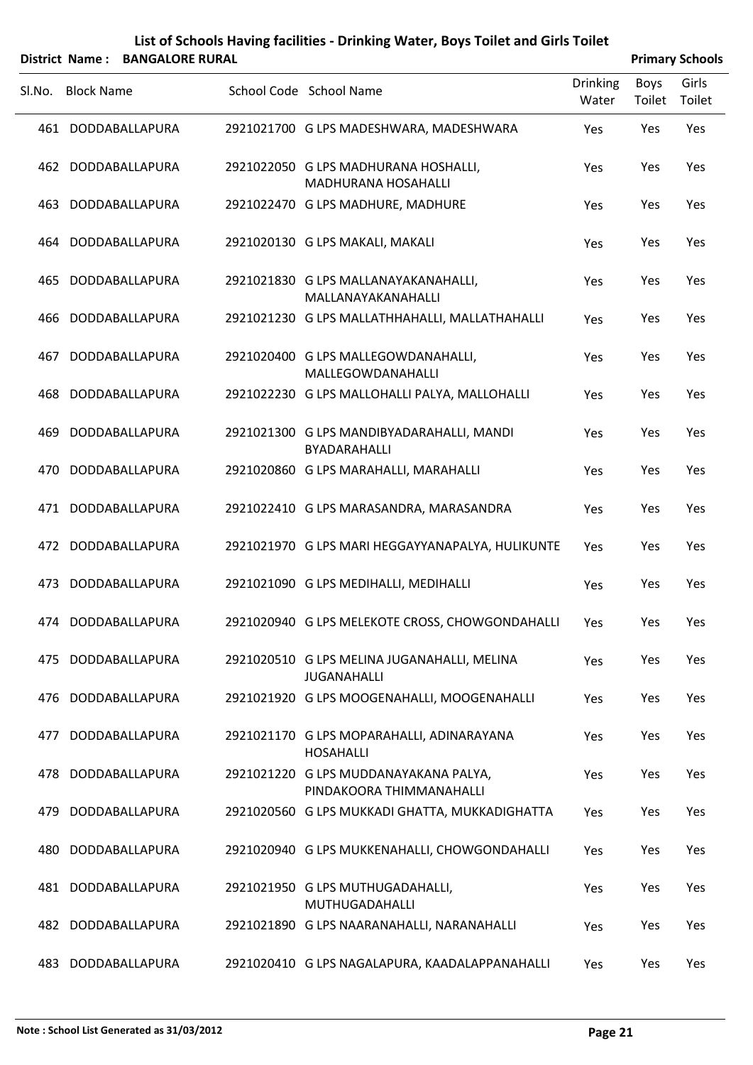# List of Schools Having facilities - Drinking Water, Boys Toilet and Girls Toilet

**District Name : BANGALORE RURAL** **Primary Schools**

| Sl.No. | Block Name | School Code | School Name | Drinking Water | Boys Toilet | Girls Toilet |
|---|---|---|---|---|---|---|
| 461 | DODDABALLAPURA | 2921021700 | G LPS MADESHWARA, MADESHWARA | Yes | Yes | Yes |
| 462 | DODDABALLAPURA | 2921022050 | G LPS MADHURANA HOSHALLI, MADHURANA HOSAHALLI | Yes | Yes | Yes |
| 463 | DODDABALLAPURA | 2921022470 | G LPS MADHURE, MADHURE | Yes | Yes | Yes |
| 464 | DODDABALLAPURA | 2921020130 | G LPS MAKALI, MAKALI | Yes | Yes | Yes |
| 465 | DODDABALLAPURA | 2921021830 | G LPS MALLANAYAKANAHALLI, MALLANAYAKANAHALLI | Yes | Yes | Yes |
| 466 | DODDABALLAPURA | 2921021230 | G LPS MALLATHHAHALLI, MALLATHAHALLI | Yes | Yes | Yes |
| 467 | DODDABALLAPURA | 2921020400 | G LPS MALLEGOWDANAHALLI, MALLEGOWDANAHALLI | Yes | Yes | Yes |
| 468 | DODDABALLAPURA | 2921022230 | G LPS MALLOHALLI PALYA, MALLOHALLI | Yes | Yes | Yes |
| 469 | DODDABALLAPURA | 2921021300 | G LPS MANDIBYADARAHALLI, MANDI BYADARAHALLI | Yes | Yes | Yes |
| 470 | DODDABALLAPURA | 2921020860 | G LPS MARAHALLI, MARAHALLI | Yes | Yes | Yes |
| 471 | DODDABALLAPURA | 2921022410 | G LPS MARASANDRA, MARASANDRA | Yes | Yes | Yes |
| 472 | DODDABALLAPURA | 2921021970 | G LPS MARI HEGGAYYANAPALYA, HULIKUNTE | Yes | Yes | Yes |
| 473 | DODDABALLAPURA | 2921021090 | G LPS MEDIHALLI, MEDIHALLI | Yes | Yes | Yes |
| 474 | DODDABALLAPURA | 2921020940 | G LPS MELEKOTE CROSS, CHOWGONDAHALLI | Yes | Yes | Yes |
| 475 | DODDABALLAPURA | 2921020510 | G LPS MELINA JUGANAHALLI, MELINA JUGANAHALLI | Yes | Yes | Yes |
| 476 | DODDABALLAPURA | 2921021920 | G LPS MOOGENAHALLI, MOOGENAHALLI | Yes | Yes | Yes |
| 477 | DODDABALLAPURA | 2921021170 | G LPS MOPARAHALLI, ADINARAYANA HOSAHALLI | Yes | Yes | Yes |
| 478 | DODDABALLAPURA | 2921021220 | G LPS MUDDANAYAKANA PALYA, PINDAKOORA THIMMANAHALLI | Yes | Yes | Yes |
| 479 | DODDABALLAPURA | 2921020560 | G LPS MUKKADI GHATTA, MUKKADIGHATTA | Yes | Yes | Yes |
| 480 | DODDABALLAPURA | 2921020940 | G LPS MUKKENAHALLI, CHOWGONDAHALLI | Yes | Yes | Yes |
| 481 | DODDABALLAPURA | 2921021950 | G LPS MUTHUGADAHALLI, MUTHUGADAHALLI | Yes | Yes | Yes |
| 482 | DODDABALLAPURA | 2921021890 | G LPS NAARANAHALLI, NARANAHALLI | Yes | Yes | Yes |
| 483 | DODDABALLAPURA | 2921020410 | G LPS NAGALAPURA, KAADALAPPANAHALLI | Yes | Yes | Yes |

**Note : School List Generated as 31/03/2012**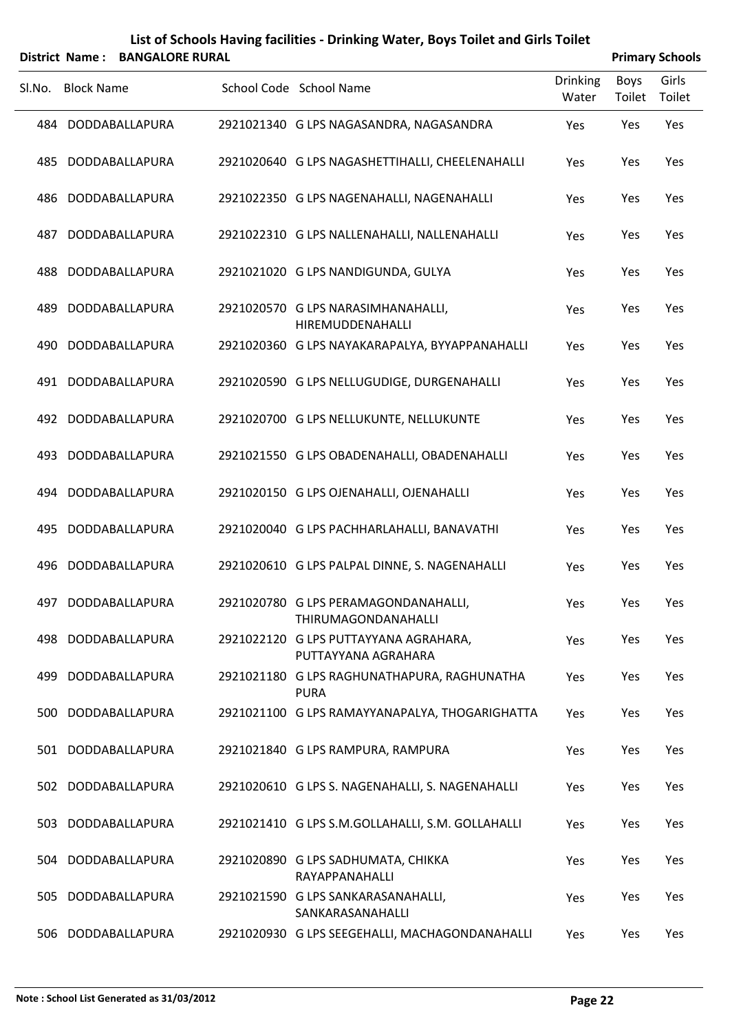# List of Schools Having facilities - Drinking Water, Boys Toilet and Girls Toilet

**District Name : BANGALORE RURAL** **Primary Schools**

| Sl.No. | Block Name | School Code | School Name | Drinking Water | Boys Toilet | Girls Toilet |
|---|---|---|---|---|---|---|
| 484 | DODDABALLAPURA | 2921021340 | G LPS NAGASANDRA, NAGASANDRA | Yes | Yes | Yes |
| 485 | DODDABALLAPURA | 2921020640 | G LPS NAGASHETTIHALLI, CHEELENAHALLI | Yes | Yes | Yes |
| 486 | DODDABALLAPURA | 2921022350 | G LPS NAGENAHALLI, NAGENAHALLI | Yes | Yes | Yes |
| 487 | DODDABALLAPURA | 2921022310 | G LPS NALLENAHALLI, NALLENAHALLI | Yes | Yes | Yes |
| 488 | DODDABALLAPURA | 2921021020 | G LPS NANDIGUNDA, GULYA | Yes | Yes | Yes |
| 489 | DODDABALLAPURA | 2921020570 | G LPS NARASIMHANAHALLI, HIREMUDDENAHALLI | Yes | Yes | Yes |
| 490 | DODDABALLAPURA | 2921020360 | G LPS NAYAKARAPALYA, BYYAPPANAHALLI | Yes | Yes | Yes |
| 491 | DODDABALLAPURA | 2921020590 | G LPS NELLUGUDIGE, DURGENAHALLI | Yes | Yes | Yes |
| 492 | DODDABALLAPURA | 2921020700 | G LPS NELLUKUNTE, NELLUKUNTE | Yes | Yes | Yes |
| 493 | DODDABALLAPURA | 2921021550 | G LPS OBADENAHALLI, OBADENAHALLI | Yes | Yes | Yes |
| 494 | DODDABALLAPURA | 2921020150 | G LPS OJENAHALLI, OJENAHALLI | Yes | Yes | Yes |
| 495 | DODDABALLAPURA | 2921020040 | G LPS PACHHARLAHALLI, BANAVATHI | Yes | Yes | Yes |
| 496 | DODDABALLAPURA | 2921020610 | G LPS PALPAL DINNE, S. NAGENAHALLI | Yes | Yes | Yes |
| 497 | DODDABALLAPURA | 2921020780 | G LPS PERAMAGONDANAHALLI, THIRUMAGONDANAHALLI | Yes | Yes | Yes |
| 498 | DODDABALLAPURA | 2921022120 | G LPS PUTTAYYANA AGRAHARA, PUTTAYYANA AGRAHARA | Yes | Yes | Yes |
| 499 | DODDABALLAPURA | 2921021180 | G LPS RAGHUNATHAPURA, RAGHUNATHA PURA | Yes | Yes | Yes |
| 500 | DODDABALLAPURA | 2921021100 | G LPS RAMAYYANAPALYA, THOGARIGHATTA | Yes | Yes | Yes |
| 501 | DODDABALLAPURA | 2921021840 | G LPS RAMPURA, RAMPURA | Yes | Yes | Yes |
| 502 | DODDABALLAPURA | 2921020610 | G LPS S. NAGENAHALLI, S. NAGENAHALLI | Yes | Yes | Yes |
| 503 | DODDABALLAPURA | 2921021410 | G LPS S.M.GOLLAHALLI, S.M. GOLLAHALLI | Yes | Yes | Yes |
| 504 | DODDABALLAPURA | 2921020890 | G LPS SADHUMATA, CHIKKA RAYAPPANAHALLI | Yes | Yes | Yes |
| 505 | DODDABALLAPURA | 2921021590 | G LPS SANKARASANAHALLI, SANKARASANAHALLI | Yes | Yes | Yes |
| 506 | DODDABALLAPURA | 2921020930 | G LPS SEEGEHALLI, MACHAGONDANAHALLI | Yes | Yes | Yes |

**Note : School List Generated as 31/03/2012**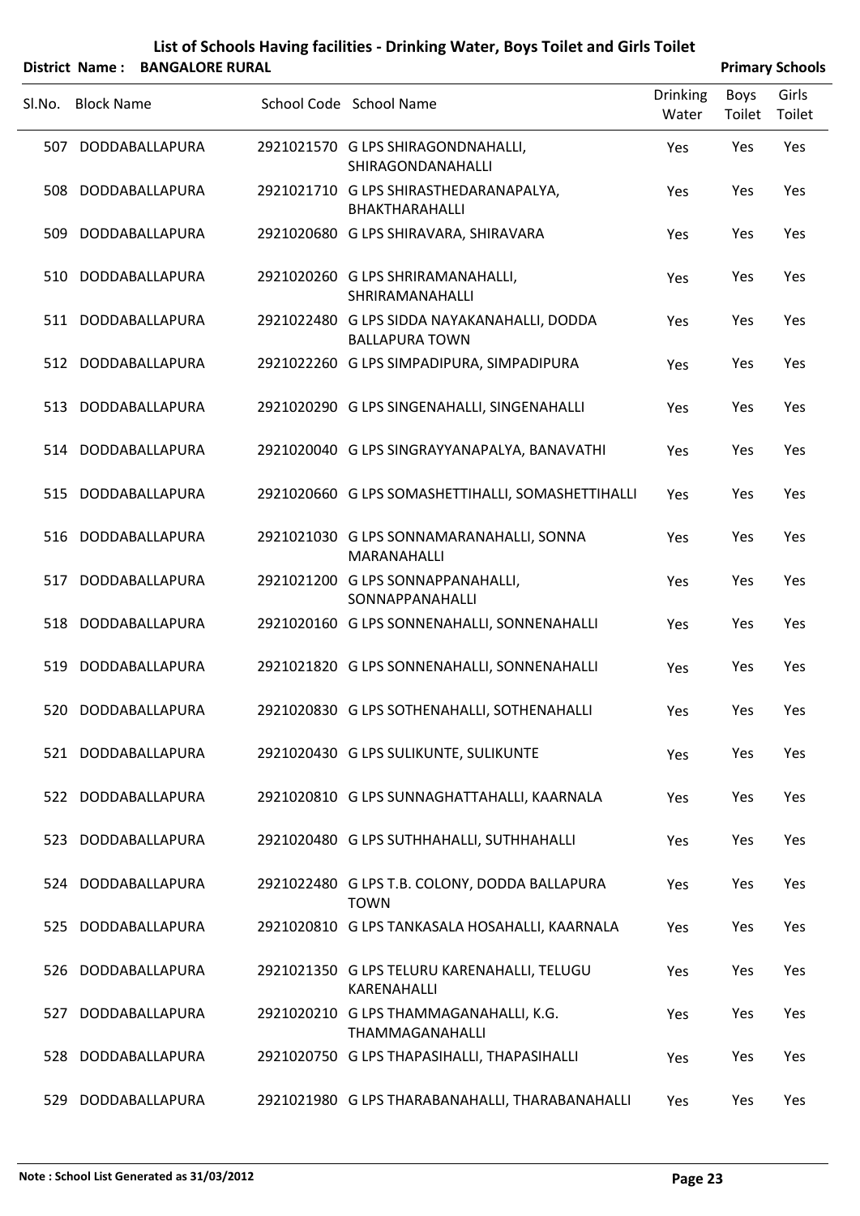## List of Schools Having facilities - Drinking Water, Boys Toilet and Girls Toilet

**District Name : BANGALORE RURAL** **Primary Schools**

| Sl.No. | Block Name | School Code | School Name | Drinking Water | Boys Toilet | Girls Toilet |
|---|---|---|---|---|---|---|
| 507 | DODDABALLAPURA | 2921021570 | G LPS SHIRAGONDNAHALLI, SHIRAGONDANAHALLI | Yes | Yes | Yes |
| 508 | DODDABALLAPURA | 2921021710 | G LPS SHIRASTHEDARANAPALYA, BHAKTHARAHALLI | Yes | Yes | Yes |
| 509 | DODDABALLAPURA | 2921020680 | G LPS SHIRAVARA, SHIRAVARA | Yes | Yes | Yes |
| 510 | DODDABALLAPURA | 2921020260 | G LPS SHRIRAMANAHALLI, SHRIRAMANAHALLI | Yes | Yes | Yes |
| 511 | DODDABALLAPURA | 2921022480 | G LPS SIDDA NAYAKANAHALLI, DODDA BALLAPURA TOWN | Yes | Yes | Yes |
| 512 | DODDABALLAPURA | 2921022260 | G LPS SIMPADIPURA, SIMPADIPURA | Yes | Yes | Yes |
| 513 | DODDABALLAPURA | 2921020290 | G LPS SINGENAHALLI, SINGENAHALLI | Yes | Yes | Yes |
| 514 | DODDABALLAPURA | 2921020040 | G LPS SINGRAYYANAPALYA, BANAVATHI | Yes | Yes | Yes |
| 515 | DODDABALLAPURA | 2921020660 | G LPS SOMASHETTIHALLI, SOMASHETTIHALLI | Yes | Yes | Yes |
| 516 | DODDABALLAPURA | 2921021030 | G LPS SONNAMARANAHALLI, SONNA MARANAHALLI | Yes | Yes | Yes |
| 517 | DODDABALLAPURA | 2921021200 | G LPS SONNAPPANAHALLI, SONNAPPANAHALLI | Yes | Yes | Yes |
| 518 | DODDABALLAPURA | 2921020160 | G LPS SONNENAHALLI, SONNENAHALLI | Yes | Yes | Yes |
| 519 | DODDABALLAPURA | 2921021820 | G LPS SONNENAHALLI, SONNENAHALLI | Yes | Yes | Yes |
| 520 | DODDABALLAPURA | 2921020830 | G LPS SOTHENAHALLI, SOTHENAHALLI | Yes | Yes | Yes |
| 521 | DODDABALLAPURA | 2921020430 | G LPS SULIKUNTE, SULIKUNTE | Yes | Yes | Yes |
| 522 | DODDABALLAPURA | 2921020810 | G LPS SUNNAGHATTAHALLI, KAARNALA | Yes | Yes | Yes |
| 523 | DODDABALLAPURA | 2921020480 | G LPS SUTHHAHALLI, SUTHHAHALLI | Yes | Yes | Yes |
| 524 | DODDABALLAPURA | 2921022480 | G LPS T.B. COLONY, DODDA BALLAPURA TOWN | Yes | Yes | Yes |
| 525 | DODDABALLAPURA | 2921020810 | G LPS TANKASALA HOSAHALLI, KAARNALA | Yes | Yes | Yes |
| 526 | DODDABALLAPURA | 2921021350 | G LPS TELURU KARENAHALLI, TELUGU KARENAHALLI | Yes | Yes | Yes |
| 527 | DODDABALLAPURA | 2921020210 | G LPS THAMMAGANAHALLI, K.G. THAMMAGANAHALLI | Yes | Yes | Yes |
| 528 | DODDABALLAPURA | 2921020750 | G LPS THAPASIHALLI, THAPASIHALLI | Yes | Yes | Yes |
| 529 | DODDABALLAPURA | 2921021980 | G LPS THARABANAHALLI, THARABANAHALLI | Yes | Yes | Yes |

**Note : School List Generated as 31/03/2012**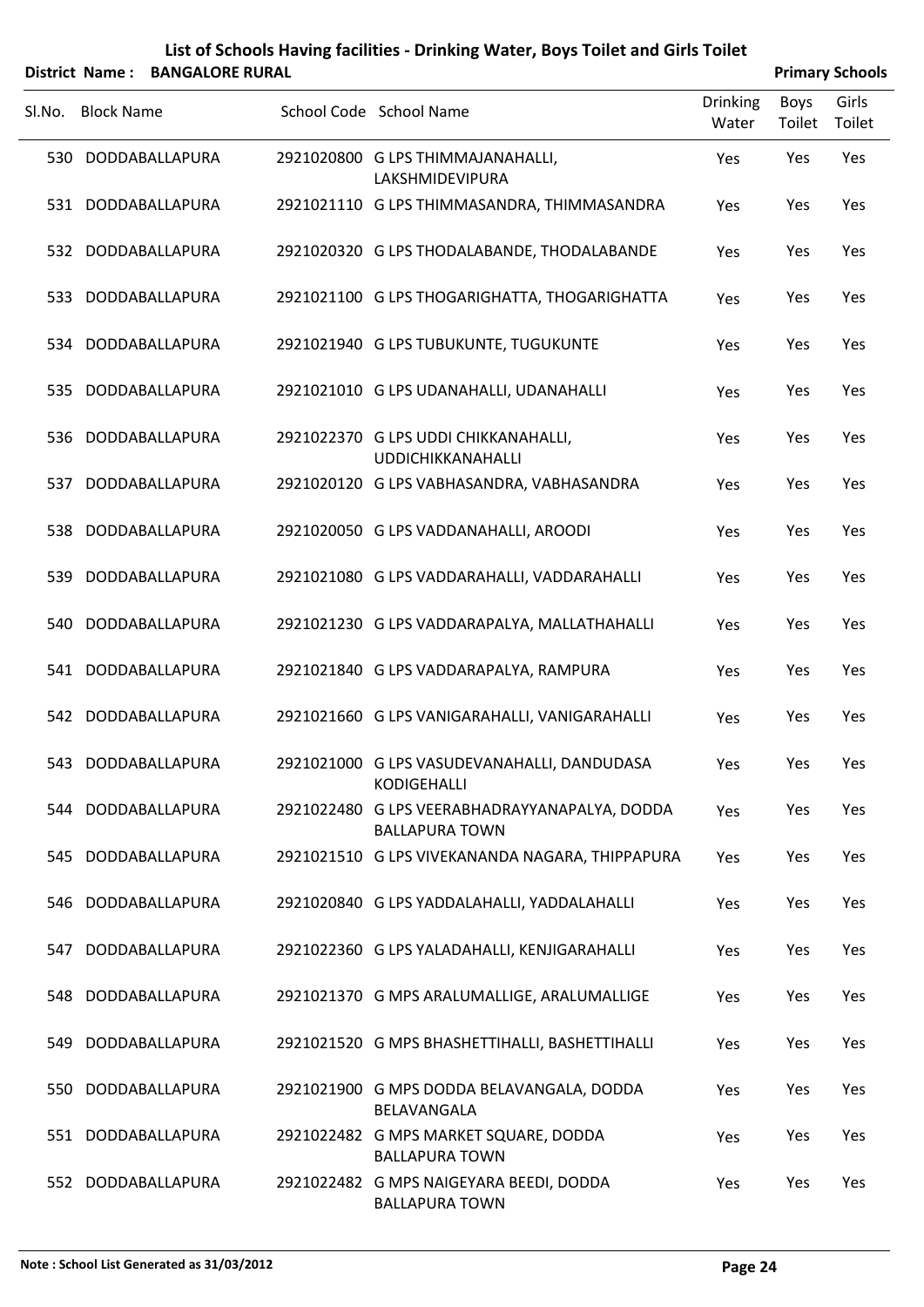# List of Schools Having facilities - Drinking Water, Boys Toilet and Girls Toilet

**District Name : BANGALORE RURAL** **Primary Schools**

| Sl.No. | Block Name | School Code | School Name | Drinking Water | Boys Toilet | Girls Toilet |
|---|---|---|---|---|---|---|
| 530 | DODDABALLAPURA | 2921020800 | G LPS THIMMAJANAHALLI, LAKSHMIDEVIPURA | Yes | Yes | Yes |
| 531 | DODDABALLAPURA | 2921021110 | G LPS THIMMASANDRA, THIMMASANDRA | Yes | Yes | Yes |
| 532 | DODDABALLAPURA | 2921020320 | G LPS THODALABANDE, THODALABANDE | Yes | Yes | Yes |
| 533 | DODDABALLAPURA | 2921021100 | G LPS THOGARIGHATTA, THOGARIGHATTA | Yes | Yes | Yes |
| 534 | DODDABALLAPURA | 2921021940 | G LPS TUBUKUNTE, TUGUKUNTE | Yes | Yes | Yes |
| 535 | DODDABALLAPURA | 2921021010 | G LPS UDANAHALLI, UDANAHALLI | Yes | Yes | Yes |
| 536 | DODDABALLAPURA | 2921022370 | G LPS UDDI CHIKKANAHALLI, UDDICHIKKANAHALLI | Yes | Yes | Yes |
| 537 | DODDABALLAPURA | 2921020120 | G LPS VABHASANDRA, VABHASANDRA | Yes | Yes | Yes |
| 538 | DODDABALLAPURA | 2921020050 | G LPS VADDANAHALLI, AROODI | Yes | Yes | Yes |
| 539 | DODDABALLAPURA | 2921021080 | G LPS VADDARAHALLI, VADDARAHALLI | Yes | Yes | Yes |
| 540 | DODDABALLAPURA | 2921021230 | G LPS VADDARAPALYA, MALLATHAHALLI | Yes | Yes | Yes |
| 541 | DODDABALLAPURA | 2921021840 | G LPS VADDARAPALYA, RAMPURA | Yes | Yes | Yes |
| 542 | DODDABALLAPURA | 2921021660 | G LPS VANIGARAHALLI, VANIGARAHALLI | Yes | Yes | Yes |
| 543 | DODDABALLAPURA | 2921021000 | G LPS VASUDEVANAHALLI, DANDUDASA KODIGEHALLI | Yes | Yes | Yes |
| 544 | DODDABALLAPURA | 2921022480 | G LPS VEERABHADRAYYANAPALYA, DODDA BALLAPURA TOWN | Yes | Yes | Yes |
| 545 | DODDABALLAPURA | 2921021510 | G LPS VIVEKANANDA NAGARA, THIPPAPURA | Yes | Yes | Yes |
| 546 | DODDABALLAPURA | 2921020840 | G LPS YADDALAHALLI, YADDALAHALLI | Yes | Yes | Yes |
| 547 | DODDABALLAPURA | 2921022360 | G LPS YALADAHALLI, KENJIGARAHALLI | Yes | Yes | Yes |
| 548 | DODDABALLAPURA | 2921021370 | G MPS ARALUMALLIGE, ARALUMALLIGE | Yes | Yes | Yes |
| 549 | DODDABALLAPURA | 2921021520 | G MPS BHASHETTIHALLI, BASHETTIHALLI | Yes | Yes | Yes |
| 550 | DODDABALLAPURA | 2921021900 | G MPS DODDA BELAVANGALA, DODDA BELAVANGALA | Yes | Yes | Yes |
| 551 | DODDABALLAPURA | 2921022482 | G MPS MARKET SQUARE, DODDA BALLAPURA TOWN | Yes | Yes | Yes |
| 552 | DODDABALLAPURA | 2921022482 | G MPS NAIGEYARA BEEDI, DODDA BALLAPURA TOWN | Yes | Yes | Yes |

**Note : School List Generated as 31/03/2012**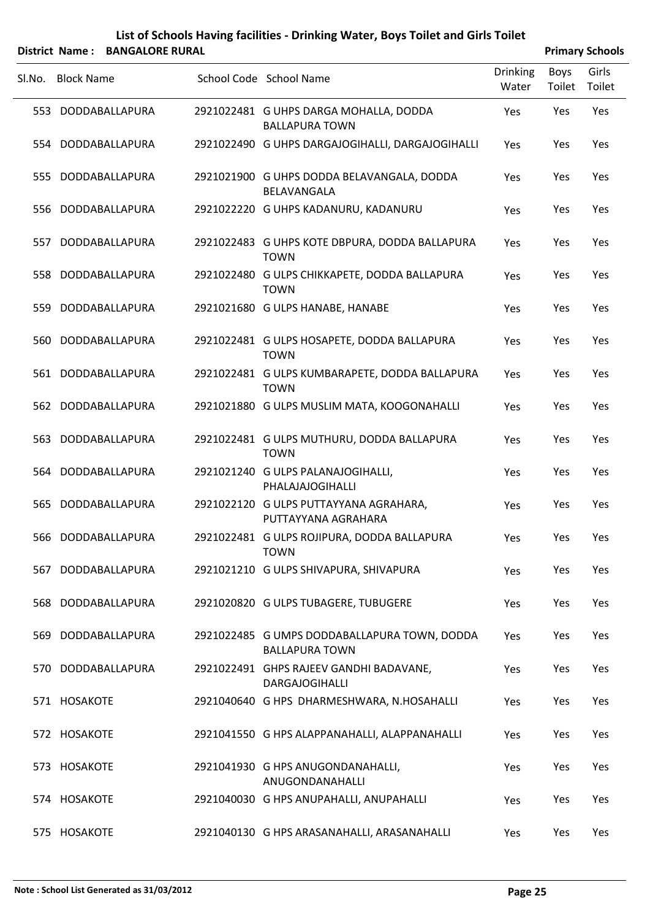# List of Schools Having facilities - Drinking Water, Boys Toilet and Girls Toilet

**District Name : BANGALORE RURAL** **Primary Schools**

| Sl.No. | Block Name | School Code | School Name | Drinking Water | Boys Toilet | Girls Toilet |
|---|---|---|---|---|---|---|
| 553 | DODDABALLAPURA | 2921022481 | G UHPS DARGA MOHALLA, DODDA BALLAPURA TOWN | Yes | Yes | Yes |
| 554 | DODDABALLAPURA | 2921022490 | G UHPS DARGAJOGIHALLI, DARGAJOGIHALLI | Yes | Yes | Yes |
| 555 | DODDABALLAPURA | 2921021900 | G UHPS DODDA BELAVANGALA, DODDA BELAVANGALA | Yes | Yes | Yes |
| 556 | DODDABALLAPURA | 2921022220 | G UHPS KADANURU, KADANURU | Yes | Yes | Yes |
| 557 | DODDABALLAPURA | 2921022483 | G UHPS KOTE DBPURA, DODDA BALLAPURA TOWN | Yes | Yes | Yes |
| 558 | DODDABALLAPURA | 2921022480 | G ULPS CHIKKAPETE, DODDA BALLAPURA TOWN | Yes | Yes | Yes |
| 559 | DODDABALLAPURA | 2921021680 | G ULPS HANABE, HANABE | Yes | Yes | Yes |
| 560 | DODDABALLAPURA | 2921022481 | G ULPS HOSAPETE, DODDA BALLAPURA TOWN | Yes | Yes | Yes |
| 561 | DODDABALLAPURA | 2921022481 | G ULPS KUMBARAPETE, DODDA BALLAPURA TOWN | Yes | Yes | Yes |
| 562 | DODDABALLAPURA | 2921021880 | G ULPS MUSLIM MATA, KOOGONAHALLI | Yes | Yes | Yes |
| 563 | DODDABALLAPURA | 2921022481 | G ULPS MUTHURU, DODDA BALLAPURA TOWN | Yes | Yes | Yes |
| 564 | DODDABALLAPURA | 2921021240 | G ULPS PALANAJOGIHALLI, PHALAJAJOGIHALLI | Yes | Yes | Yes |
| 565 | DODDABALLAPURA | 2921022120 | G ULPS PUTTAYYANA AGRAHARA, PUTTAYYANA AGRAHARA | Yes | Yes | Yes |
| 566 | DODDABALLAPURA | 2921022481 | G ULPS ROJIPURA, DODDA BALLAPURA TOWN | Yes | Yes | Yes |
| 567 | DODDABALLAPURA | 2921021210 | G ULPS SHIVAPURA, SHIVAPURA | Yes | Yes | Yes |
| 568 | DODDABALLAPURA | 2921020820 | G ULPS TUBAGERE, TUBUGERE | Yes | Yes | Yes |
| 569 | DODDABALLAPURA | 2921022485 | G UMPS DODDABALLAPURA TOWN, DODDA BALLAPURA TOWN | Yes | Yes | Yes |
| 570 | DODDABALLAPURA | 2921022491 | GHPS RAJEEV GANDHI BADAVANE, DARGAJOGIHALLI | Yes | Yes | Yes |
| 571 | HOSAKOTE | 2921040640 | G HPS DHARMESHWARA, N.HOSAHALLI | Yes | Yes | Yes |
| 572 | HOSAKOTE | 2921041550 | G HPS ALAPPANAHALLI, ALAPPANAHALLI | Yes | Yes | Yes |
| 573 | HOSAKOTE | 2921041930 | G HPS ANUGONDANAHALLI, ANUGONDANAHALLI | Yes | Yes | Yes |
| 574 | HOSAKOTE | 2921040030 | G HPS ANUPAHALLI, ANUPAHALLI | Yes | Yes | Yes |
| 575 | HOSAKOTE | 2921040130 | G HPS ARASANAHALLI, ARASANAHALLI | Yes | Yes | Yes |

**Note : School List Generated as 31/03/2012**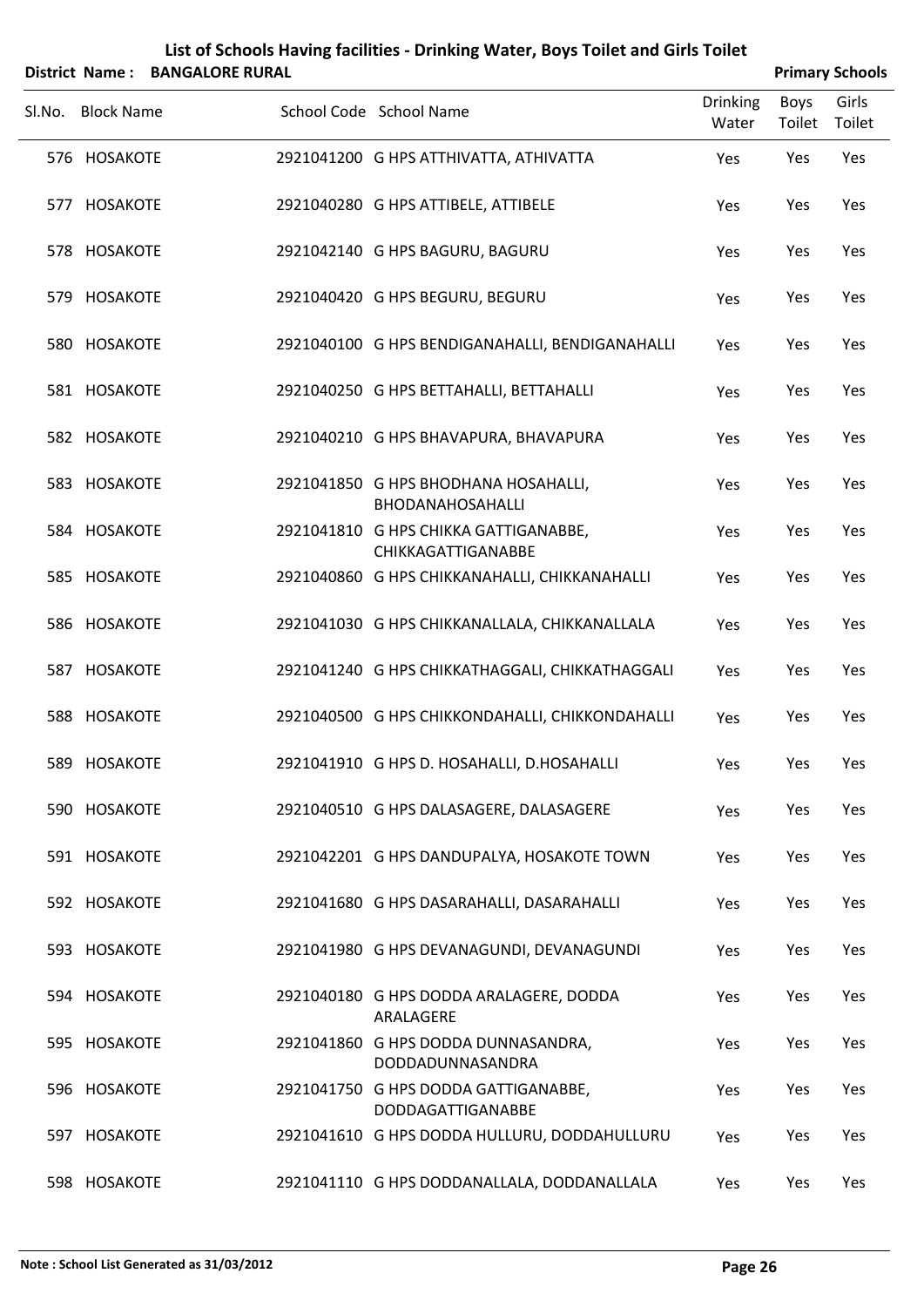# List of Schools Having facilities - Drinking Water, Boys Toilet and Girls Toilet

**District Name : BANGALORE RURAL** **Primary Schools**

| Sl.No. | Block Name | School Code | School Name | Drinking Water | Boys Toilet | Girls Toilet |
|---|---|---|---|---|---|---|
| 576 | HOSAKOTE | 2921041200 | G HPS ATTHIVATTA, ATHIVATTA | Yes | Yes | Yes |
| 577 | HOSAKOTE | 2921040280 | G HPS ATTIBELE, ATTIBELE | Yes | Yes | Yes |
| 578 | HOSAKOTE | 2921042140 | G HPS BAGURU, BAGURU | Yes | Yes | Yes |
| 579 | HOSAKOTE | 2921040420 | G HPS BEGURU, BEGURU | Yes | Yes | Yes |
| 580 | HOSAKOTE | 2921040100 | G HPS BENDIGANAHALLI, BENDIGANAHALLI | Yes | Yes | Yes |
| 581 | HOSAKOTE | 2921040250 | G HPS BETTAHALLI, BETTAHALLI | Yes | Yes | Yes |
| 582 | HOSAKOTE | 2921040210 | G HPS BHAVAPURA, BHAVAPURA | Yes | Yes | Yes |
| 583 | HOSAKOTE | 2921041850 | G HPS BHODHANA HOSAHALLI, BHODANAHOSAHALLI | Yes | Yes | Yes |
| 584 | HOSAKOTE | 2921041810 | G HPS CHIKKA GATTIGANABBE, CHIKKAGATTIGANABBE | Yes | Yes | Yes |
| 585 | HOSAKOTE | 2921040860 | G HPS CHIKKANAHALLI, CHIKKANAHALLI | Yes | Yes | Yes |
| 586 | HOSAKOTE | 2921041030 | G HPS CHIKKANALLALA, CHIKKANALLALA | Yes | Yes | Yes |
| 587 | HOSAKOTE | 2921041240 | G HPS CHIKKATHAGGALI, CHIKKATHAGGALI | Yes | Yes | Yes |
| 588 | HOSAKOTE | 2921040500 | G HPS CHIKKONDAHALLI, CHIKKONDAHALLI | Yes | Yes | Yes |
| 589 | HOSAKOTE | 2921041910 | G HPS D. HOSAHALLI, D.HOSAHALLI | Yes | Yes | Yes |
| 590 | HOSAKOTE | 2921040510 | G HPS DALASAGERE, DALASAGERE | Yes | Yes | Yes |
| 591 | HOSAKOTE | 2921042201 | G HPS DANDUPALYA, HOSAKOTE TOWN | Yes | Yes | Yes |
| 592 | HOSAKOTE | 2921041680 | G HPS DASARAHALLI, DASARAHALLI | Yes | Yes | Yes |
| 593 | HOSAKOTE | 2921041980 | G HPS DEVANAGUNDI, DEVANAGUNDI | Yes | Yes | Yes |
| 594 | HOSAKOTE | 2921040180 | G HPS DODDA ARALAGERE, DODDA ARALAGERE | Yes | Yes | Yes |
| 595 | HOSAKOTE | 2921041860 | G HPS DODDA DUNNASANDRA, DODDADUNNASANDRA | Yes | Yes | Yes |
| 596 | HOSAKOTE | 2921041750 | G HPS DODDA GATTIGANABBE, DODDAGATTIGANABBE | Yes | Yes | Yes |
| 597 | HOSAKOTE | 2921041610 | G HPS DODDA HULLURU, DODDAHULLURU | Yes | Yes | Yes |
| 598 | HOSAKOTE | 2921041110 | G HPS DODDANALLALA, DODDANALLALA | Yes | Yes | Yes |

**Note : School List Generated as 31/03/2012**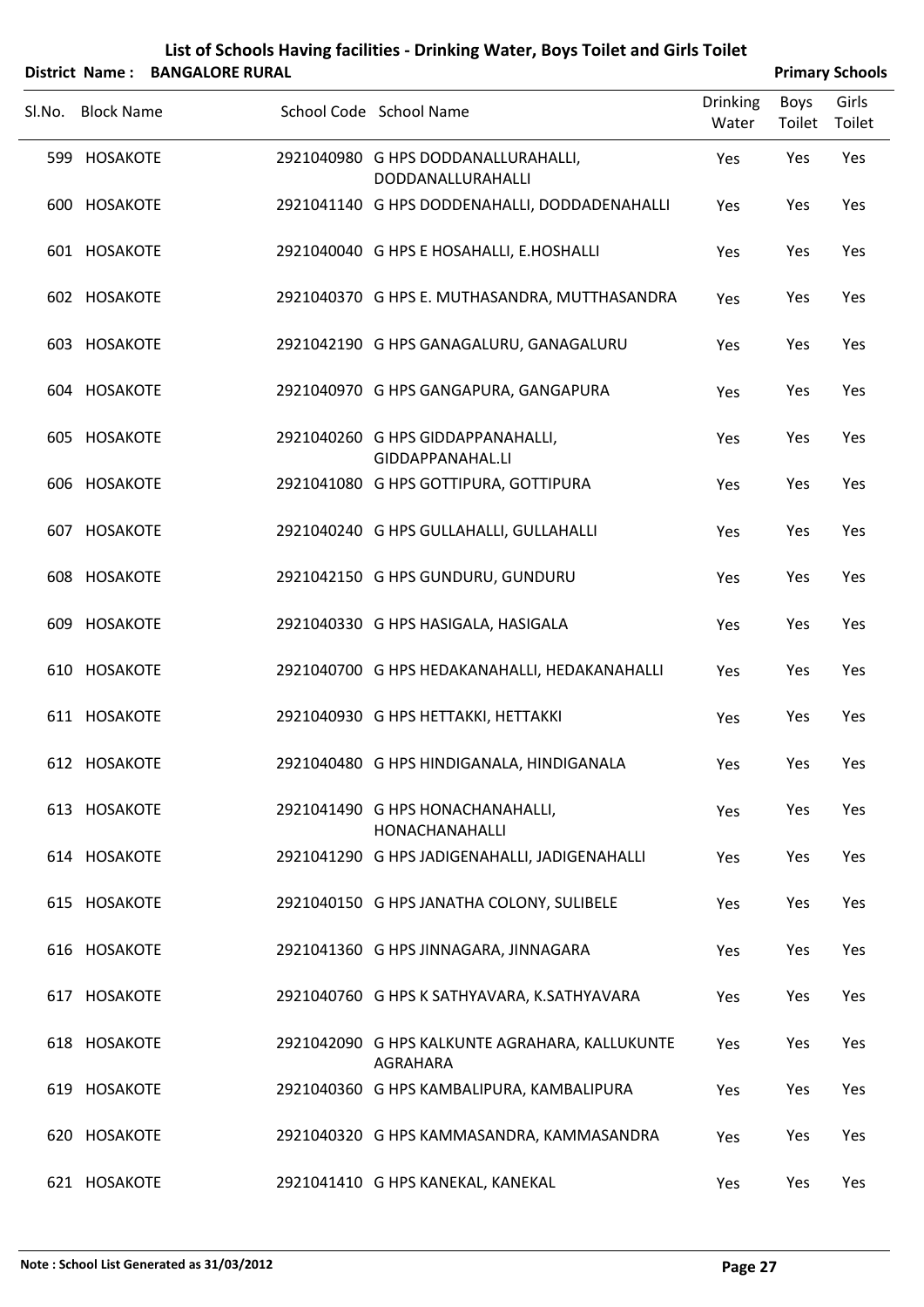# List of Schools Having facilities - Drinking Water, Boys Toilet and Girls Toilet

**District Name : BANGALORE RURAL** **Primary Schools**

| Sl.No. | Block Name | School Code | School Name | Drinking Water | Boys Toilet | Girls Toilet |
|---|---|---|---|---|---|---|
| 599 | HOSAKOTE | 2921040980 | G HPS DODDANALLURAHALLI, DODDANALLURAHALLI | Yes | Yes | Yes |
| 600 | HOSAKOTE | 2921041140 | G HPS DODDENAHALLI, DODDADENAHALLI | Yes | Yes | Yes |
| 601 | HOSAKOTE | 2921040040 | G HPS E HOSAHALLI, E.HOSHALLI | Yes | Yes | Yes |
| 602 | HOSAKOTE | 2921040370 | G HPS E. MUTHASANDRA, MUTTHASANDRA | Yes | Yes | Yes |
| 603 | HOSAKOTE | 2921042190 | G HPS GANAGALURU, GANAGALURU | Yes | Yes | Yes |
| 604 | HOSAKOTE | 2921040970 | G HPS GANGAPURA, GANGAPURA | Yes | Yes | Yes |
| 605 | HOSAKOTE | 2921040260 | G HPS GIDDAPPANAHALLI, GIDDAPPANAHAL.LI | Yes | Yes | Yes |
| 606 | HOSAKOTE | 2921041080 | G HPS GOTTIPURA, GOTTIPURA | Yes | Yes | Yes |
| 607 | HOSAKOTE | 2921040240 | G HPS GULLAHALLI, GULLAHALLI | Yes | Yes | Yes |
| 608 | HOSAKOTE | 2921042150 | G HPS GUNDURU, GUNDURU | Yes | Yes | Yes |
| 609 | HOSAKOTE | 2921040330 | G HPS HASIGALA, HASIGALA | Yes | Yes | Yes |
| 610 | HOSAKOTE | 2921040700 | G HPS HEDAKANAHALLI, HEDAKANAHALLI | Yes | Yes | Yes |
| 611 | HOSAKOTE | 2921040930 | G HPS HETTAKKI, HETTAKKI | Yes | Yes | Yes |
| 612 | HOSAKOTE | 2921040480 | G HPS HINDIGANALA, HINDIGANALA | Yes | Yes | Yes |
| 613 | HOSAKOTE | 2921041490 | G HPS HONACHANAHALLI, HONACHANAHALLI | Yes | Yes | Yes |
| 614 | HOSAKOTE | 2921041290 | G HPS JADIGENAHALLI, JADIGENAHALLI | Yes | Yes | Yes |
| 615 | HOSAKOTE | 2921040150 | G HPS JANATHA COLONY, SULIBELE | Yes | Yes | Yes |
| 616 | HOSAKOTE | 2921041360 | G HPS JINNAGARA, JINNAGARA | Yes | Yes | Yes |
| 617 | HOSAKOTE | 2921040760 | G HPS K SATHYAVARA, K.SATHYAVARA | Yes | Yes | Yes |
| 618 | HOSAKOTE | 2921042090 | G HPS KALKUNTE AGRAHARA, KALLUKUNTE AGRAHARA | Yes | Yes | Yes |
| 619 | HOSAKOTE | 2921040360 | G HPS KAMBALIPURA, KAMBALIPURA | Yes | Yes | Yes |
| 620 | HOSAKOTE | 2921040320 | G HPS KAMMASANDRA, KAMMASANDRA | Yes | Yes | Yes |
| 621 | HOSAKOTE | 2921041410 | G HPS KANEKAL, KANEKAL | Yes | Yes | Yes |

**Note : School List Generated as 31/03/2012**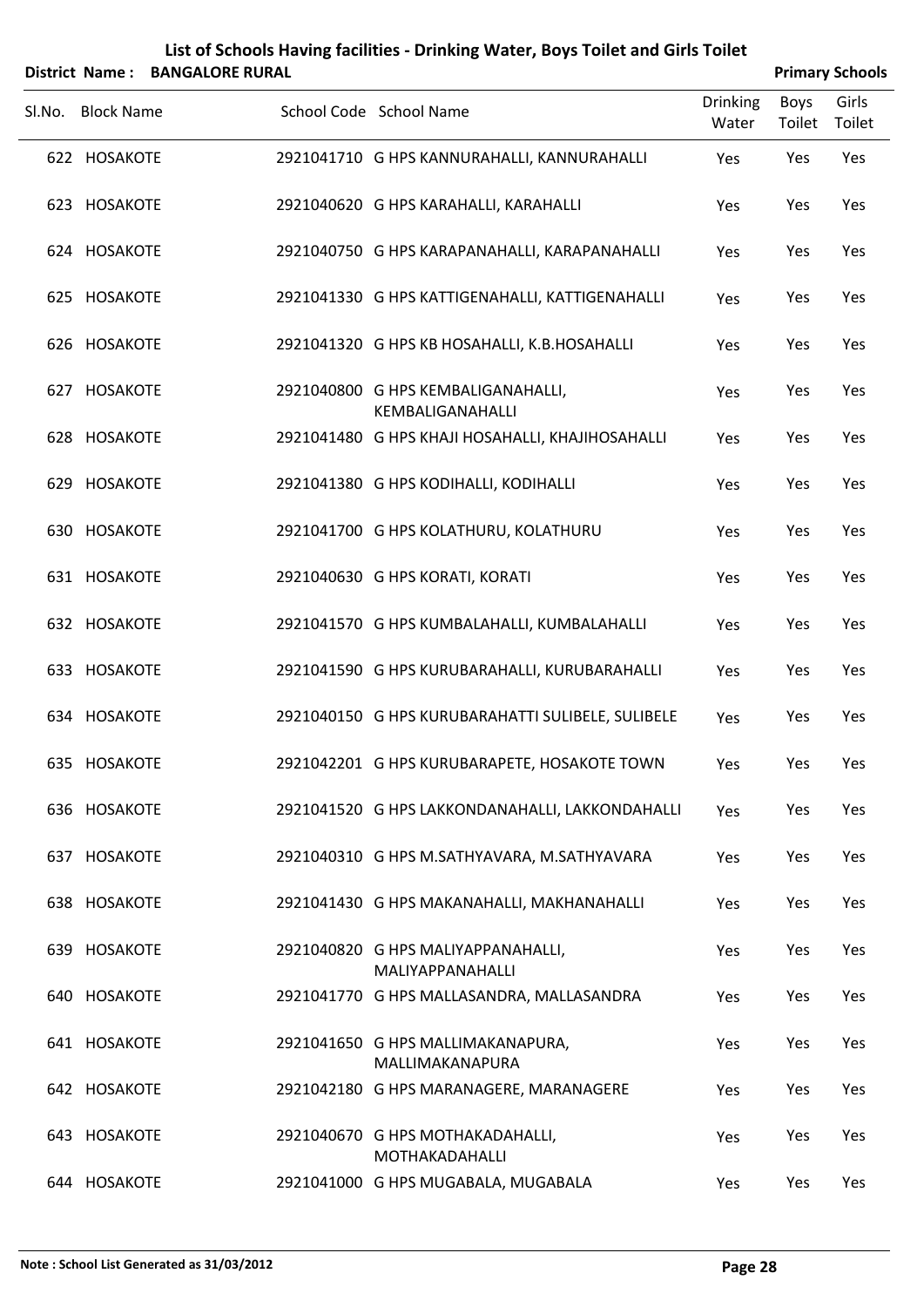# List of Schools Having facilities - Drinking Water, Boys Toilet and Girls Toilet

**District Name : BANGALORE RURAL** **Primary Schools**

| Sl.No. | Block Name | School Code | School Name | Drinking Water | Boys Toilet | Girls Toilet |
|---|---|---|---|---|---|---|
| 622 | HOSAKOTE | 2921041710 | G HPS KANNURAHALLI, KANNURAHALLI | Yes | Yes | Yes |
| 623 | HOSAKOTE | 2921040620 | G HPS KARAHALLI, KARAHALLI | Yes | Yes | Yes |
| 624 | HOSAKOTE | 2921040750 | G HPS KARAPANAHALLI, KARAPANAHALLI | Yes | Yes | Yes |
| 625 | HOSAKOTE | 2921041330 | G HPS KATTIGENAHALLI, KATTIGENAHALLI | Yes | Yes | Yes |
| 626 | HOSAKOTE | 2921041320 | G HPS KB HOSAHALLI, K.B.HOSAHALLI | Yes | Yes | Yes |
| 627 | HOSAKOTE | 2921040800 | G HPS KEMBALIGANAHALLI, KEMBALIGANAHALLI | Yes | Yes | Yes |
| 628 | HOSAKOTE | 2921041480 | G HPS KHAJI HOSAHALLI, KHAJIHOSAHALLI | Yes | Yes | Yes |
| 629 | HOSAKOTE | 2921041380 | G HPS KODIHALLI, KODIHALLI | Yes | Yes | Yes |
| 630 | HOSAKOTE | 2921041700 | G HPS KOLATHURU, KOLATHURU | Yes | Yes | Yes |
| 631 | HOSAKOTE | 2921040630 | G HPS KORATI, KORATI | Yes | Yes | Yes |
| 632 | HOSAKOTE | 2921041570 | G HPS KUMBALAHALLI, KUMBALAHALLI | Yes | Yes | Yes |
| 633 | HOSAKOTE | 2921041590 | G HPS KURUBARAHALLI, KURUBARAHALLI | Yes | Yes | Yes |
| 634 | HOSAKOTE | 2921040150 | G HPS KURUBARAHATTI SULIBELE, SULIBELE | Yes | Yes | Yes |
| 635 | HOSAKOTE | 2921042201 | G HPS KURUBARAPETE, HOSAKOTE TOWN | Yes | Yes | Yes |
| 636 | HOSAKOTE | 2921041520 | G HPS LAKKONDANAHALLI, LAKKONDAHALLI | Yes | Yes | Yes |
| 637 | HOSAKOTE | 2921040310 | G HPS M.SATHYAVARA, M.SATHYAVARA | Yes | Yes | Yes |
| 638 | HOSAKOTE | 2921041430 | G HPS MAKANAHALLI, MAKHANAHALLI | Yes | Yes | Yes |
| 639 | HOSAKOTE | 2921040820 | G HPS MALIYAPPANAHALLI, MALIYAPPANAHALLI | Yes | Yes | Yes |
| 640 | HOSAKOTE | 2921041770 | G HPS MALLASANDRA, MALLASANDRA | Yes | Yes | Yes |
| 641 | HOSAKOTE | 2921041650 | G HPS MALLIMAKANAPURA, MALLIMAKANAPURA | Yes | Yes | Yes |
| 642 | HOSAKOTE | 2921042180 | G HPS MARANAGERE, MARANAGERE | Yes | Yes | Yes |
| 643 | HOSAKOTE | 2921040670 | G HPS MOTHAKADAHALLI, MOTHAKADAHALLI | Yes | Yes | Yes |
| 644 | HOSAKOTE | 2921041000 | G HPS MUGABALA, MUGABALA | Yes | Yes | Yes |

**Note : School List Generated as 31/03/2012**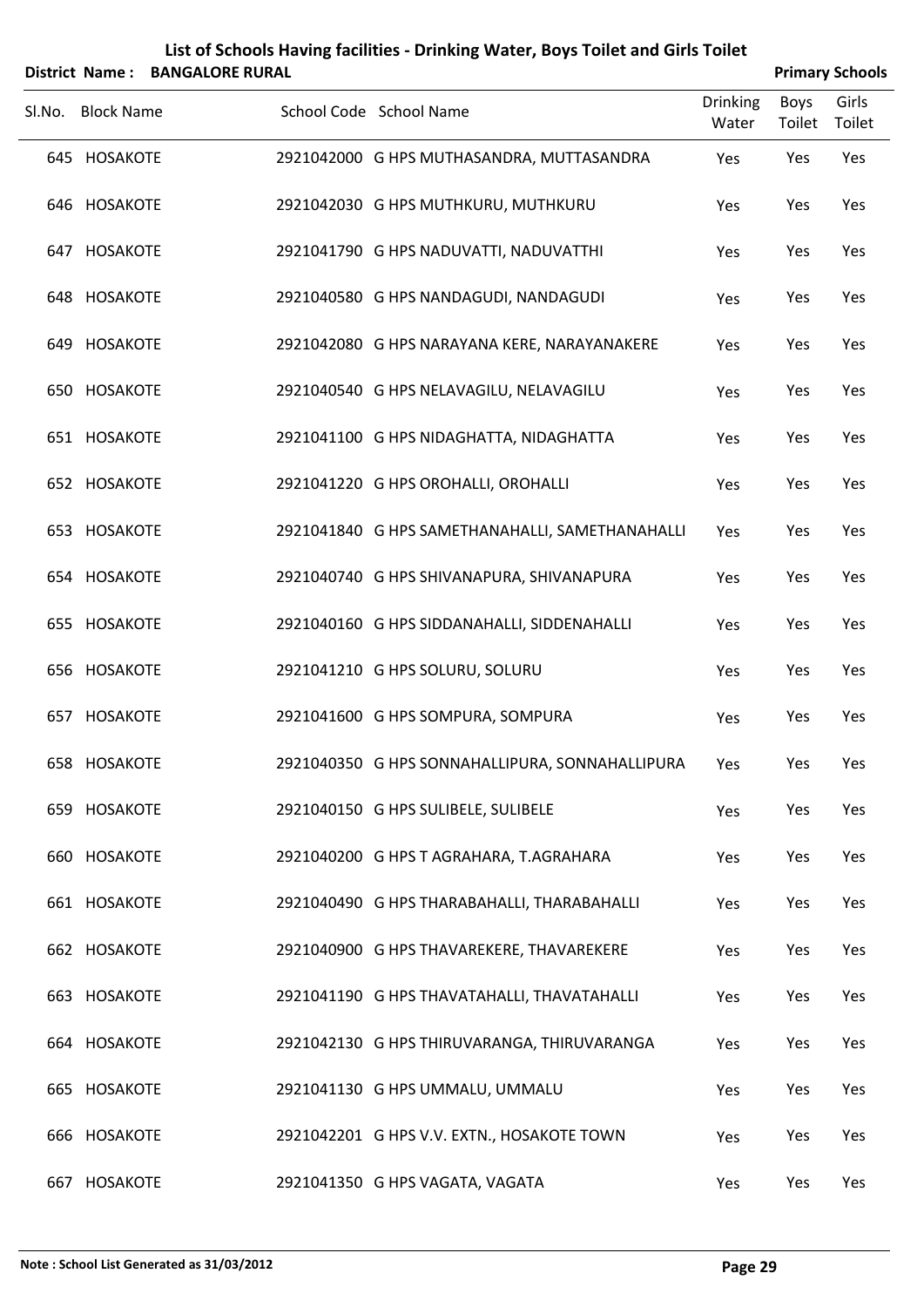# List of Schools Having facilities - Drinking Water, Boys Toilet and Girls Toilet

**District Name : BANGALORE RURAL** — **Primary Schools**

| Sl.No. | Block Name | School Code | School Name | Drinking Water | Boys Toilet | Girls Toilet |
|---|---|---|---|---|---|---|
| 645 | HOSAKOTE | 2921042000 | G HPS MUTHASANDRA, MUTTASANDRA | Yes | Yes | Yes |
| 646 | HOSAKOTE | 2921042030 | G HPS MUTHKURU, MUTHKURU | Yes | Yes | Yes |
| 647 | HOSAKOTE | 2921041790 | G HPS NADUVATTI, NADUVATTHI | Yes | Yes | Yes |
| 648 | HOSAKOTE | 2921040580 | G HPS NANDAGUDI, NANDAGUDI | Yes | Yes | Yes |
| 649 | HOSAKOTE | 2921042080 | G HPS NARAYANA KERE, NARAYANAKERE | Yes | Yes | Yes |
| 650 | HOSAKOTE | 2921040540 | G HPS NELAVAGILU, NELAVAGILU | Yes | Yes | Yes |
| 651 | HOSAKOTE | 2921041100 | G HPS NIDAGHATTA, NIDAGHATTA | Yes | Yes | Yes |
| 652 | HOSAKOTE | 2921041220 | G HPS OROHALLI, OROHALLI | Yes | Yes | Yes |
| 653 | HOSAKOTE | 2921041840 | G HPS SAMETHANAHALLI, SAMETHANAHALLI | Yes | Yes | Yes |
| 654 | HOSAKOTE | 2921040740 | G HPS SHIVANAPURA, SHIVANAPURA | Yes | Yes | Yes |
| 655 | HOSAKOTE | 2921040160 | G HPS SIDDANAHALLI, SIDDENAHALLI | Yes | Yes | Yes |
| 656 | HOSAKOTE | 2921041210 | G HPS SOLURU, SOLURU | Yes | Yes | Yes |
| 657 | HOSAKOTE | 2921041600 | G HPS SOMPURA, SOMPURA | Yes | Yes | Yes |
| 658 | HOSAKOTE | 2921040350 | G HPS SONNAHALLIPURA, SONNAHALLIPURA | Yes | Yes | Yes |
| 659 | HOSAKOTE | 2921040150 | G HPS SULIBELE, SULIBELE | Yes | Yes | Yes |
| 660 | HOSAKOTE | 2921040200 | G HPS T AGRAHARA, T.AGRAHARA | Yes | Yes | Yes |
| 661 | HOSAKOTE | 2921040490 | G HPS THARABAHALLI, THARABAHALLI | Yes | Yes | Yes |
| 662 | HOSAKOTE | 2921040900 | G HPS THAVAREKERE, THAVAREKERE | Yes | Yes | Yes |
| 663 | HOSAKOTE | 2921041190 | G HPS THAVATAHALLI, THAVATAHALLI | Yes | Yes | Yes |
| 664 | HOSAKOTE | 2921042130 | G HPS THIRUVARANGA, THIRUVARANGA | Yes | Yes | Yes |
| 665 | HOSAKOTE | 2921041130 | G HPS UMMALU, UMMALU | Yes | Yes | Yes |
| 666 | HOSAKOTE | 2921042201 | G HPS V.V. EXTN., HOSAKOTE TOWN | Yes | Yes | Yes |
| 667 | HOSAKOTE | 2921041350 | G HPS VAGATA, VAGATA | Yes | Yes | Yes |

**Note : School List Generated as 31/03/2012**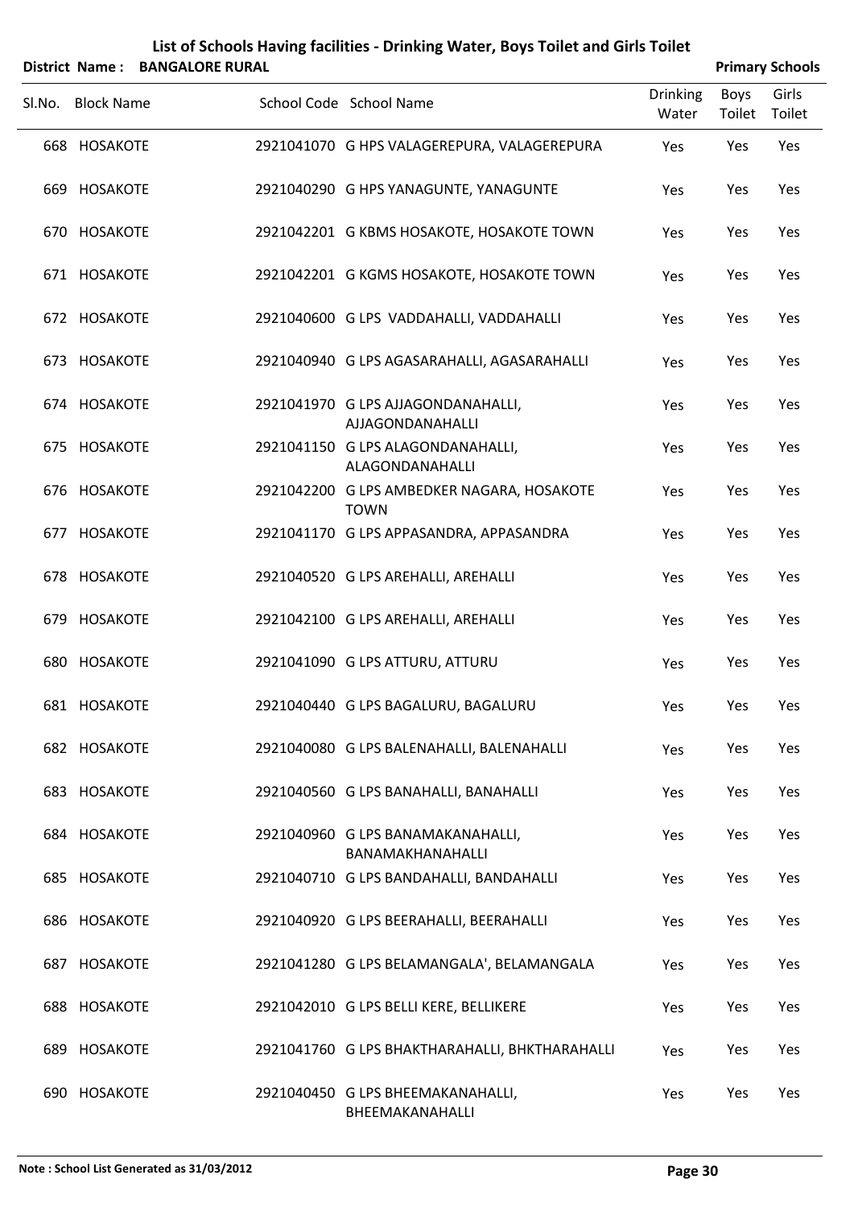# List of Schools Having facilities - Drinking Water, Boys Toilet and Girls Toilet

**District Name : BANGALORE RURAL** **Primary Schools**

| Sl.No. | Block Name | School Code | School Name | Drinking Water | Boys Toilet | Girls Toilet |
|---|---|---|---|---|---|---|
| 668 | HOSAKOTE | 2921041070 | G HPS VALAGEREPURA, VALAGEREPURA | Yes | Yes | Yes |
| 669 | HOSAKOTE | 2921040290 | G HPS YANAGUNTE, YANAGUNTE | Yes | Yes | Yes |
| 670 | HOSAKOTE | 2921042201 | G KBMS HOSAKOTE, HOSAKOTE TOWN | Yes | Yes | Yes |
| 671 | HOSAKOTE | 2921042201 | G KGMS HOSAKOTE, HOSAKOTE TOWN | Yes | Yes | Yes |
| 672 | HOSAKOTE | 2921040600 | G LPS VADDAHALLI, VADDAHALLI | Yes | Yes | Yes |
| 673 | HOSAKOTE | 2921040940 | G LPS AGASARAHALLI, AGASARAHALLI | Yes | Yes | Yes |
| 674 | HOSAKOTE | 2921041970 | G LPS AJJAGONDANAHALLI, AJJAGONDANAHALLI | Yes | Yes | Yes |
| 675 | HOSAKOTE | 2921041150 | G LPS ALAGONDANAHALLI, ALAGONDANAHALLI | Yes | Yes | Yes |
| 676 | HOSAKOTE | 2921042200 | G LPS AMBEDKER NAGARA, HOSAKOTE TOWN | Yes | Yes | Yes |
| 677 | HOSAKOTE | 2921041170 | G LPS APPASANDRA, APPASANDRA | Yes | Yes | Yes |
| 678 | HOSAKOTE | 2921040520 | G LPS AREHALLI, AREHALLI | Yes | Yes | Yes |
| 679 | HOSAKOTE | 2921042100 | G LPS AREHALLI, AREHALLI | Yes | Yes | Yes |
| 680 | HOSAKOTE | 2921041090 | G LPS ATTURU, ATTURU | Yes | Yes | Yes |
| 681 | HOSAKOTE | 2921040440 | G LPS BAGALURU, BAGALURU | Yes | Yes | Yes |
| 682 | HOSAKOTE | 2921040080 | G LPS BALENAHALLI, BALENAHALLI | Yes | Yes | Yes |
| 683 | HOSAKOTE | 2921040560 | G LPS BANAHALLI, BANAHALLI | Yes | Yes | Yes |
| 684 | HOSAKOTE | 2921040960 | G LPS BANAMAKANAHALLI, BANAMAKHANAHALLI | Yes | Yes | Yes |
| 685 | HOSAKOTE | 2921040710 | G LPS BANDAHALLI, BANDAHALLI | Yes | Yes | Yes |
| 686 | HOSAKOTE | 2921040920 | G LPS BEERAHALLI, BEERAHALLI | Yes | Yes | Yes |
| 687 | HOSAKOTE | 2921041280 | G LPS BELAMANGALA', BELAMANGALA | Yes | Yes | Yes |
| 688 | HOSAKOTE | 2921042010 | G LPS BELLI KERE, BELLIKERE | Yes | Yes | Yes |
| 689 | HOSAKOTE | 2921041760 | G LPS BHAKTHARAHALLI, BHKTHARAHALLI | Yes | Yes | Yes |
| 690 | HOSAKOTE | 2921040450 | G LPS BHEEMAKANAHALLI, BHEEMAKANAHALLI | Yes | Yes | Yes |

Note : School List Generated as 31/03/2012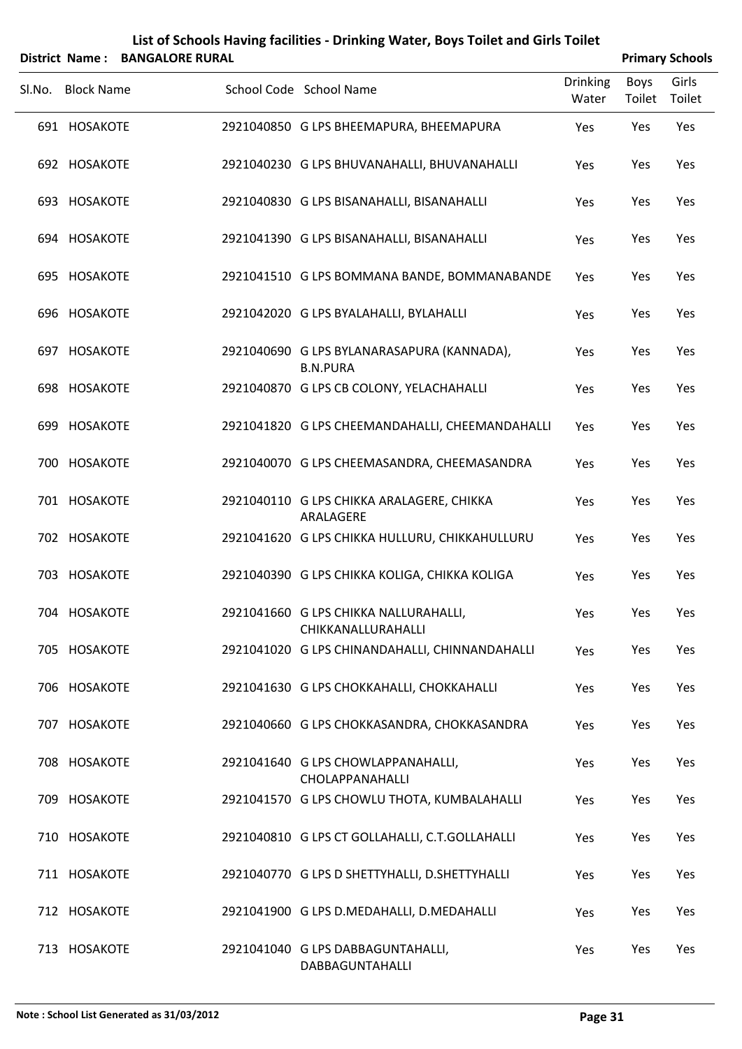## List of Schools Having facilities - Drinking Water, Boys Toilet and Girls Toilet

**District Name : BANGALORE RURAL** **Primary Schools**

| Sl.No. | Block Name | School Code | School Name | Drinking Water | Boys Toilet | Girls Toilet |
|---|---|---|---|---|---|---|
| 691 | HOSAKOTE | 2921040850 | G LPS BHEEMAPURA, BHEEMAPURA | Yes | Yes | Yes |
| 692 | HOSAKOTE | 2921040230 | G LPS BHUVANAHALLI, BHUVANAHALLI | Yes | Yes | Yes |
| 693 | HOSAKOTE | 2921040830 | G LPS BISANAHALLI, BISANAHALLI | Yes | Yes | Yes |
| 694 | HOSAKOTE | 2921041390 | G LPS BISANAHALLI, BISANAHALLI | Yes | Yes | Yes |
| 695 | HOSAKOTE | 2921041510 | G LPS BOMMANA BANDE, BOMMANABANDE | Yes | Yes | Yes |
| 696 | HOSAKOTE | 2921042020 | G LPS BYALAHALLI, BYLAHALLI | Yes | Yes | Yes |
| 697 | HOSAKOTE | 2921040690 | G LPS BYLANARASAPURA (KANNADA), B.N.PURA | Yes | Yes | Yes |
| 698 | HOSAKOTE | 2921040870 | G LPS CB COLONY, YELACHAHALLI | Yes | Yes | Yes |
| 699 | HOSAKOTE | 2921041820 | G LPS CHEEMANDAHALLI, CHEEMANDAHALLI | Yes | Yes | Yes |
| 700 | HOSAKOTE | 2921040070 | G LPS CHEEMASANDRA, CHEEMASANDRA | Yes | Yes | Yes |
| 701 | HOSAKOTE | 2921040110 | G LPS CHIKKA ARALAGERE, CHIKKA ARALAGERE | Yes | Yes | Yes |
| 702 | HOSAKOTE | 2921041620 | G LPS CHIKKA HULLURU, CHIKKAHULLURU | Yes | Yes | Yes |
| 703 | HOSAKOTE | 2921040390 | G LPS CHIKKA KOLIGA, CHIKKA KOLIGA | Yes | Yes | Yes |
| 704 | HOSAKOTE | 2921041660 | G LPS CHIKKA NALLURAHALLI, CHIKKANALLURAHALLI | Yes | Yes | Yes |
| 705 | HOSAKOTE | 2921041020 | G LPS CHINANDAHALLI, CHINNANDAHALLI | Yes | Yes | Yes |
| 706 | HOSAKOTE | 2921041630 | G LPS CHOKKAHALLI, CHOKKAHALLI | Yes | Yes | Yes |
| 707 | HOSAKOTE | 2921040660 | G LPS CHOKKASANDRA, CHOKKASANDRA | Yes | Yes | Yes |
| 708 | HOSAKOTE | 2921041640 | G LPS CHOWLAPPANAHALLI, CHOLAPPANAHALLI | Yes | Yes | Yes |
| 709 | HOSAKOTE | 2921041570 | G LPS CHOWLU THOTA, KUMBALAHALLI | Yes | Yes | Yes |
| 710 | HOSAKOTE | 2921040810 | G LPS CT GOLLAHALLI, C.T.GOLLAHALLI | Yes | Yes | Yes |
| 711 | HOSAKOTE | 2921040770 | G LPS D SHETTYHALLI, D.SHETTYHALLI | Yes | Yes | Yes |
| 712 | HOSAKOTE | 2921041900 | G LPS D.MEDAHALLI, D.MEDAHALLI | Yes | Yes | Yes |
| 713 | HOSAKOTE | 2921041040 | G LPS DABBAGUNTAHALLI, DABBAGUNTAHALLI | Yes | Yes | Yes |

**Note : School List Generated as 31/03/2012**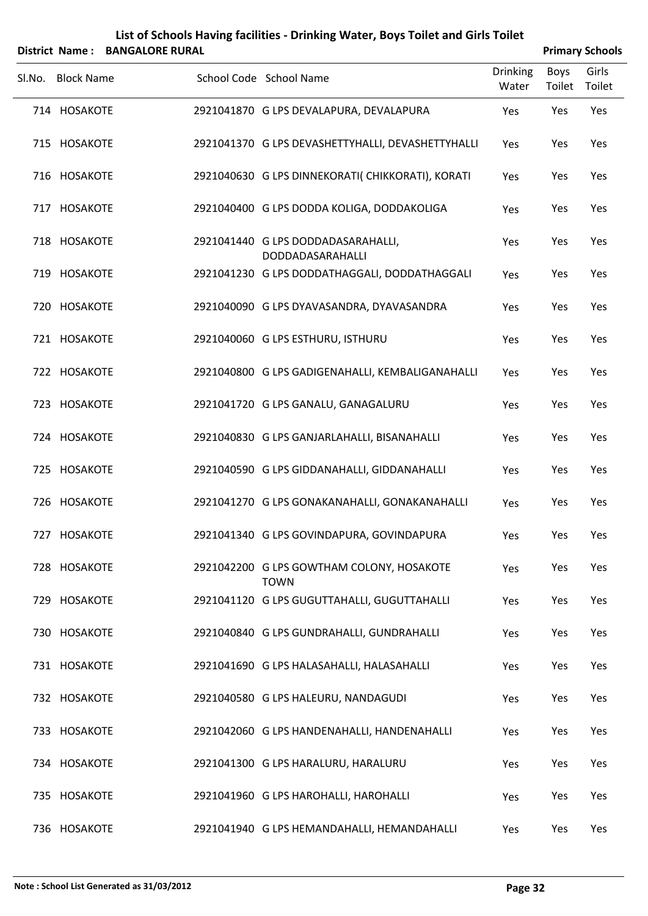# List of Schools Having facilities - Drinking Water, Boys Toilet and Girls Toilet

**District Name : BANGALORE RURAL** **Primary Schools**

| Sl.No. | Block Name | School Code | School Name | Drinking Water | Boys Toilet | Girls Toilet |
|---|---|---|---|---|---|---|
| 714 | HOSAKOTE | 2921041870 | G LPS DEVALAPURA, DEVALAPURA | Yes | Yes | Yes |
| 715 | HOSAKOTE | 2921041370 | G LPS DEVASHETTYHALLI, DEVASHETTYHALLI | Yes | Yes | Yes |
| 716 | HOSAKOTE | 2921040630 | G LPS DINNEKORATI( CHIKKORATI), KORATI | Yes | Yes | Yes |
| 717 | HOSAKOTE | 2921040400 | G LPS DODDA KOLIGA, DODDAKOLIGA | Yes | Yes | Yes |
| 718 | HOSAKOTE | 2921041440 | G LPS DODDADASARAHALLI, DODDADASARAHALLI | Yes | Yes | Yes |
| 719 | HOSAKOTE | 2921041230 | G LPS DODDATHAGGALI, DODDATHAGGALI | Yes | Yes | Yes |
| 720 | HOSAKOTE | 2921040090 | G LPS DYAVASANDRA, DYAVASANDRA | Yes | Yes | Yes |
| 721 | HOSAKOTE | 2921040060 | G LPS ESTHURU, ISTHURU | Yes | Yes | Yes |
| 722 | HOSAKOTE | 2921040800 | G LPS GADIGENAHALLI, KEMBALIGANAHALLI | Yes | Yes | Yes |
| 723 | HOSAKOTE | 2921041720 | G LPS GANALU, GANAGALURU | Yes | Yes | Yes |
| 724 | HOSAKOTE | 2921040830 | G LPS GANJARLAHALLI, BISANAHALLI | Yes | Yes | Yes |
| 725 | HOSAKOTE | 2921040590 | G LPS GIDDANAHALLI, GIDDANAHALLI | Yes | Yes | Yes |
| 726 | HOSAKOTE | 2921041270 | G LPS GONAKANAHALLI, GONAKANAHALLI | Yes | Yes | Yes |
| 727 | HOSAKOTE | 2921041340 | G LPS GOVINDAPURA, GOVINDAPURA | Yes | Yes | Yes |
| 728 | HOSAKOTE | 2921042200 | G LPS GOWTHAM COLONY, HOSAKOTE TOWN | Yes | Yes | Yes |
| 729 | HOSAKOTE | 2921041120 | G LPS GUGUTTAHALLI, GUGUTTAHALLI | Yes | Yes | Yes |
| 730 | HOSAKOTE | 2921040840 | G LPS GUNDRAHALLI, GUNDRAHALLI | Yes | Yes | Yes |
| 731 | HOSAKOTE | 2921041690 | G LPS HALASAHALLI, HALASAHALLI | Yes | Yes | Yes |
| 732 | HOSAKOTE | 2921040580 | G LPS HALEURU, NANDAGUDI | Yes | Yes | Yes |
| 733 | HOSAKOTE | 2921042060 | G LPS HANDENAHALLI, HANDENAHALLI | Yes | Yes | Yes |
| 734 | HOSAKOTE | 2921041300 | G LPS HARALURU, HARALURU | Yes | Yes | Yes |
| 735 | HOSAKOTE | 2921041960 | G LPS HAROHALLI, HAROHALLI | Yes | Yes | Yes |
| 736 | HOSAKOTE | 2921041940 | G LPS HEMANDAHALLI, HEMANDAHALLI | Yes | Yes | Yes |

**Note : School List Generated as 31/03/2012**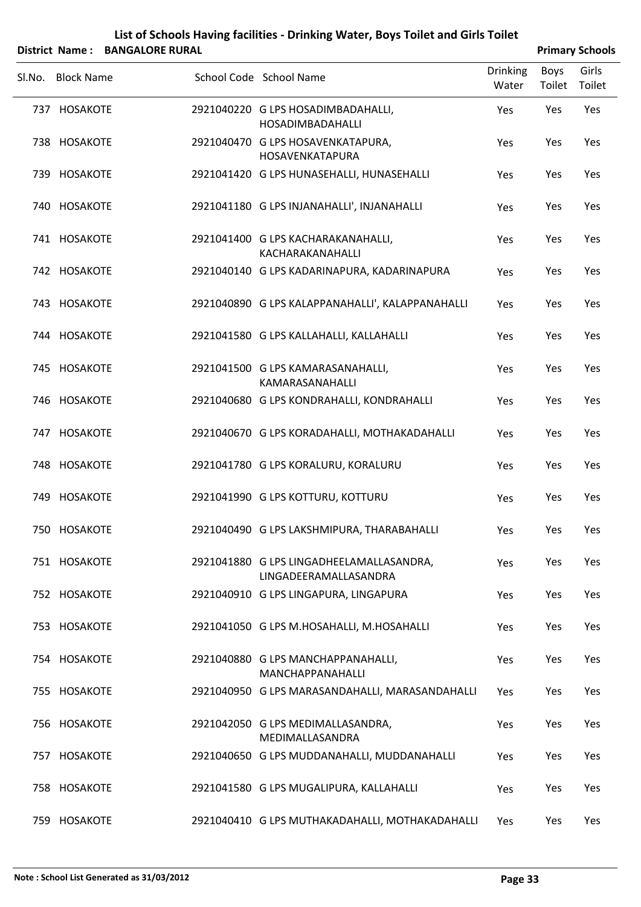## List of Schools Having facilities - Drinking Water, Boys Toilet and Girls Toilet

**District Name : BANGALORE RURAL** **Primary Schools**

| Sl.No. | Block Name | School Code | School Name | Drinking Water | Boys Toilet | Girls Toilet |
|---|---|---|---|---|---|---|
| 737 | HOSAKOTE | 2921040220 | G LPS HOSADIMBADAHALLI, HOSADIMBADAHALLI | Yes | Yes | Yes |
| 738 | HOSAKOTE | 2921040470 | G LPS HOSAVENKATAPURA, HOSAVENKATAPURA | Yes | Yes | Yes |
| 739 | HOSAKOTE | 2921041420 | G LPS HUNASEHALLI, HUNASEHALLI | Yes | Yes | Yes |
| 740 | HOSAKOTE | 2921041180 | G LPS INJANAHALLI', INJANAHALLI | Yes | Yes | Yes |
| 741 | HOSAKOTE | 2921041400 | G LPS KACHARAKANAHALLI, KACHARAKANAHALLI | Yes | Yes | Yes |
| 742 | HOSAKOTE | 2921040140 | G LPS KADARINAPURA, KADARINAPURA | Yes | Yes | Yes |
| 743 | HOSAKOTE | 2921040890 | G LPS KALAPPANAHALLI', KALAPPANAHALLI | Yes | Yes | Yes |
| 744 | HOSAKOTE | 2921041580 | G LPS KALLAHALLI, KALLAHALLI | Yes | Yes | Yes |
| 745 | HOSAKOTE | 2921041500 | G LPS KAMARASANAHALLI, KAMARASANAHALLI | Yes | Yes | Yes |
| 746 | HOSAKOTE | 2921040680 | G LPS KONDRAHALLI, KONDRAHALLI | Yes | Yes | Yes |
| 747 | HOSAKOTE | 2921040670 | G LPS KORADAHALLI, MOTHAKADAHALLI | Yes | Yes | Yes |
| 748 | HOSAKOTE | 2921041780 | G LPS KORALURU, KORALURU | Yes | Yes | Yes |
| 749 | HOSAKOTE | 2921041990 | G LPS KOTTURU, KOTTURU | Yes | Yes | Yes |
| 750 | HOSAKOTE | 2921040490 | G LPS LAKSHMIPURA, THARABAHALLI | Yes | Yes | Yes |
| 751 | HOSAKOTE | 2921041880 | G LPS LINGADHEELAMALLASANDRA, LINGADEERAMALLASANDRA | Yes | Yes | Yes |
| 752 | HOSAKOTE | 2921040910 | G LPS LINGAPURA, LINGAPURA | Yes | Yes | Yes |
| 753 | HOSAKOTE | 2921041050 | G LPS M.HOSAHALLI, M.HOSAHALLI | Yes | Yes | Yes |
| 754 | HOSAKOTE | 2921040880 | G LPS MANCHAPPANAHALLI, MANCHAPPANAHALLI | Yes | Yes | Yes |
| 755 | HOSAKOTE | 2921040950 | G LPS MARASANDAHALLI, MARASANDAHALLI | Yes | Yes | Yes |
| 756 | HOSAKOTE | 2921042050 | G LPS MEDIMALLASANDRA, MEDIMALLASANDRA | Yes | Yes | Yes |
| 757 | HOSAKOTE | 2921040650 | G LPS MUDDANAHALLI, MUDDANAHALLI | Yes | Yes | Yes |
| 758 | HOSAKOTE | 2921041580 | G LPS MUGALIPURA, KALLAHALLI | Yes | Yes | Yes |
| 759 | HOSAKOTE | 2921040410 | G LPS MUTHAKADAHALLI, MOTHAKADAHALLI | Yes | Yes | Yes |

**Note : School List Generated as 31/03/2012**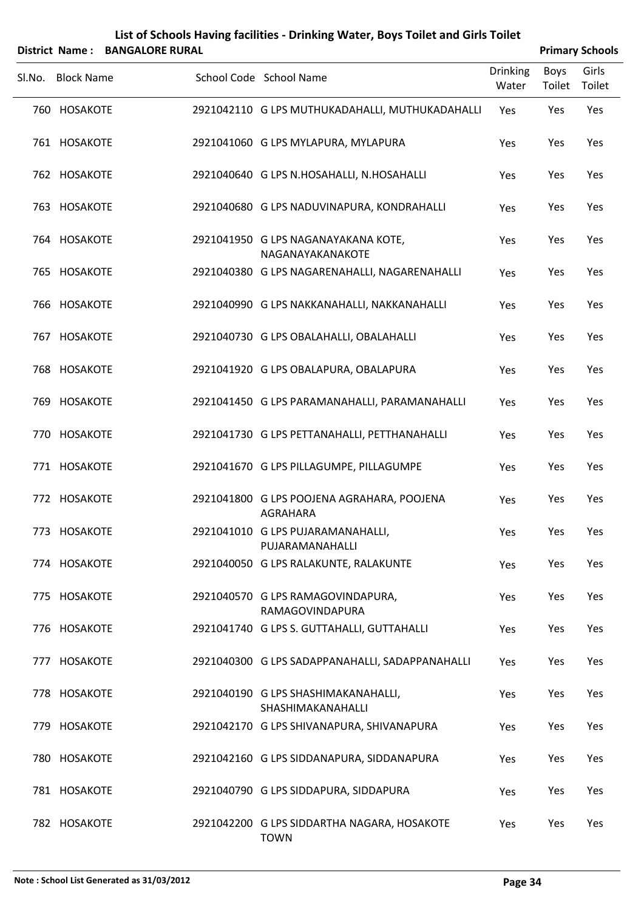# List of Schools Having facilities - Drinking Water, Boys Toilet and Girls Toilet

**District Name : BANGALORE RURAL** **Primary Schools**

| Sl.No. | Block Name | School Code | School Name | Drinking Water | Boys Toilet | Girls Toilet |
|---|---|---|---|---|---|---|
| 760 | HOSAKOTE | 2921042110 | G LPS MUTHUKADAHALLI, MUTHUKADAHALLI | Yes | Yes | Yes |
| 761 | HOSAKOTE | 2921041060 | G LPS MYLAPURA, MYLAPURA | Yes | Yes | Yes |
| 762 | HOSAKOTE | 2921040640 | G LPS N.HOSAHALLI, N.HOSAHALLI | Yes | Yes | Yes |
| 763 | HOSAKOTE | 2921040680 | G LPS NADUVINAPURA, KONDRAHALLI | Yes | Yes | Yes |
| 764 | HOSAKOTE | 2921041950 | G LPS NAGANAYAKANA KOTE, NAGANAYAKANAKOTE | Yes | Yes | Yes |
| 765 | HOSAKOTE | 2921040380 | G LPS NAGARENAHALLI, NAGARENAHALLI | Yes | Yes | Yes |
| 766 | HOSAKOTE | 2921040990 | G LPS NAKKANAHALLI, NAKKANAHALLI | Yes | Yes | Yes |
| 767 | HOSAKOTE | 2921040730 | G LPS OBALAHALLI, OBALAHALLI | Yes | Yes | Yes |
| 768 | HOSAKOTE | 2921041920 | G LPS OBALAPURA, OBALAPURA | Yes | Yes | Yes |
| 769 | HOSAKOTE | 2921041450 | G LPS PARAMANAHALLI, PARAMANAHALLI | Yes | Yes | Yes |
| 770 | HOSAKOTE | 2921041730 | G LPS PETTANAHALLI, PETTHANAHALLI | Yes | Yes | Yes |
| 771 | HOSAKOTE | 2921041670 | G LPS PILLAGUMPE, PILLAGUMPE | Yes | Yes | Yes |
| 772 | HOSAKOTE | 2921041800 | G LPS POOJENA AGRAHARA, POOJENA AGRAHARA | Yes | Yes | Yes |
| 773 | HOSAKOTE | 2921041010 | G LPS PUJARAMANAHALLI, PUJARAMANAHALLI | Yes | Yes | Yes |
| 774 | HOSAKOTE | 2921040050 | G LPS RALAKUNTE, RALAKUNTE | Yes | Yes | Yes |
| 775 | HOSAKOTE | 2921040570 | G LPS RAMAGOVINDAPURA, RAMAGOVINDAPURA | Yes | Yes | Yes |
| 776 | HOSAKOTE | 2921041740 | G LPS S. GUTTAHALLI, GUTTAHALLI | Yes | Yes | Yes |
| 777 | HOSAKOTE | 2921040300 | G LPS SADAPPANAHALLI, SADAPPANAHALLI | Yes | Yes | Yes |
| 778 | HOSAKOTE | 2921040190 | G LPS SHASHIMAKANAHALLI, SHASHIMAKANAHALLI | Yes | Yes | Yes |
| 779 | HOSAKOTE | 2921042170 | G LPS SHIVANAPURA, SHIVANAPURA | Yes | Yes | Yes |
| 780 | HOSAKOTE | 2921042160 | G LPS SIDDANAPURA, SIDDANAPURA | Yes | Yes | Yes |
| 781 | HOSAKOTE | 2921040790 | G LPS SIDDAPURA, SIDDAPURA | Yes | Yes | Yes |
| 782 | HOSAKOTE | 2921042200 | G LPS SIDDARTHA NAGARA, HOSAKOTE TOWN | Yes | Yes | Yes |

**Note : School List Generated as 31/03/2012**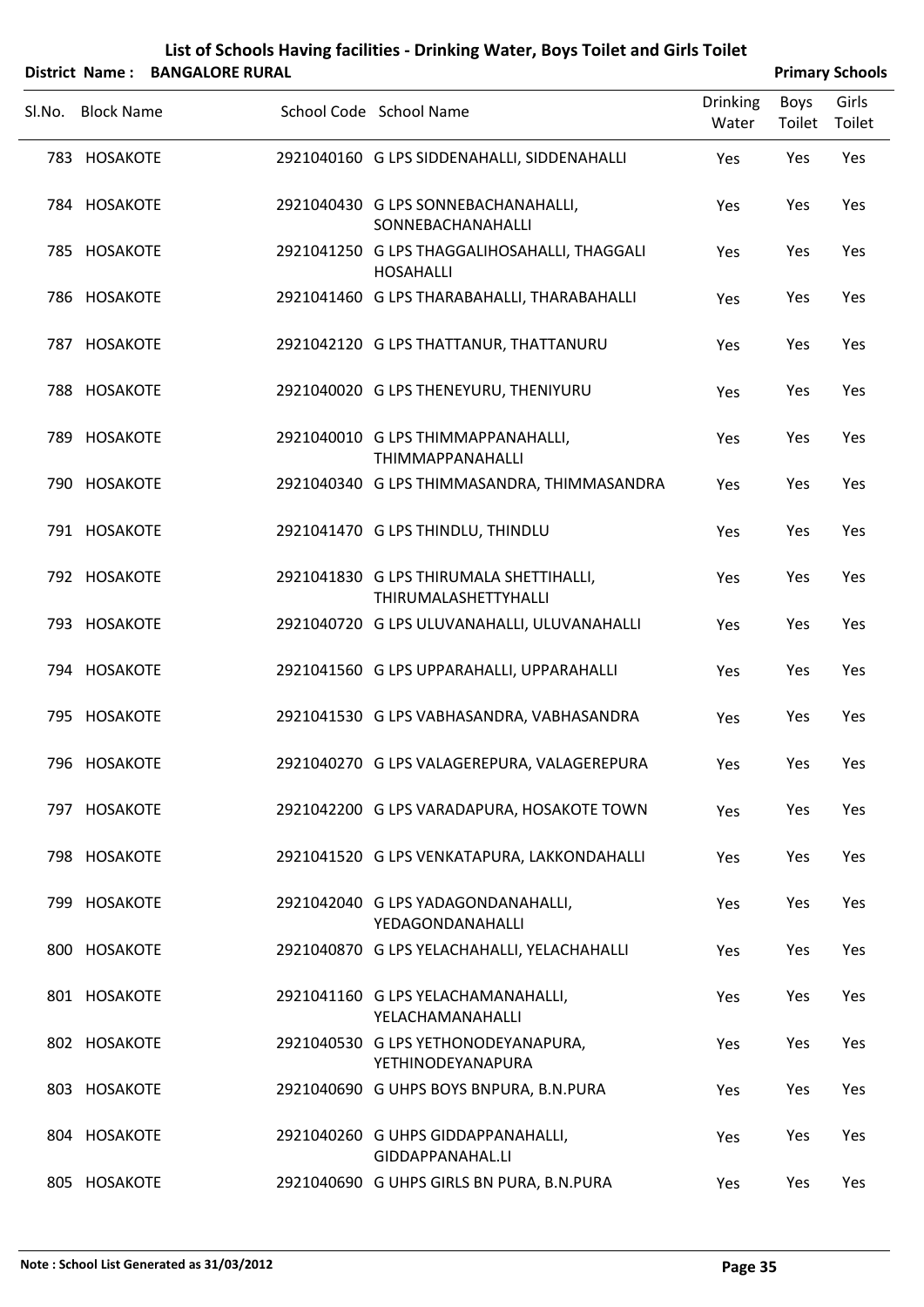# List of Schools Having facilities - Drinking Water, Boys Toilet and Girls Toilet

**District Name : BANGALORE RURAL** **Primary Schools**

| Sl.No. | Block Name | School Code | School Name | Drinking Water | Boys Toilet | Girls Toilet |
|---|---|---|---|---|---|---|
| 783 | HOSAKOTE | 2921040160 | G LPS SIDDENAHALLI, SIDDENAHALLI | Yes | Yes | Yes |
| 784 | HOSAKOTE | 2921040430 | G LPS SONNEBACHANAHALLI, SONNEBACHANAHALLI | Yes | Yes | Yes |
| 785 | HOSAKOTE | 2921041250 | G LPS THAGGALIHOSAHALLI, THAGGALI HOSAHALLI | Yes | Yes | Yes |
| 786 | HOSAKOTE | 2921041460 | G LPS THARABAHALLI, THARABAHALLI | Yes | Yes | Yes |
| 787 | HOSAKOTE | 2921042120 | G LPS THATTANUR, THATTANURU | Yes | Yes | Yes |
| 788 | HOSAKOTE | 2921040020 | G LPS THENEYURU, THENIYURU | Yes | Yes | Yes |
| 789 | HOSAKOTE | 2921040010 | G LPS THIMMAPPANAHALLI, THIMMAPPANAHALLI | Yes | Yes | Yes |
| 790 | HOSAKOTE | 2921040340 | G LPS THIMMASANDRA, THIMMASANDRA | Yes | Yes | Yes |
| 791 | HOSAKOTE | 2921041470 | G LPS THINDLU, THINDLU | Yes | Yes | Yes |
| 792 | HOSAKOTE | 2921041830 | G LPS THIRUMALA SHETTIHALLI, THIRUMALASHETTYHALLI | Yes | Yes | Yes |
| 793 | HOSAKOTE | 2921040720 | G LPS ULUVANAHALLI, ULUVANAHALLI | Yes | Yes | Yes |
| 794 | HOSAKOTE | 2921041560 | G LPS UPPARAHALLI, UPPARAHALLI | Yes | Yes | Yes |
| 795 | HOSAKOTE | 2921041530 | G LPS VABHASANDRA, VABHASANDRA | Yes | Yes | Yes |
| 796 | HOSAKOTE | 2921040270 | G LPS VALAGEREPURA, VALAGEREPURA | Yes | Yes | Yes |
| 797 | HOSAKOTE | 2921042200 | G LPS VARADAPURA, HOSAKOTE TOWN | Yes | Yes | Yes |
| 798 | HOSAKOTE | 2921041520 | G LPS VENKATAPURA, LAKKONDAHALLI | Yes | Yes | Yes |
| 799 | HOSAKOTE | 2921042040 | G LPS YADAGONDANAHALLI, YEDAGONDANAHALLI | Yes | Yes | Yes |
| 800 | HOSAKOTE | 2921040870 | G LPS YELACHAHALLI, YELACHAHALLI | Yes | Yes | Yes |
| 801 | HOSAKOTE | 2921041160 | G LPS YELACHAMANAHALLI, YELACHAMANAHALLI | Yes | Yes | Yes |
| 802 | HOSAKOTE | 2921040530 | G LPS YETHONODEYANAPURA, YETHINODEYANAPURA | Yes | Yes | Yes |
| 803 | HOSAKOTE | 2921040690 | G UHPS BOYS BNPURA, B.N.PURA | Yes | Yes | Yes |
| 804 | HOSAKOTE | 2921040260 | G UHPS GIDDAPPANAHALLI, GIDDAPPANAHAL.LI | Yes | Yes | Yes |
| 805 | HOSAKOTE | 2921040690 | G UHPS GIRLS BN PURA, B.N.PURA | Yes | Yes | Yes |

**Note : School List Generated as 31/03/2012**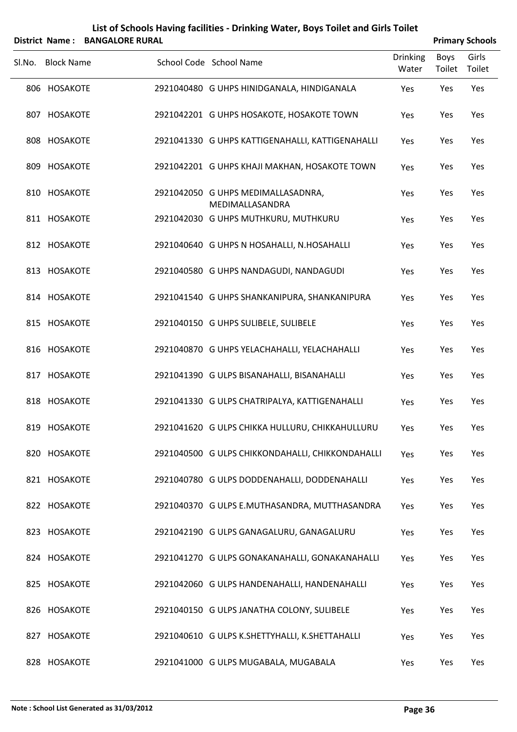# List of Schools Having facilities - Drinking Water, Boys Toilet and Girls Toilet

**District Name : BANGALORE RURAL** **Primary Schools**

| Sl.No. | Block Name | School Code | School Name | Drinking Water | Boys Toilet | Girls Toilet |
|---|---|---|---|---|---|---|
| 806 | HOSAKOTE | 2921040480 | G UHPS HINIDGANALA, HINDIGANALA | Yes | Yes | Yes |
| 807 | HOSAKOTE | 2921042201 | G UHPS HOSAKOTE, HOSAKOTE TOWN | Yes | Yes | Yes |
| 808 | HOSAKOTE | 2921041330 | G UHPS KATTIGENAHALLI, KATTIGENAHALLI | Yes | Yes | Yes |
| 809 | HOSAKOTE | 2921042201 | G UHPS KHAJI MAKHAN, HOSAKOTE TOWN | Yes | Yes | Yes |
| 810 | HOSAKOTE | 2921042050 | G UHPS MEDIMALLASADNRA, MEDIMALLASANDRA | Yes | Yes | Yes |
| 811 | HOSAKOTE | 2921042030 | G UHPS MUTHKURU, MUTHKURU | Yes | Yes | Yes |
| 812 | HOSAKOTE | 2921040640 | G UHPS N HOSAHALLI, N.HOSAHALLI | Yes | Yes | Yes |
| 813 | HOSAKOTE | 2921040580 | G UHPS NANDAGUDI, NANDAGUDI | Yes | Yes | Yes |
| 814 | HOSAKOTE | 2921041540 | G UHPS SHANKANIPURA, SHANKANIPURA | Yes | Yes | Yes |
| 815 | HOSAKOTE | 2921040150 | G UHPS SULIBELE, SULIBELE | Yes | Yes | Yes |
| 816 | HOSAKOTE | 2921040870 | G UHPS YELACHAHALLI, YELACHAHALLI | Yes | Yes | Yes |
| 817 | HOSAKOTE | 2921041390 | G ULPS BISANAHALLI, BISANAHALLI | Yes | Yes | Yes |
| 818 | HOSAKOTE | 2921041330 | G ULPS CHATRIPALYA, KATTIGENAHALLI | Yes | Yes | Yes |
| 819 | HOSAKOTE | 2921041620 | G ULPS CHIKKA HULLURU, CHIKKAHULLURU | Yes | Yes | Yes |
| 820 | HOSAKOTE | 2921040500 | G ULPS CHIKKONDAHALLI, CHIKKONDAHALLI | Yes | Yes | Yes |
| 821 | HOSAKOTE | 2921040780 | G ULPS DODDENAHALLI, DODDENAHALLI | Yes | Yes | Yes |
| 822 | HOSAKOTE | 2921040370 | G ULPS E.MUTHASANDRA, MUTTHASANDRA | Yes | Yes | Yes |
| 823 | HOSAKOTE | 2921042190 | G ULPS GANAGALURU, GANAGALURU | Yes | Yes | Yes |
| 824 | HOSAKOTE | 2921041270 | G ULPS GONAKANAHALLI, GONAKANAHALLI | Yes | Yes | Yes |
| 825 | HOSAKOTE | 2921042060 | G ULPS HANDENAHALLI, HANDENAHALLI | Yes | Yes | Yes |
| 826 | HOSAKOTE | 2921040150 | G ULPS JANATHA COLONY, SULIBELE | Yes | Yes | Yes |
| 827 | HOSAKOTE | 2921040610 | G ULPS K.SHETTYHALLI, K.SHETTAHALLI | Yes | Yes | Yes |
| 828 | HOSAKOTE | 2921041000 | G ULPS MUGABALA, MUGABALA | Yes | Yes | Yes |

**Note : School List Generated as 31/03/2012**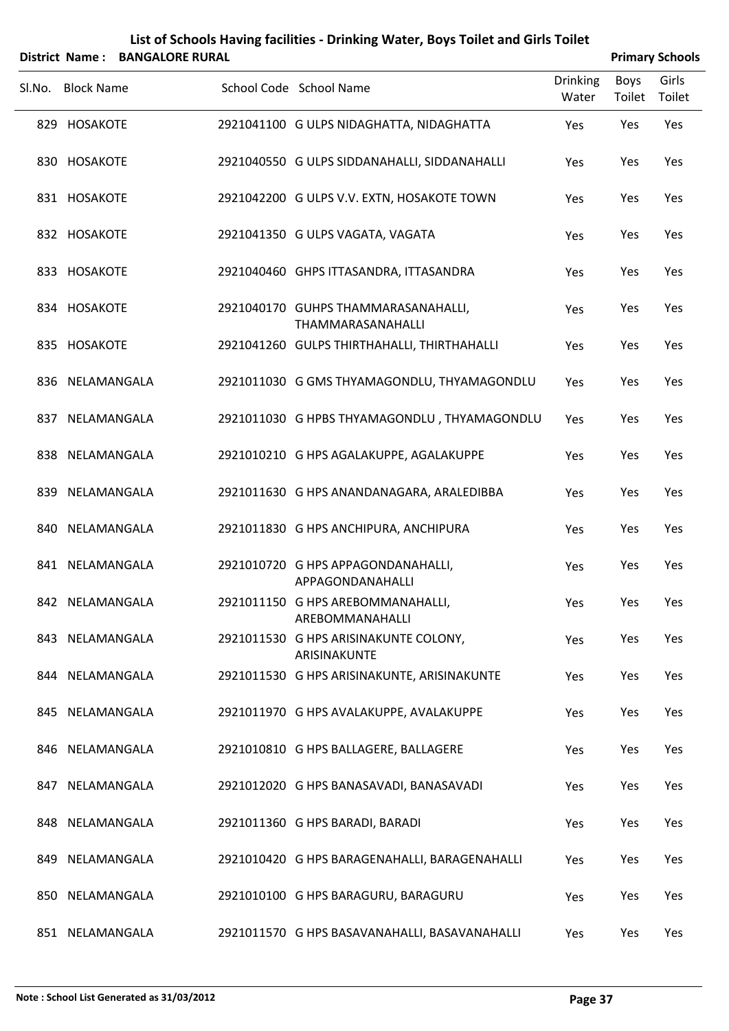# List of Schools Having facilities - Drinking Water, Boys Toilet and Girls Toilet

**District Name : BANGALORE RURAL** — **Primary Schools**

| Sl.No. | Block Name | School Code | School Name | Drinking Water | Boys Toilet | Girls Toilet |
|---|---|---|---|---|---|---|
| 829 | HOSAKOTE | 2921041100 | G ULPS NIDAGHATTA, NIDAGHATTA | Yes | Yes | Yes |
| 830 | HOSAKOTE | 2921040550 | G ULPS SIDDANAHALLI, SIDDANAHALLI | Yes | Yes | Yes |
| 831 | HOSAKOTE | 2921042200 | G ULPS V.V. EXTN, HOSAKOTE TOWN | Yes | Yes | Yes |
| 832 | HOSAKOTE | 2921041350 | G ULPS VAGATA, VAGATA | Yes | Yes | Yes |
| 833 | HOSAKOTE | 2921040460 | GHPS ITTASANDRA, ITTASANDRA | Yes | Yes | Yes |
| 834 | HOSAKOTE | 2921040170 | GUHPS THAMMARASANAHALLI, THAMMARASANAHALLI | Yes | Yes | Yes |
| 835 | HOSAKOTE | 2921041260 | GULPS THIRTHAHALLI, THIRTHAHALLI | Yes | Yes | Yes |
| 836 | NELAMANGALA | 2921011030 | G GMS THYAMAGONDLU, THYAMAGONDLU | Yes | Yes | Yes |
| 837 | NELAMANGALA | 2921011030 | G HPBS THYAMAGONDLU , THYAMAGONDLU | Yes | Yes | Yes |
| 838 | NELAMANGALA | 2921010210 | G HPS AGALAKUPPE, AGALAKUPPE | Yes | Yes | Yes |
| 839 | NELAMANGALA | 2921011630 | G HPS ANANDANAGARA, ARALEDIBBA | Yes | Yes | Yes |
| 840 | NELAMANGALA | 2921011830 | G HPS ANCHIPURA, ANCHIPURA | Yes | Yes | Yes |
| 841 | NELAMANGALA | 2921010720 | G HPS APPAGONDANAHALLI, APPAGONDANAHALLI | Yes | Yes | Yes |
| 842 | NELAMANGALA | 2921011150 | G HPS AREBOMMANAHALLI, AREBOMMANAHALLI | Yes | Yes | Yes |
| 843 | NELAMANGALA | 2921011530 | G HPS ARISINAKUNTE COLONY, ARISINAKUNTE | Yes | Yes | Yes |
| 844 | NELAMANGALA | 2921011530 | G HPS ARISINAKUNTE, ARISINAKUNTE | Yes | Yes | Yes |
| 845 | NELAMANGALA | 2921011970 | G HPS AVALAKUPPE, AVALAKUPPE | Yes | Yes | Yes |
| 846 | NELAMANGALA | 2921010810 | G HPS BALLAGERE, BALLAGERE | Yes | Yes | Yes |
| 847 | NELAMANGALA | 2921012020 | G HPS BANASAVADI, BANASAVADI | Yes | Yes | Yes |
| 848 | NELAMANGALA | 2921011360 | G HPS BARADI, BARADI | Yes | Yes | Yes |
| 849 | NELAMANGALA | 2921010420 | G HPS BARAGENAHALLI, BARAGENAHALLI | Yes | Yes | Yes |
| 850 | NELAMANGALA | 2921010100 | G HPS BARAGURU, BARAGURU | Yes | Yes | Yes |
| 851 | NELAMANGALA | 2921011570 | G HPS BASAVANAHALLI, BASAVANAHALLI | Yes | Yes | Yes |

**Note : School List Generated as 31/03/2012**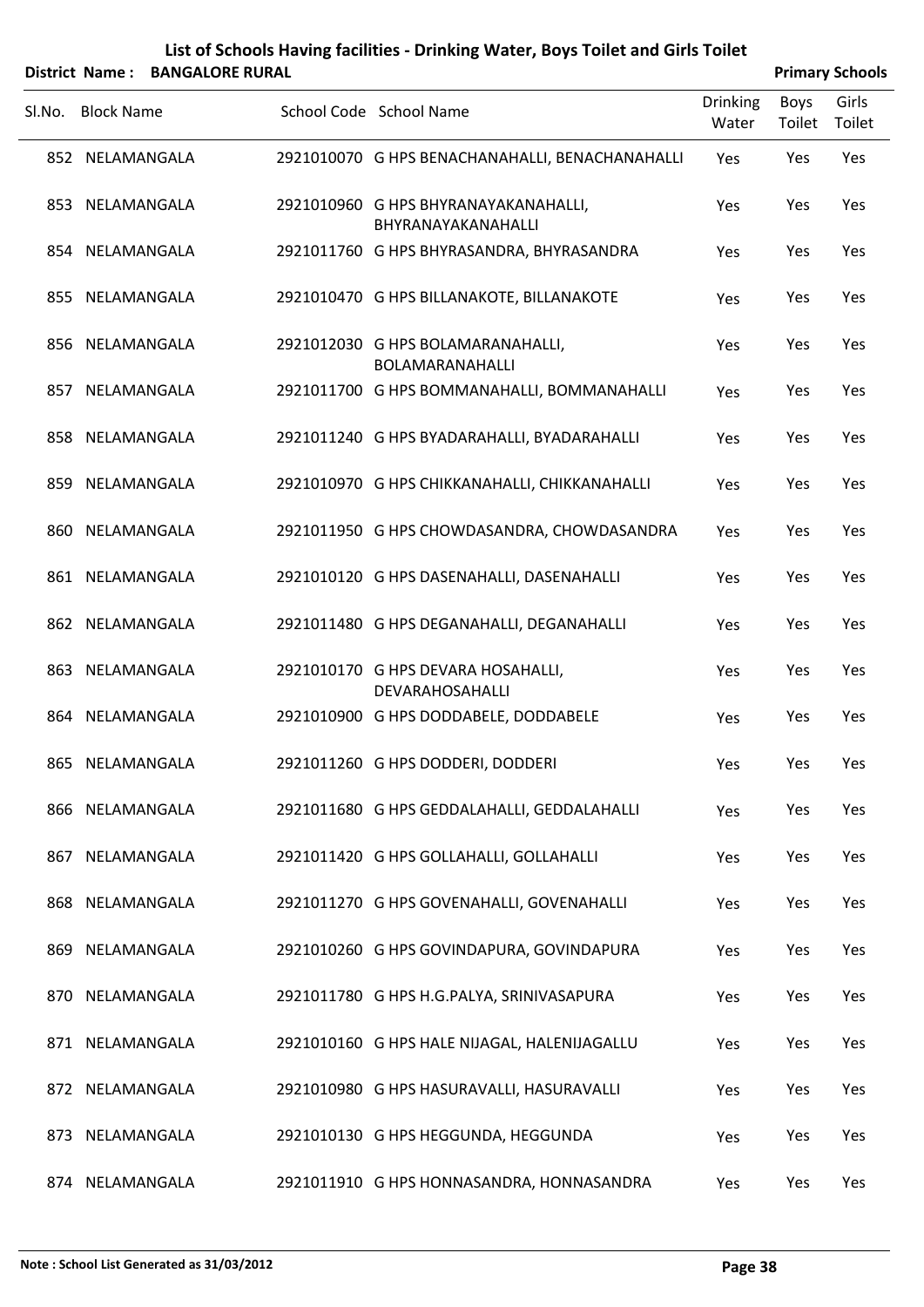# List of Schools Having facilities - Drinking Water, Boys Toilet and Girls Toilet

**District Name : BANGALORE RURAL** — **Primary Schools**

| Sl.No. | Block Name | School Code | School Name | Drinking Water | Boys Toilet | Girls Toilet |
|---|---|---|---|---|---|---|
| 852 | NELAMANGALA | 2921010070 | G HPS BENACHANAHALLI, BENACHANAHALLI | Yes | Yes | Yes |
| 853 | NELAMANGALA | 2921010960 | G HPS BHYRANAYAKANAHALLI, BHYRANAYAKANAHALLI | Yes | Yes | Yes |
| 854 | NELAMANGALA | 2921011760 | G HPS BHYRASANDRA, BHYRASANDRA | Yes | Yes | Yes |
| 855 | NELAMANGALA | 2921010470 | G HPS BILLANAKOTE, BILLANAKOTE | Yes | Yes | Yes |
| 856 | NELAMANGALA | 2921012030 | G HPS BOLAMARANAHALLI, BOLAMARANAHALLI | Yes | Yes | Yes |
| 857 | NELAMANGALA | 2921011700 | G HPS BOMMANAHALLI, BOMMANAHALLI | Yes | Yes | Yes |
| 858 | NELAMANGALA | 2921011240 | G HPS BYADARAHALLI, BYADARAHALLI | Yes | Yes | Yes |
| 859 | NELAMANGALA | 2921010970 | G HPS CHIKKANAHALLI, CHIKKANAHALLI | Yes | Yes | Yes |
| 860 | NELAMANGALA | 2921011950 | G HPS CHOWDASANDRA, CHOWDASANDRA | Yes | Yes | Yes |
| 861 | NELAMANGALA | 2921010120 | G HPS DASENAHALLI, DASENAHALLI | Yes | Yes | Yes |
| 862 | NELAMANGALA | 2921011480 | G HPS DEGANAHALLI, DEGANAHALLI | Yes | Yes | Yes |
| 863 | NELAMANGALA | 2921010170 | G HPS DEVARA HOSAHALLI, DEVARAHOSAHALLI | Yes | Yes | Yes |
| 864 | NELAMANGALA | 2921010900 | G HPS DODDABELE, DODDABELE | Yes | Yes | Yes |
| 865 | NELAMANGALA | 2921011260 | G HPS DODDERI, DODDERI | Yes | Yes | Yes |
| 866 | NELAMANGALA | 2921011680 | G HPS GEDDALAHALLI, GEDDALAHALLI | Yes | Yes | Yes |
| 867 | NELAMANGALA | 2921011420 | G HPS GOLLAHALLI, GOLLAHALLI | Yes | Yes | Yes |
| 868 | NELAMANGALA | 2921011270 | G HPS GOVENAHALLI, GOVENAHALLI | Yes | Yes | Yes |
| 869 | NELAMANGALA | 2921010260 | G HPS GOVINDAPURA, GOVINDAPURA | Yes | Yes | Yes |
| 870 | NELAMANGALA | 2921011780 | G HPS H.G.PALYA, SRINIVASAPURA | Yes | Yes | Yes |
| 871 | NELAMANGALA | 2921010160 | G HPS HALE NIJAGAL, HALENIJAGALLU | Yes | Yes | Yes |
| 872 | NELAMANGALA | 2921010980 | G HPS HASURAVALLI, HASURAVALLI | Yes | Yes | Yes |
| 873 | NELAMANGALA | 2921010130 | G HPS HEGGUNDA, HEGGUNDA | Yes | Yes | Yes |
| 874 | NELAMANGALA | 2921011910 | G HPS HONNASANDRA, HONNASANDRA | Yes | Yes | Yes |

**Note : School List Generated as 31/03/2012**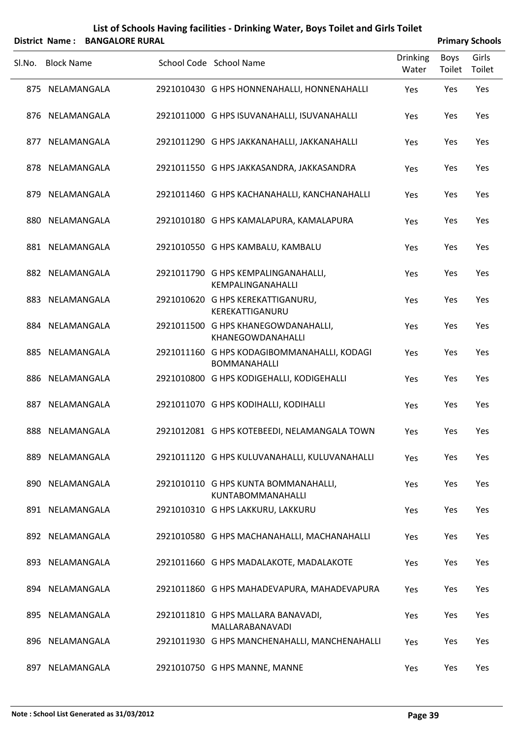# List of Schools Having facilities - Drinking Water, Boys Toilet and Girls Toilet

**District Name : BANGALORE RURAL** | **Primary Schools**

| Sl.No. | Block Name | School Code | School Name | Drinking Water | Boys Toilet | Girls Toilet |
|---|---|---|---|---|---|---|
| 875 | NELAMANGALA | 2921010430 | G HPS HONNENAHALLI, HONNENAHALLI | Yes | Yes | Yes |
| 876 | NELAMANGALA | 2921011000 | G HPS ISUVANAHALLI, ISUVANAHALLI | Yes | Yes | Yes |
| 877 | NELAMANGALA | 2921011290 | G HPS JAKKANAHALLI, JAKKANAHALLI | Yes | Yes | Yes |
| 878 | NELAMANGALA | 2921011550 | G HPS JAKKASANDRA, JAKKASANDRA | Yes | Yes | Yes |
| 879 | NELAMANGALA | 2921011460 | G HPS KACHANAHALLI, KANCHANAHALLI | Yes | Yes | Yes |
| 880 | NELAMANGALA | 2921010180 | G HPS KAMALAPURA, KAMALAPURA | Yes | Yes | Yes |
| 881 | NELAMANGALA | 2921010550 | G HPS KAMBALU, KAMBALU | Yes | Yes | Yes |
| 882 | NELAMANGALA | 2921011790 | G HPS KEMPALINGANAHALLI, KEMPALINGANAHALLI | Yes | Yes | Yes |
| 883 | NELAMANGALA | 2921010620 | G HPS KEREKATTIGANURU, KEREKATTIGANURU | Yes | Yes | Yes |
| 884 | NELAMANGALA | 2921011500 | G HPS KHANEGOWDANAHALLI, KHANEGOWDANAHALLI | Yes | Yes | Yes |
| 885 | NELAMANGALA | 2921011160 | G HPS KODAGIBOMMANAHALLI, KODAGI BOMMANAHALLI | Yes | Yes | Yes |
| 886 | NELAMANGALA | 2921010800 | G HPS KODIGEHALLI, KODIGEHALLI | Yes | Yes | Yes |
| 887 | NELAMANGALA | 2921011070 | G HPS KODIHALLI, KODIHALLI | Yes | Yes | Yes |
| 888 | NELAMANGALA | 2921012081 | G HPS KOTEBEEDI, NELAMANGALA TOWN | Yes | Yes | Yes |
| 889 | NELAMANGALA | 2921011120 | G HPS KULUVANAHALLI, KULUVANAHALLI | Yes | Yes | Yes |
| 890 | NELAMANGALA | 2921010110 | G HPS KUNTA BOMMANAHALLI, KUNTABOMMANAHALLI | Yes | Yes | Yes |
| 891 | NELAMANGALA | 2921010310 | G HPS LAKKURU, LAKKURU | Yes | Yes | Yes |
| 892 | NELAMANGALA | 2921010580 | G HPS MACHANAHALLI, MACHANAHALLI | Yes | Yes | Yes |
| 893 | NELAMANGALA | 2921011660 | G HPS MADALAKOTE, MADALAKOTE | Yes | Yes | Yes |
| 894 | NELAMANGALA | 2921011860 | G HPS MAHADEVAPURA, MAHADEVAPURA | Yes | Yes | Yes |
| 895 | NELAMANGALA | 2921011810 | G HPS MALLARA BANAVADI, MALLARABANAVADI | Yes | Yes | Yes |
| 896 | NELAMANGALA | 2921011930 | G HPS MANCHENAHALLI, MANCHENAHALLI | Yes | Yes | Yes |
| 897 | NELAMANGALA | 2921010750 | G HPS MANNE, MANNE | Yes | Yes | Yes |

Note : School List Generated as 31/03/2012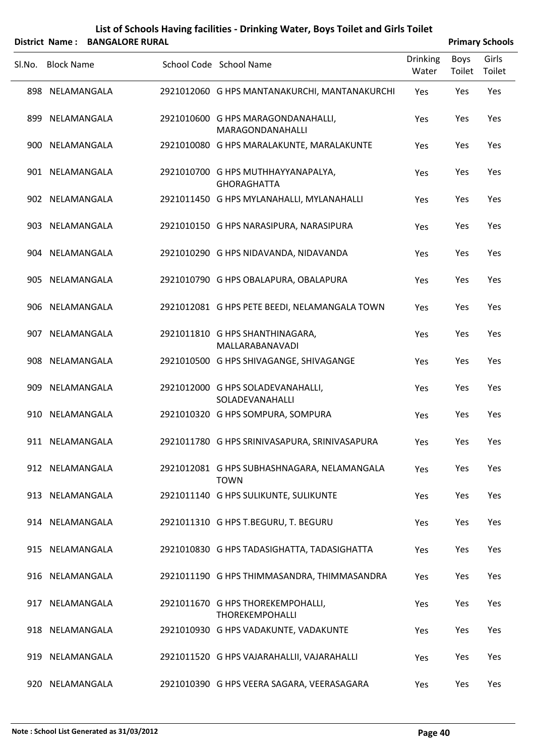# List of Schools Having facilities - Drinking Water, Boys Toilet and Girls Toilet

**District Name : BANGALORE RURAL** **Primary Schools**

| Sl.No. | Block Name | School Code | School Name | Drinking Water | Boys Toilet | Girls Toilet |
|---|---|---|---|---|---|---|
| 898 | NELAMANGALA | 2921012060 | G HPS MANTANAKURCHI, MANTANAKURCHI | Yes | Yes | Yes |
| 899 | NELAMANGALA | 2921010600 | G HPS MARAGONDANAHALLI, MARAGONDANAHALLI | Yes | Yes | Yes |
| 900 | NELAMANGALA | 2921010080 | G HPS MARALAKUNTE, MARALAKUNTE | Yes | Yes | Yes |
| 901 | NELAMANGALA | 2921010700 | G HPS MUTHHAYYANAPALYA, GHORAGHATTA | Yes | Yes | Yes |
| 902 | NELAMANGALA | 2921011450 | G HPS MYLANAHALLI, MYLANAHALLI | Yes | Yes | Yes |
| 903 | NELAMANGALA | 2921010150 | G HPS NARASIPURA, NARASIPURA | Yes | Yes | Yes |
| 904 | NELAMANGALA | 2921010290 | G HPS NIDAVANDA, NIDAVANDA | Yes | Yes | Yes |
| 905 | NELAMANGALA | 2921010790 | G HPS OBALAPURA, OBALAPURA | Yes | Yes | Yes |
| 906 | NELAMANGALA | 2921012081 | G HPS PETE BEEDI, NELAMANGALA TOWN | Yes | Yes | Yes |
| 907 | NELAMANGALA | 2921011810 | G HPS SHANTHINAGARA, MALLARABANAVADI | Yes | Yes | Yes |
| 908 | NELAMANGALA | 2921010500 | G HPS SHIVAGANGE, SHIVAGANGE | Yes | Yes | Yes |
| 909 | NELAMANGALA | 2921012000 | G HPS SOLADEVANAHALLI, SOLADEVANAHALLI | Yes | Yes | Yes |
| 910 | NELAMANGALA | 2921010320 | G HPS SOMPURA, SOMPURA | Yes | Yes | Yes |
| 911 | NELAMANGALA | 2921011780 | G HPS SRINIVASAPURA, SRINIVASAPURA | Yes | Yes | Yes |
| 912 | NELAMANGALA | 2921012081 | G HPS SUBHASHNAGARA, NELAMANGALA TOWN | Yes | Yes | Yes |
| 913 | NELAMANGALA | 2921011140 | G HPS SULIKUNTE, SULIKUNTE | Yes | Yes | Yes |
| 914 | NELAMANGALA | 2921011310 | G HPS T.BEGURU, T. BEGURU | Yes | Yes | Yes |
| 915 | NELAMANGALA | 2921010830 | G HPS TADASIGHATTA, TADASIGHATTA | Yes | Yes | Yes |
| 916 | NELAMANGALA | 2921011190 | G HPS THIMMASANDRA, THIMMASANDRA | Yes | Yes | Yes |
| 917 | NELAMANGALA | 2921011670 | G HPS THOREKEMPOHALLI, THOREKEMPOHALLI | Yes | Yes | Yes |
| 918 | NELAMANGALA | 2921010930 | G HPS VADAKUNTE, VADAKUNTE | Yes | Yes | Yes |
| 919 | NELAMANGALA | 2921011520 | G HPS VAJARAHALLII, VAJARAHALLI | Yes | Yes | Yes |
| 920 | NELAMANGALA | 2921010390 | G HPS VEERA SAGARA, VEERASAGARA | Yes | Yes | Yes |

**Note : School List Generated as 31/03/2012**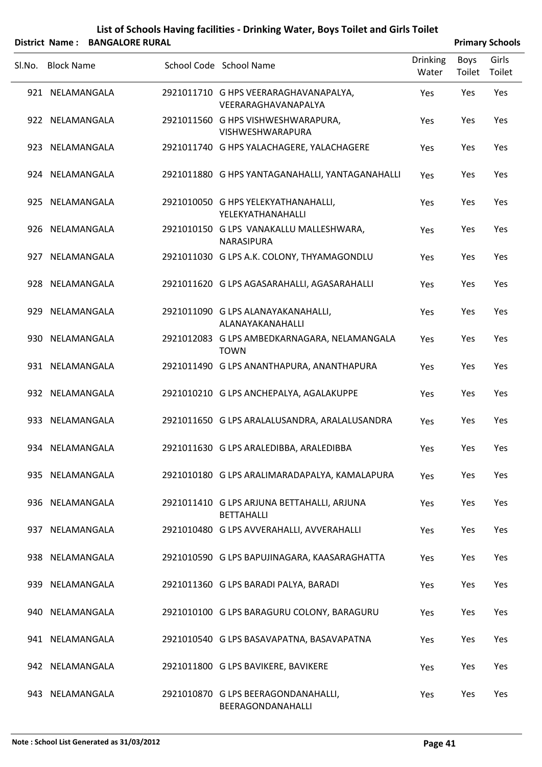# List of Schools Having facilities - Drinking Water, Boys Toilet and Girls Toilet

**District Name : BANGALORE RURAL** **Primary Schools**

| Sl.No. | Block Name | School Code | School Name | Drinking Water | Boys Toilet | Girls Toilet |
|---|---|---|---|---|---|---|
| 921 | NELAMANGALA | 2921011710 | G HPS VEERARAGHAVANAPALYA, VEERARAGHAVANAPALYA | Yes | Yes | Yes |
| 922 | NELAMANGALA | 2921011560 | G HPS VISHWESHWARAPURA, VISHWESHWARAPURA | Yes | Yes | Yes |
| 923 | NELAMANGALA | 2921011740 | G HPS YALACHAGERE, YALACHAGERE | Yes | Yes | Yes |
| 924 | NELAMANGALA | 2921011880 | G HPS YANTAGANAHALLI, YANTAGANAHALLI | Yes | Yes | Yes |
| 925 | NELAMANGALA | 2921010050 | G HPS YELEKYATHANAHALLI, YELEKYATHANAHALLI | Yes | Yes | Yes |
| 926 | NELAMANGALA | 2921010150 | G LPS VANAKALLU MALLESHWARA, NARASIPURA | Yes | Yes | Yes |
| 927 | NELAMANGALA | 2921011030 | G LPS A.K. COLONY, THYAMAGONDLU | Yes | Yes | Yes |
| 928 | NELAMANGALA | 2921011620 | G LPS AGASARAHALLI, AGASARAHALLI | Yes | Yes | Yes |
| 929 | NELAMANGALA | 2921011090 | G LPS ALANAYAKANAHALLI, ALANAYAKANAHALLI | Yes | Yes | Yes |
| 930 | NELAMANGALA | 2921012083 | G LPS AMBEDKARNAGARA, NELAMANGALA TOWN | Yes | Yes | Yes |
| 931 | NELAMANGALA | 2921011490 | G LPS ANANTHAPURA, ANANTHAPURA | Yes | Yes | Yes |
| 932 | NELAMANGALA | 2921010210 | G LPS ANCHEPALYA, AGALAKUPPE | Yes | Yes | Yes |
| 933 | NELAMANGALA | 2921011650 | G LPS ARALALUSANDRA, ARALALUSANDRA | Yes | Yes | Yes |
| 934 | NELAMANGALA | 2921011630 | G LPS ARALEDIBBA, ARALEDIBBA | Yes | Yes | Yes |
| 935 | NELAMANGALA | 2921010180 | G LPS ARALIMARADAPALYA, KAMALAPURA | Yes | Yes | Yes |
| 936 | NELAMANGALA | 2921011410 | G LPS ARJUNA BETTAHALLI, ARJUNA BETTAHALLI | Yes | Yes | Yes |
| 937 | NELAMANGALA | 2921010480 | G LPS AVVERAHALLI, AVVERAHALLI | Yes | Yes | Yes |
| 938 | NELAMANGALA | 2921010590 | G LPS BAPUJINAGARA, KAASARAGHATTA | Yes | Yes | Yes |
| 939 | NELAMANGALA | 2921011360 | G LPS BARADI PALYA, BARADI | Yes | Yes | Yes |
| 940 | NELAMANGALA | 2921010100 | G LPS BARAGURU COLONY, BARAGURU | Yes | Yes | Yes |
| 941 | NELAMANGALA | 2921010540 | G LPS BASAVAPATNA, BASAVAPATNA | Yes | Yes | Yes |
| 942 | NELAMANGALA | 2921011800 | G LPS BAVIKERE, BAVIKERE | Yes | Yes | Yes |
| 943 | NELAMANGALA | 2921010870 | G LPS BEERAGONDANAHALLI, BEERAGONDANAHALLI | Yes | Yes | Yes |

Note : School List Generated as 31/03/2012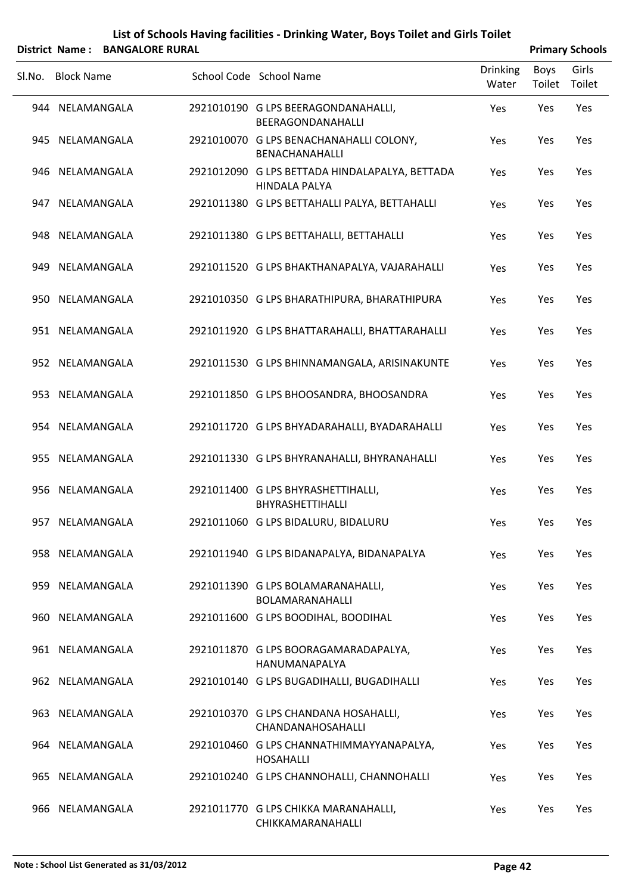# List of Schools Having facilities - Drinking Water, Boys Toilet and Girls Toilet

**District Name : BANGALORE RURAL** **Primary Schools**

| Sl.No. | Block Name | School Code | School Name | Drinking Water | Boys Toilet | Girls Toilet |
|---|---|---|---|---|---|---|
| 944 | NELAMANGALA | 2921010190 | G LPS BEERAGONDANAHALLI, BEERAGONDANAHALLI | Yes | Yes | Yes |
| 945 | NELAMANGALA | 2921010070 | G LPS BENACHANAHALLI COLONY, BENACHANAHALLI | Yes | Yes | Yes |
| 946 | NELAMANGALA | 2921012090 | G LPS BETTADA HINDALAPALYA, BETTADA HINDALA PALYA | Yes | Yes | Yes |
| 947 | NELAMANGALA | 2921011380 | G LPS BETTAHALLI PALYA, BETTAHALLI | Yes | Yes | Yes |
| 948 | NELAMANGALA | 2921011380 | G LPS BETTAHALLI, BETTAHALLI | Yes | Yes | Yes |
| 949 | NELAMANGALA | 2921011520 | G LPS BHAKTHANAPALYA, VAJARAHALLI | Yes | Yes | Yes |
| 950 | NELAMANGALA | 2921010350 | G LPS BHARATHIPURA, BHARATHIPURA | Yes | Yes | Yes |
| 951 | NELAMANGALA | 2921011920 | G LPS BHATTARAHALLI, BHATTARAHALLI | Yes | Yes | Yes |
| 952 | NELAMANGALA | 2921011530 | G LPS BHINNAMANGALA, ARISINAKUNTE | Yes | Yes | Yes |
| 953 | NELAMANGALA | 2921011850 | G LPS BHOOSANDRA, BHOOSANDRA | Yes | Yes | Yes |
| 954 | NELAMANGALA | 2921011720 | G LPS BHYADARAHALLI, BYADARAHALLI | Yes | Yes | Yes |
| 955 | NELAMANGALA | 2921011330 | G LPS BHYRANAHALLI, BHYRANAHALLI | Yes | Yes | Yes |
| 956 | NELAMANGALA | 2921011400 | G LPS BHYRASHETTIHALLI, BHYRASHETTIHALLI | Yes | Yes | Yes |
| 957 | NELAMANGALA | 2921011060 | G LPS BIDALURU, BIDALURU | Yes | Yes | Yes |
| 958 | NELAMANGALA | 2921011940 | G LPS BIDANAPALYA, BIDANAPALYA | Yes | Yes | Yes |
| 959 | NELAMANGALA | 2921011390 | G LPS BOLAMARANAHALLI, BOLAMARANAHALLI | Yes | Yes | Yes |
| 960 | NELAMANGALA | 2921011600 | G LPS BOODIHAL, BOODIHAL | Yes | Yes | Yes |
| 961 | NELAMANGALA | 2921011870 | G LPS BOORAGAMARADAPALYA, HANUMANAPALYA | Yes | Yes | Yes |
| 962 | NELAMANGALA | 2921010140 | G LPS BUGADIHALLI, BUGADIHALLI | Yes | Yes | Yes |
| 963 | NELAMANGALA | 2921010370 | G LPS CHANDANA HOSAHALLI, CHANDANAHOSAHALLI | Yes | Yes | Yes |
| 964 | NELAMANGALA | 2921010460 | G LPS CHANNATHIMMAYYANAPALYA, HOSAHALLI | Yes | Yes | Yes |
| 965 | NELAMANGALA | 2921010240 | G LPS CHANNOHALLI, CHANNOHALLI | Yes | Yes | Yes |
| 966 | NELAMANGALA | 2921011770 | G LPS CHIKKA MARANAHALLI, CHIKKAMARANAHALLI | Yes | Yes | Yes |

Note : School List Generated as 31/03/2012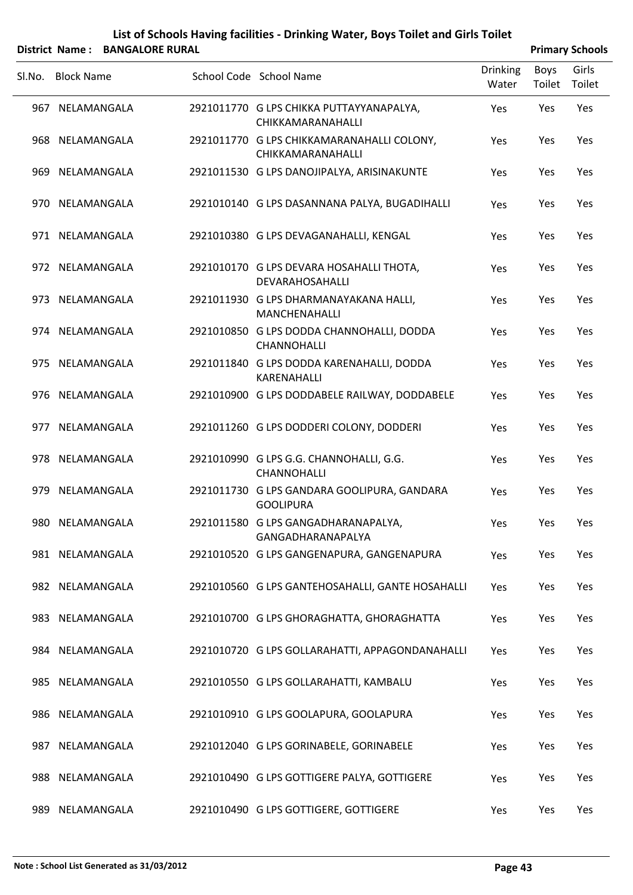# List of Schools Having facilities - Drinking Water, Boys Toilet and Girls Toilet

**District Name : BANGALORE RURAL** **Primary Schools**

| Sl.No. | Block Name | School Code | School Name | Drinking Water | Boys Toilet | Girls Toilet |
|---|---|---|---|---|---|---|
| 967 | NELAMANGALA | 2921011770 | G LPS CHIKKA PUTTAYYANAPALYA, CHIKKAMARANAHALLI | Yes | Yes | Yes |
| 968 | NELAMANGALA | 2921011770 | G LPS CHIKKAMARANAHALLI COLONY, CHIKKAMARANAHALLI | Yes | Yes | Yes |
| 969 | NELAMANGALA | 2921011530 | G LPS DANOJIPALYA, ARISINAKUNTE | Yes | Yes | Yes |
| 970 | NELAMANGALA | 2921010140 | G LPS DASANNANA PALYA, BUGADIHALLI | Yes | Yes | Yes |
| 971 | NELAMANGALA | 2921010380 | G LPS DEVAGANAHALLI, KENGAL | Yes | Yes | Yes |
| 972 | NELAMANGALA | 2921010170 | G LPS DEVARA HOSAHALLI THOTA, DEVARAHOSAHALLI | Yes | Yes | Yes |
| 973 | NELAMANGALA | 2921011930 | G LPS DHARMANAYAKANA HALLI, MANCHENAHALLI | Yes | Yes | Yes |
| 974 | NELAMANGALA | 2921010850 | G LPS DODDA CHANNOHALLI, DODDA CHANNOHALLI | Yes | Yes | Yes |
| 975 | NELAMANGALA | 2921011840 | G LPS DODDA KARENAHALLI, DODDA KARENAHALLI | Yes | Yes | Yes |
| 976 | NELAMANGALA | 2921010900 | G LPS DODDABELE RAILWAY, DODDABELE | Yes | Yes | Yes |
| 977 | NELAMANGALA | 2921011260 | G LPS DODDERI COLONY, DODDERI | Yes | Yes | Yes |
| 978 | NELAMANGALA | 2921010990 | G LPS G.G. CHANNOHALLI, G.G. CHANNOHALLI | Yes | Yes | Yes |
| 979 | NELAMANGALA | 2921011730 | G LPS GANDARA GOOLIPURA, GANDARA GOOLIPURA | Yes | Yes | Yes |
| 980 | NELAMANGALA | 2921011580 | G LPS GANGADHARANAPALYA, GANGADHARANAPALYA | Yes | Yes | Yes |
| 981 | NELAMANGALA | 2921010520 | G LPS GANGENAPURA, GANGENAPURA | Yes | Yes | Yes |
| 982 | NELAMANGALA | 2921010560 | G LPS GANTEHOSAHALLI, GANTE HOSAHALLI | Yes | Yes | Yes |
| 983 | NELAMANGALA | 2921010700 | G LPS GHORAGHATTA, GHORAGHATTA | Yes | Yes | Yes |
| 984 | NELAMANGALA | 2921010720 | G LPS GOLLARAHATTI, APPAGONDANAHALLI | Yes | Yes | Yes |
| 985 | NELAMANGALA | 2921010550 | G LPS GOLLARAHATTI, KAMBALU | Yes | Yes | Yes |
| 986 | NELAMANGALA | 2921010910 | G LPS GOOLAPURA, GOOLAPURA | Yes | Yes | Yes |
| 987 | NELAMANGALA | 2921012040 | G LPS GORINABELE, GORINABELE | Yes | Yes | Yes |
| 988 | NELAMANGALA | 2921010490 | G LPS GOTTIGERE PALYA, GOTTIGERE | Yes | Yes | Yes |
| 989 | NELAMANGALA | 2921010490 | G LPS GOTTIGERE, GOTTIGERE | Yes | Yes | Yes |

Note : School List Generated as 31/03/2012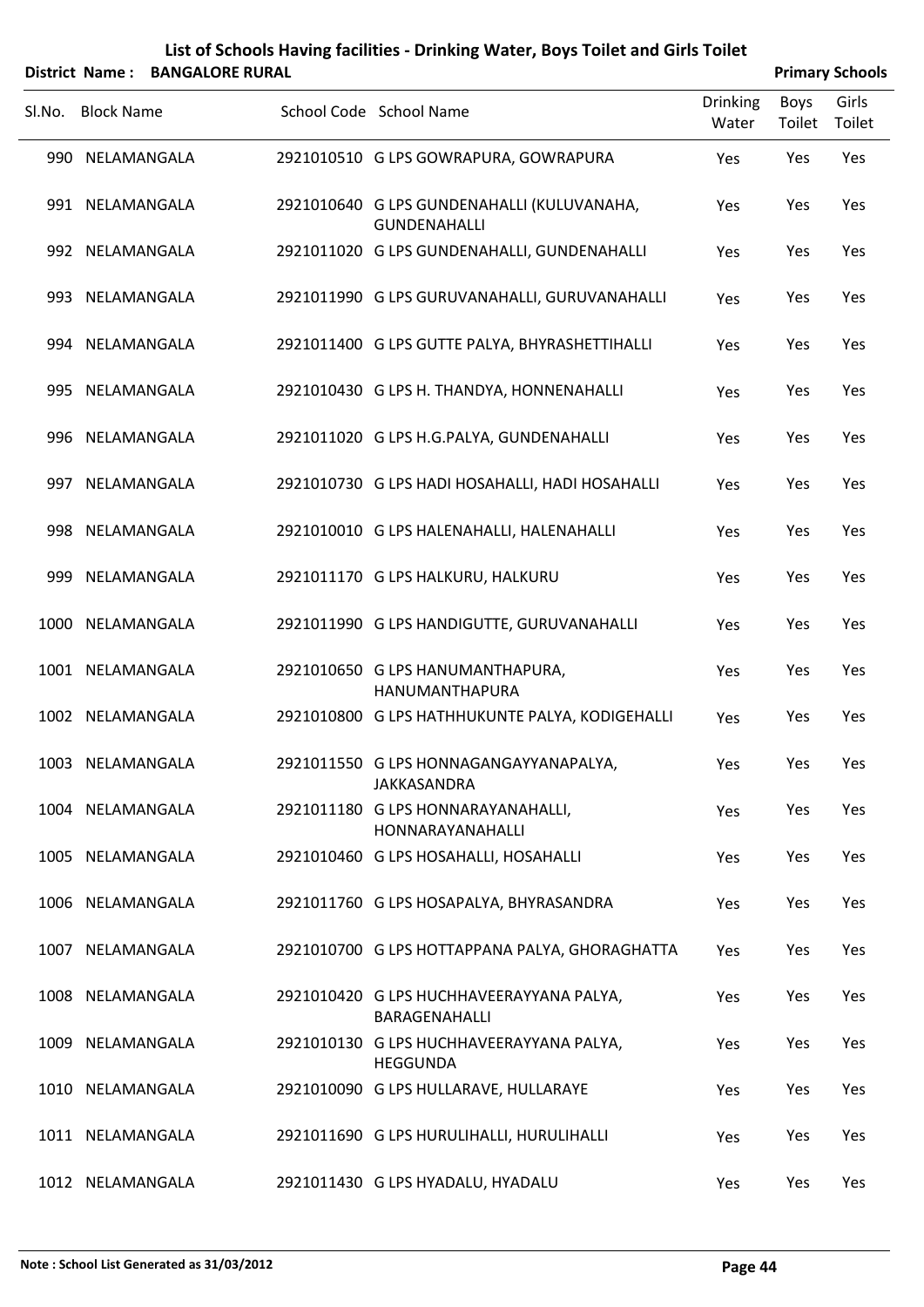# List of Schools Having facilities - Drinking Water, Boys Toilet and Girls Toilet

**District Name : BANGALORE RURAL** **Primary Schools**

| Sl.No. | Block Name | School Code | School Name | Drinking Water | Boys Toilet | Girls Toilet |
|---|---|---|---|---|---|---|
| 990 | NELAMANGALA | 2921010510 | G LPS GOWRAPURA, GOWRAPURA | Yes | Yes | Yes |
| 991 | NELAMANGALA | 2921010640 | G LPS GUNDENAHALLI (KULUVANAHA, GUNDENAHALLI | Yes | Yes | Yes |
| 992 | NELAMANGALA | 2921011020 | G LPS GUNDENAHALLI, GUNDENAHALLI | Yes | Yes | Yes |
| 993 | NELAMANGALA | 2921011990 | G LPS GURUVANAHALLI, GURUVANAHALLI | Yes | Yes | Yes |
| 994 | NELAMANGALA | 2921011400 | G LPS GUTTE PALYA, BHYRASHETTIHALLI | Yes | Yes | Yes |
| 995 | NELAMANGALA | 2921010430 | G LPS H. THANDYA, HONNENAHALLI | Yes | Yes | Yes |
| 996 | NELAMANGALA | 2921011020 | G LPS H.G.PALYA, GUNDENAHALLI | Yes | Yes | Yes |
| 997 | NELAMANGALA | 2921010730 | G LPS HADI HOSAHALLI, HADI HOSAHALLI | Yes | Yes | Yes |
| 998 | NELAMANGALA | 2921010010 | G LPS HALENAHALLI, HALENAHALLI | Yes | Yes | Yes |
| 999 | NELAMANGALA | 2921011170 | G LPS HALKURU, HALKURU | Yes | Yes | Yes |
| 1000 | NELAMANGALA | 2921011990 | G LPS HANDIGUTTE, GURUVANAHALLI | Yes | Yes | Yes |
| 1001 | NELAMANGALA | 2921010650 | G LPS HANUMANTHAPURA, HANUMANTHAPURA | Yes | Yes | Yes |
| 1002 | NELAMANGALA | 2921010800 | G LPS HATHHUKUNTE PALYA, KODIGEHALLI | Yes | Yes | Yes |
| 1003 | NELAMANGALA | 2921011550 | G LPS HONNAGANGAYYANAPALYA, JAKKASANDRA | Yes | Yes | Yes |
| 1004 | NELAMANGALA | 2921011180 | G LPS HONNARAYANAHALLI, HONNARAYANAHALLI | Yes | Yes | Yes |
| 1005 | NELAMANGALA | 2921010460 | G LPS HOSAHALLI, HOSAHALLI | Yes | Yes | Yes |
| 1006 | NELAMANGALA | 2921011760 | G LPS HOSAPALYA, BHYRASANDRA | Yes | Yes | Yes |
| 1007 | NELAMANGALA | 2921010700 | G LPS HOTTAPPANA PALYA, GHORAGHATTA | Yes | Yes | Yes |
| 1008 | NELAMANGALA | 2921010420 | G LPS HUCHHAVEERAYYANA PALYA, BARAGENAHALLI | Yes | Yes | Yes |
| 1009 | NELAMANGALA | 2921010130 | G LPS HUCHHAVEERAYYANA PALYA, HEGGUNDA | Yes | Yes | Yes |
| 1010 | NELAMANGALA | 2921010090 | G LPS HULLARAVE, HULLARAYE | Yes | Yes | Yes |
| 1011 | NELAMANGALA | 2921011690 | G LPS HURULIHALLI, HURULIHALLI | Yes | Yes | Yes |
| 1012 | NELAMANGALA | 2921011430 | G LPS HYADALU, HYADALU | Yes | Yes | Yes |

**Note : School List Generated as 31/03/2012**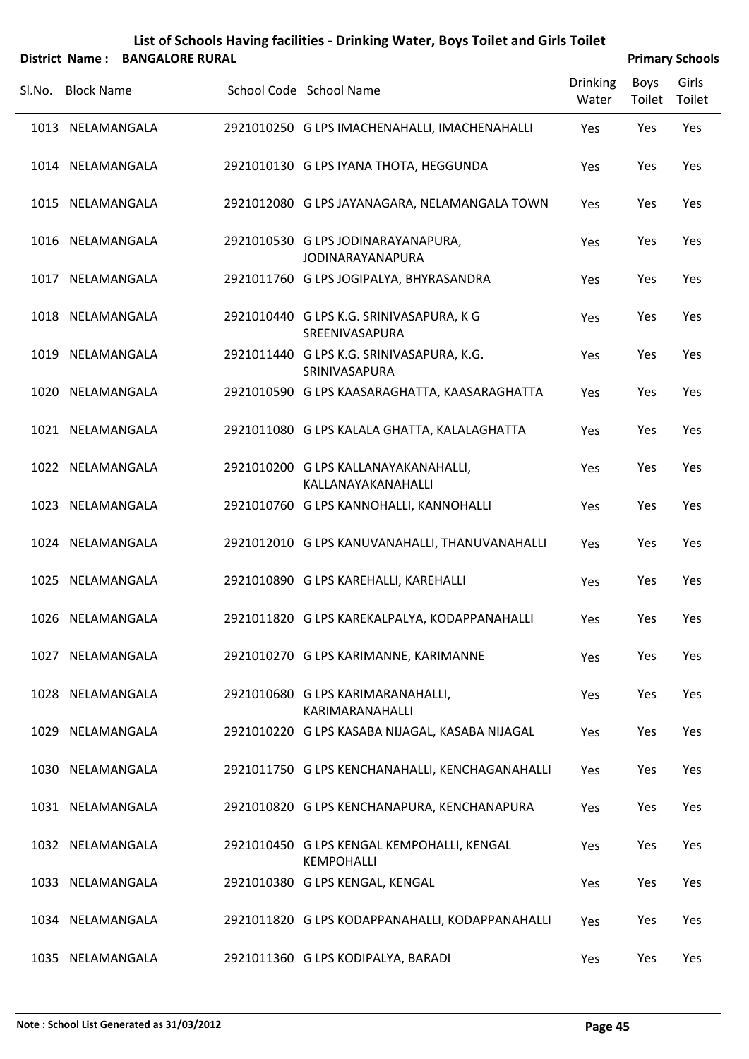# List of Schools Having facilities - Drinking Water, Boys Toilet and Girls Toilet

**District Name : BANGALORE RURAL** **Primary Schools**

| Sl.No. | Block Name | School Code | School Name | Drinking Water | Boys Toilet | Girls Toilet |
|---|---|---|---|---|---|---|
| 1013 | NELAMANGALA | 2921010250 | G LPS IMACHENAHALLI, IMACHENAHALLI | Yes | Yes | Yes |
| 1014 | NELAMANGALA | 2921010130 | G LPS IYANA THOTA, HEGGUNDA | Yes | Yes | Yes |
| 1015 | NELAMANGALA | 2921012080 | G LPS JAYANAGARA, NELAMANGALA TOWN | Yes | Yes | Yes |
| 1016 | NELAMANGALA | 2921010530 | G LPS JODINARAYANAPURA, JODINARAYANAPURA | Yes | Yes | Yes |
| 1017 | NELAMANGALA | 2921011760 | G LPS JOGIPALYA, BHYRASANDRA | Yes | Yes | Yes |
| 1018 | NELAMANGALA | 2921010440 | G LPS K.G. SRINIVASAPURA, K G SREENIVASAPURA | Yes | Yes | Yes |
| 1019 | NELAMANGALA | 2921011440 | G LPS K.G. SRINIVASAPURA, K.G. SRINIVASAPURA | Yes | Yes | Yes |
| 1020 | NELAMANGALA | 2921010590 | G LPS KAASARAGHATTA, KAASARAGHATTA | Yes | Yes | Yes |
| 1021 | NELAMANGALA | 2921011080 | G LPS KALALA GHATTA, KALALAGHATTA | Yes | Yes | Yes |
| 1022 | NELAMANGALA | 2921010200 | G LPS KALLANAYAKANAHALLI, KALLANAYAKANAHALLI | Yes | Yes | Yes |
| 1023 | NELAMANGALA | 2921010760 | G LPS KANNOHALLI, KANNOHALLI | Yes | Yes | Yes |
| 1024 | NELAMANGALA | 2921012010 | G LPS KANUVANAHALLI, THANUVANAHALLI | Yes | Yes | Yes |
| 1025 | NELAMANGALA | 2921010890 | G LPS KAREHALLI, KAREHALLI | Yes | Yes | Yes |
| 1026 | NELAMANGALA | 2921011820 | G LPS KAREKALPALYA, KODAPPANAHALLI | Yes | Yes | Yes |
| 1027 | NELAMANGALA | 2921010270 | G LPS KARIMANNE, KARIMANNE | Yes | Yes | Yes |
| 1028 | NELAMANGALA | 2921010680 | G LPS KARIMARANAHALLI, KARIMARANAHALLI | Yes | Yes | Yes |
| 1029 | NELAMANGALA | 2921010220 | G LPS KASABA NIJAGAL, KASABA NIJAGAL | Yes | Yes | Yes |
| 1030 | NELAMANGALA | 2921011750 | G LPS KENCHANAHALLI, KENCHAGANAHALLI | Yes | Yes | Yes |
| 1031 | NELAMANGALA | 2921010820 | G LPS KENCHANAPURA, KENCHANAPURA | Yes | Yes | Yes |
| 1032 | NELAMANGALA | 2921010450 | G LPS KENGAL KEMPOHALLI, KENGAL KEMPOHALLI | Yes | Yes | Yes |
| 1033 | NELAMANGALA | 2921010380 | G LPS KENGAL, KENGAL | Yes | Yes | Yes |
| 1034 | NELAMANGALA | 2921011820 | G LPS KODAPPANAHALLI, KODAPPANAHALLI | Yes | Yes | Yes |
| 1035 | NELAMANGALA | 2921011360 | G LPS KODIPALYA, BARADI | Yes | Yes | Yes |

**Note : School List Generated as 31/03/2012**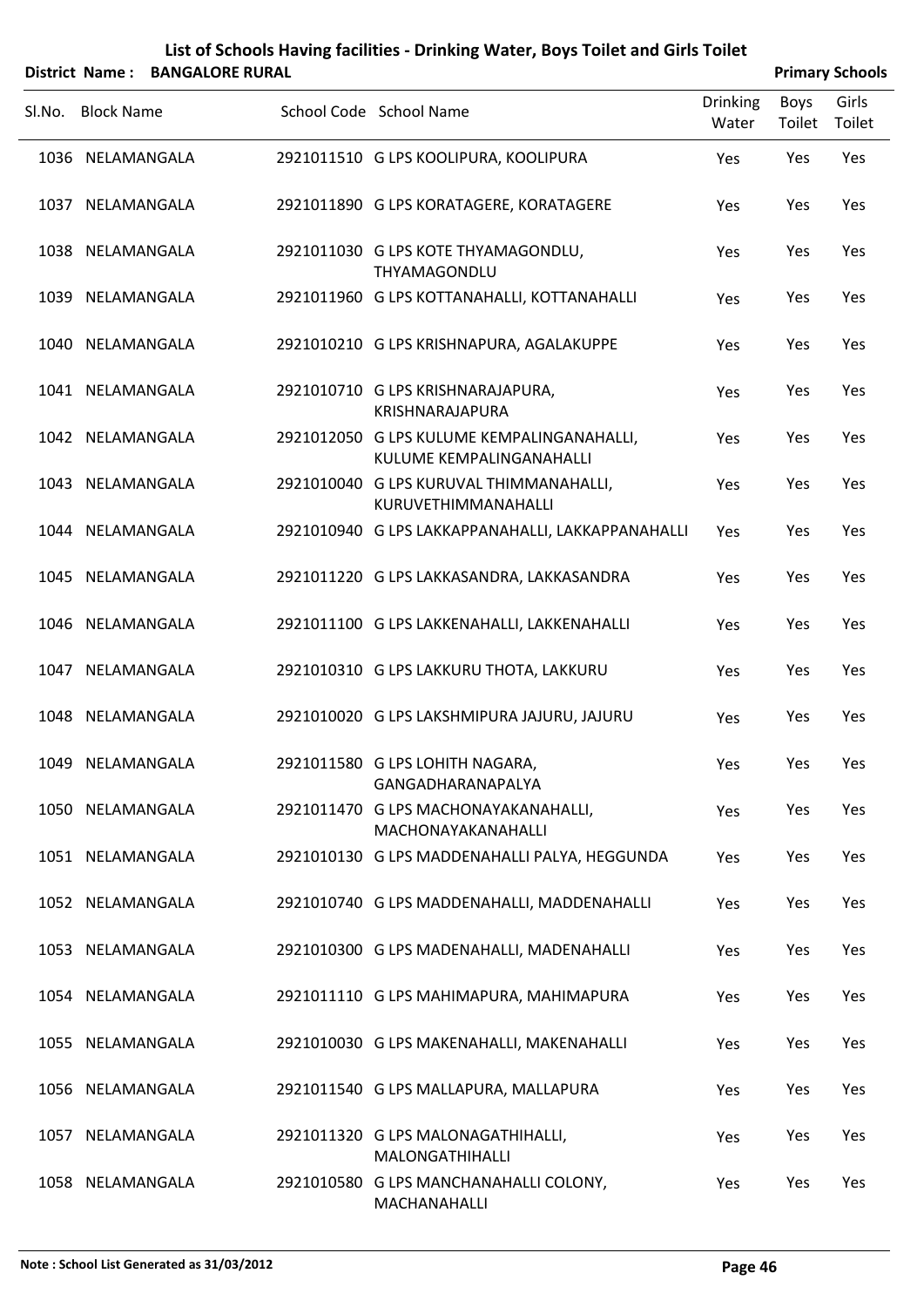# List of Schools Having facilities - Drinking Water, Boys Toilet and Girls Toilet

**District Name : BANGALORE RURAL** **Primary Schools**

| Sl.No. | Block Name | School Code | School Name | Drinking Water | Boys Toilet | Girls Toilet |
|---|---|---|---|---|---|---|
| 1036 | NELAMANGALA | 2921011510 | G LPS KOOLIPURA, KOOLIPURA | Yes | Yes | Yes |
| 1037 | NELAMANGALA | 2921011890 | G LPS KORATAGERE, KORATAGERE | Yes | Yes | Yes |
| 1038 | NELAMANGALA | 2921011030 | G LPS KOTE THYAMAGONDLU, THYAMAGONDLU | Yes | Yes | Yes |
| 1039 | NELAMANGALA | 2921011960 | G LPS KOTTANAHALLI, KOTTANAHALLI | Yes | Yes | Yes |
| 1040 | NELAMANGALA | 2921010210 | G LPS KRISHNAPURA, AGALAKUPPE | Yes | Yes | Yes |
| 1041 | NELAMANGALA | 2921010710 | G LPS KRISHNARAJAPURA, KRISHNARAJAPURA | Yes | Yes | Yes |
| 1042 | NELAMANGALA | 2921012050 | G LPS KULUME KEMPALINGANAHALLI, KULUME KEMPALINGANAHALLI | Yes | Yes | Yes |
| 1043 | NELAMANGALA | 2921010040 | G LPS KURUVAL THIMMANAHALLI, KURUVETHIMMANAHALLI | Yes | Yes | Yes |
| 1044 | NELAMANGALA | 2921010940 | G LPS LAKKAPPANAHALLI, LAKKAPPANAHALLI | Yes | Yes | Yes |
| 1045 | NELAMANGALA | 2921011220 | G LPS LAKKASANDRA, LAKKASANDRA | Yes | Yes | Yes |
| 1046 | NELAMANGALA | 2921011100 | G LPS LAKKENAHALLI, LAKKENAHALLI | Yes | Yes | Yes |
| 1047 | NELAMANGALA | 2921010310 | G LPS LAKKURU THOTA, LAKKURU | Yes | Yes | Yes |
| 1048 | NELAMANGALA | 2921010020 | G LPS LAKSHMIPURA JAJURU, JAJURU | Yes | Yes | Yes |
| 1049 | NELAMANGALA | 2921011580 | G LPS LOHITH NAGARA, GANGADHARANAPALYA | Yes | Yes | Yes |
| 1050 | NELAMANGALA | 2921011470 | G LPS MACHONAYAKANAHALLI, MACHONAYAKANAHALLI | Yes | Yes | Yes |
| 1051 | NELAMANGALA | 2921010130 | G LPS MADDENAHALLI PALYA, HEGGUNDA | Yes | Yes | Yes |
| 1052 | NELAMANGALA | 2921010740 | G LPS MADDENAHALLI, MADDENAHALLI | Yes | Yes | Yes |
| 1053 | NELAMANGALA | 2921010300 | G LPS MADENAHALLI, MADENAHALLI | Yes | Yes | Yes |
| 1054 | NELAMANGALA | 2921011110 | G LPS MAHIMAPURA, MAHIMAPURA | Yes | Yes | Yes |
| 1055 | NELAMANGALA | 2921010030 | G LPS MAKENAHALLI, MAKENAHALLI | Yes | Yes | Yes |
| 1056 | NELAMANGALA | 2921011540 | G LPS MALLAPURA, MALLAPURA | Yes | Yes | Yes |
| 1057 | NELAMANGALA | 2921011320 | G LPS MALONAGATHIHALLI, MALONGATHIHALLI | Yes | Yes | Yes |
| 1058 | NELAMANGALA | 2921010580 | G LPS MANCHANAHALLI COLONY, MACHANAHALLI | Yes | Yes | Yes |

**Note : School List Generated as 31/03/2012**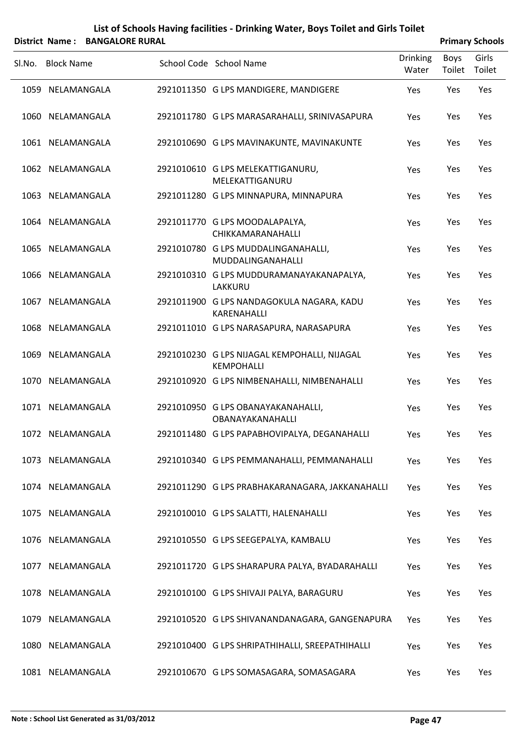# List of Schools Having facilities - Drinking Water, Boys Toilet and Girls Toilet

**District Name : BANGALORE RURAL** **Primary Schools**

| Sl.No. | Block Name | School Code | School Name | Drinking Water | Boys Toilet | Girls Toilet |
|---|---|---|---|---|---|---|
| 1059 | NELAMANGALA | 2921011350 | G LPS MANDIGERE, MANDIGERE | Yes | Yes | Yes |
| 1060 | NELAMANGALA | 2921011780 | G LPS MARASARAHALLI, SRINIVASAPURA | Yes | Yes | Yes |
| 1061 | NELAMANGALA | 2921010690 | G LPS MAVINAKUNTE, MAVINAKUNTE | Yes | Yes | Yes |
| 1062 | NELAMANGALA | 2921010610 | G LPS MELEKATTIGANURU, MELEKATTIGANURU | Yes | Yes | Yes |
| 1063 | NELAMANGALA | 2921011280 | G LPS MINNAPURA, MINNAPURA | Yes | Yes | Yes |
| 1064 | NELAMANGALA | 2921011770 | G LPS MOODALAPALYA, CHIKKAMARANAHALLI | Yes | Yes | Yes |
| 1065 | NELAMANGALA | 2921010780 | G LPS MUDDALINGANAHALLI, MUDDALINGANAHALLI | Yes | Yes | Yes |
| 1066 | NELAMANGALA | 2921010310 | G LPS MUDDURAMANAYAKANAPALYA, LAKKURU | Yes | Yes | Yes |
| 1067 | NELAMANGALA | 2921011900 | G LPS NANDAGOKULA NAGARA, KADU KARENAHALLI | Yes | Yes | Yes |
| 1068 | NELAMANGALA | 2921011010 | G LPS NARASAPURA, NARASAPURA | Yes | Yes | Yes |
| 1069 | NELAMANGALA | 2921010230 | G LPS NIJAGAL KEMPOHALLI, NIJAGAL KEMPOHALLI | Yes | Yes | Yes |
| 1070 | NELAMANGALA | 2921010920 | G LPS NIMBENAHALLI, NIMBENAHALLI | Yes | Yes | Yes |
| 1071 | NELAMANGALA | 2921010950 | G LPS OBANAYAKANAHALLI, OBANAYAKANAHALLI | Yes | Yes | Yes |
| 1072 | NELAMANGALA | 2921011480 | G LPS PAPABHOVIPALYA, DEGANAHALLI | Yes | Yes | Yes |
| 1073 | NELAMANGALA | 2921010340 | G LPS PEMMANAHALLI, PEMMANAHALLI | Yes | Yes | Yes |
| 1074 | NELAMANGALA | 2921011290 | G LPS PRABHAKARANAGARA, JAKKANAHALLI | Yes | Yes | Yes |
| 1075 | NELAMANGALA | 2921010010 | G LPS SALATTI, HALENAHALLI | Yes | Yes | Yes |
| 1076 | NELAMANGALA | 2921010550 | G LPS SEEGEPALYA, KAMBALU | Yes | Yes | Yes |
| 1077 | NELAMANGALA | 2921011720 | G LPS SHARAPURA PALYA, BYADARAHALLI | Yes | Yes | Yes |
| 1078 | NELAMANGALA | 2921010100 | G LPS SHIVAJI PALYA, BARAGURU | Yes | Yes | Yes |
| 1079 | NELAMANGALA | 2921010520 | G LPS SHIVANANDANAGARA, GANGENAPURA | Yes | Yes | Yes |
| 1080 | NELAMANGALA | 2921010400 | G LPS SHRIPATHIHALLI, SREEPATHIHALLI | Yes | Yes | Yes |
| 1081 | NELAMANGALA | 2921010670 | G LPS SOMASAGARA, SOMASAGARA | Yes | Yes | Yes |

**Note : School List Generated as 31/03/2012**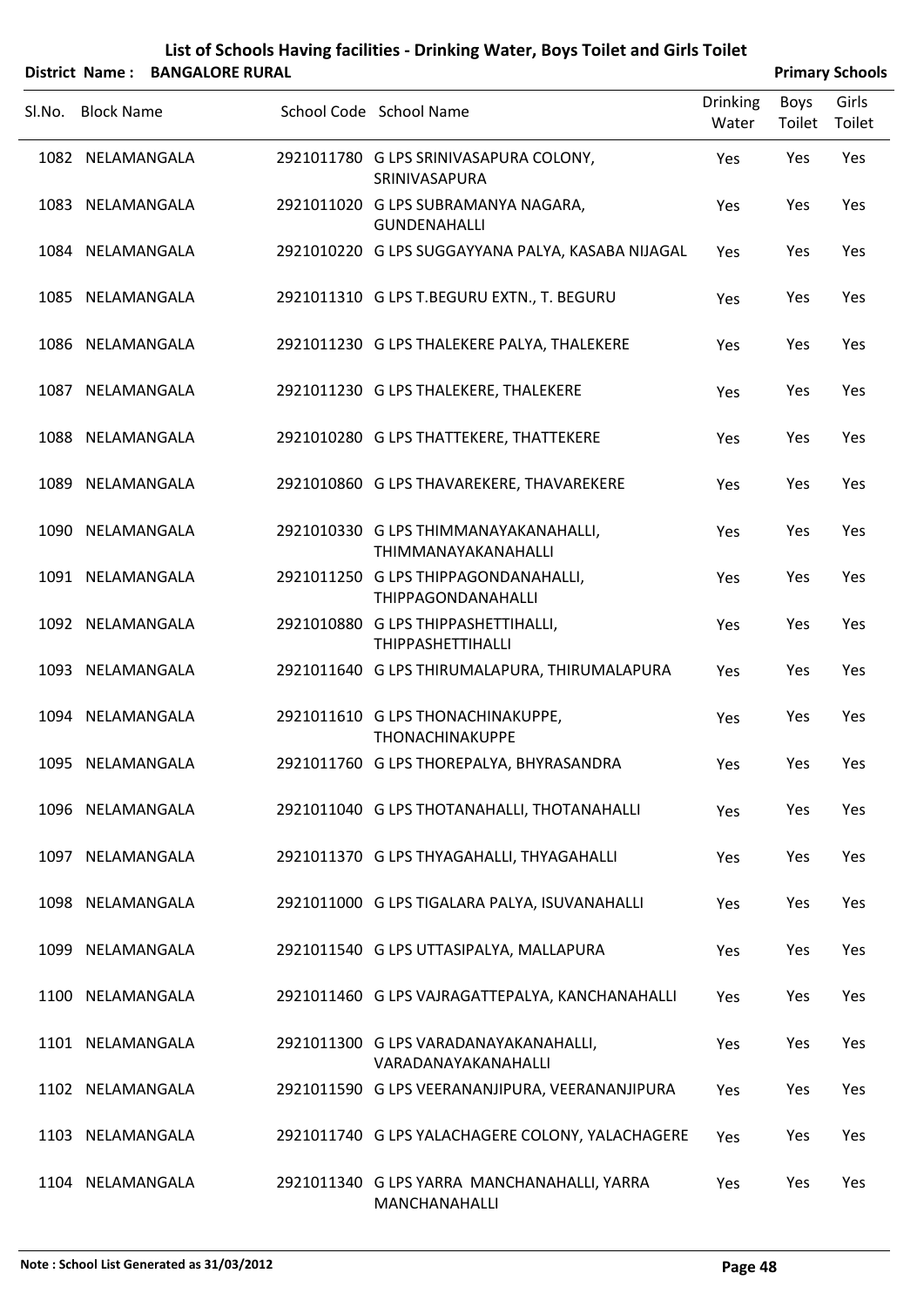# List of Schools Having facilities - Drinking Water, Boys Toilet and Girls Toilet

**District Name : BANGALORE RURAL** **Primary Schools**

| Sl.No. | Block Name | School Code | School Name | Drinking Water | Boys Toilet | Girls Toilet |
|---|---|---|---|---|---|---|
| 1082 | NELAMANGALA | 2921011780 | G LPS SRINIVASAPURA COLONY, SRINIVASAPURA | Yes | Yes | Yes |
| 1083 | NELAMANGALA | 2921011020 | G LPS SUBRAMANYA NAGARA, GUNDENAHALLI | Yes | Yes | Yes |
| 1084 | NELAMANGALA | 2921010220 | G LPS SUGGAYYANA PALYA, KASABA NIJAGAL | Yes | Yes | Yes |
| 1085 | NELAMANGALA | 2921011310 | G LPS T.BEGURU EXTN., T. BEGURU | Yes | Yes | Yes |
| 1086 | NELAMANGALA | 2921011230 | G LPS THALEKERE PALYA, THALEKERE | Yes | Yes | Yes |
| 1087 | NELAMANGALA | 2921011230 | G LPS THALEKERE, THALEKERE | Yes | Yes | Yes |
| 1088 | NELAMANGALA | 2921010280 | G LPS THATTEKERE, THATTEKERE | Yes | Yes | Yes |
| 1089 | NELAMANGALA | 2921010860 | G LPS THAVAREKERE, THAVAREKERE | Yes | Yes | Yes |
| 1090 | NELAMANGALA | 2921010330 | G LPS THIMMANAYAKANAHALLI, THIMMANAYAKANAHALLI | Yes | Yes | Yes |
| 1091 | NELAMANGALA | 2921011250 | G LPS THIPPAGONDANAHALLI, THIPPAGONDANAHALLI | Yes | Yes | Yes |
| 1092 | NELAMANGALA | 2921010880 | G LPS THIPPASHETTIHALLI, THIPPASHETTIHALLI | Yes | Yes | Yes |
| 1093 | NELAMANGALA | 2921011640 | G LPS THIRUMALAPURA, THIRUMALAPURA | Yes | Yes | Yes |
| 1094 | NELAMANGALA | 2921011610 | G LPS THONACHINAKUPPE, THONACHINAKUPPE | Yes | Yes | Yes |
| 1095 | NELAMANGALA | 2921011760 | G LPS THOREPALYA, BHYRASANDRA | Yes | Yes | Yes |
| 1096 | NELAMANGALA | 2921011040 | G LPS THOTANAHALLI, THOTANAHALLI | Yes | Yes | Yes |
| 1097 | NELAMANGALA | 2921011370 | G LPS THYAGAHALLI, THYAGAHALLI | Yes | Yes | Yes |
| 1098 | NELAMANGALA | 2921011000 | G LPS TIGALARA PALYA, ISUVANAHALLI | Yes | Yes | Yes |
| 1099 | NELAMANGALA | 2921011540 | G LPS UTTASIPALYA, MALLAPURA | Yes | Yes | Yes |
| 1100 | NELAMANGALA | 2921011460 | G LPS VAJRAGATTEPALYA, KANCHANAHALLI | Yes | Yes | Yes |
| 1101 | NELAMANGALA | 2921011300 | G LPS VARADANAYAKANAHALLI, VARADANAYAKANAHALLI | Yes | Yes | Yes |
| 1102 | NELAMANGALA | 2921011590 | G LPS VEERANANJIPURA, VEERANANJIPURA | Yes | Yes | Yes |
| 1103 | NELAMANGALA | 2921011740 | G LPS YALACHAGERE COLONY, YALACHAGERE | Yes | Yes | Yes |
| 1104 | NELAMANGALA | 2921011340 | G LPS YARRA MANCHANAHALLI, YARRA MANCHANAHALLI | Yes | Yes | Yes |

**Note : School List Generated as 31/03/2012**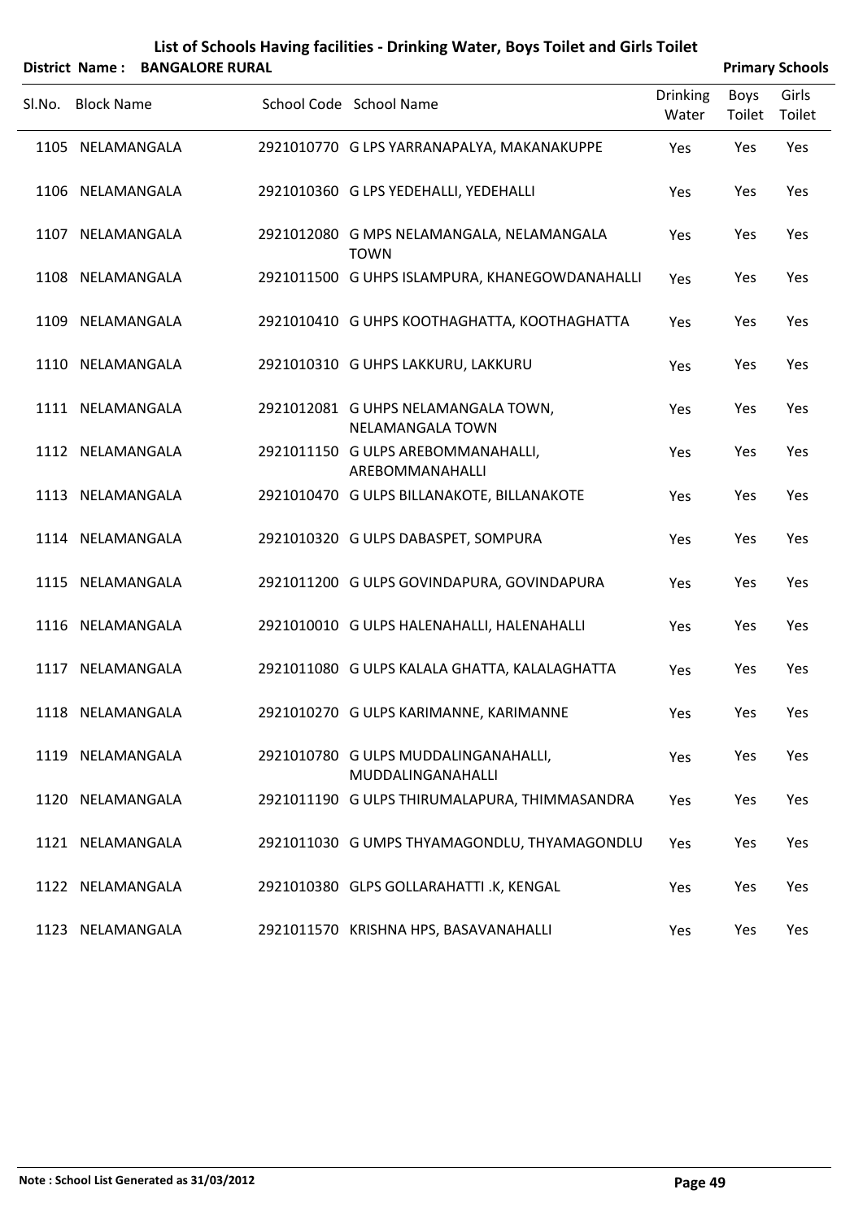# List of Schools Having facilities - Drinking Water, Boys Toilet and Girls Toilet

**District Name : BANGALORE RURAL** **Primary Schools**

| Sl.No. | Block Name | School Code | School Name | Drinking Water | Boys Toilet | Girls Toilet |
|---|---|---|---|---|---|---|
| 1105 | NELAMANGALA | 2921010770 | G LPS YARRANAPALYA, MAKANAKUPPE | Yes | Yes | Yes |
| 1106 | NELAMANGALA | 2921010360 | G LPS YEDEHALLI, YEDEHALLI | Yes | Yes | Yes |
| 1107 | NELAMANGALA | 2921012080 | G MPS NELAMANGALA, NELAMANGALA TOWN | Yes | Yes | Yes |
| 1108 | NELAMANGALA | 2921011500 | G UHPS ISLAMPURA, KHANEGOWDANAHALLI | Yes | Yes | Yes |
| 1109 | NELAMANGALA | 2921010410 | G UHPS KOOTHAGHATTA, KOOTHAGHATTA | Yes | Yes | Yes |
| 1110 | NELAMANGALA | 2921010310 | G UHPS LAKKURU, LAKKURU | Yes | Yes | Yes |
| 1111 | NELAMANGALA | 2921012081 | G UHPS NELAMANGALA TOWN, NELAMANGALA TOWN | Yes | Yes | Yes |
| 1112 | NELAMANGALA | 2921011150 | G ULPS AREBOMMANAHALLI, AREBOMMANAHALLI | Yes | Yes | Yes |
| 1113 | NELAMANGALA | 2921010470 | G ULPS BILLANAKOTE, BILLANAKOTE | Yes | Yes | Yes |
| 1114 | NELAMANGALA | 2921010320 | G ULPS DABASPET, SOMPURA | Yes | Yes | Yes |
| 1115 | NELAMANGALA | 2921011200 | G ULPS GOVINDAPURA, GOVINDAPURA | Yes | Yes | Yes |
| 1116 | NELAMANGALA | 2921010010 | G ULPS HALENAHALLI, HALENAHALLI | Yes | Yes | Yes |
| 1117 | NELAMANGALA | 2921011080 | G ULPS KALALA GHATTA, KALALAGHATTA | Yes | Yes | Yes |
| 1118 | NELAMANGALA | 2921010270 | G ULPS KARIMANNE, KARIMANNE | Yes | Yes | Yes |
| 1119 | NELAMANGALA | 2921010780 | G ULPS MUDDALINGANAHALLI, MUDDALINGANAHALLI | Yes | Yes | Yes |
| 1120 | NELAMANGALA | 2921011190 | G ULPS THIRUMALAPURA, THIMMASANDRA | Yes | Yes | Yes |
| 1121 | NELAMANGALA | 2921011030 | G UMPS THYAMAGONDLU, THYAMAGONDLU | Yes | Yes | Yes |
| 1122 | NELAMANGALA | 2921010380 | GLPS GOLLARAHATTI .K, KENGAL | Yes | Yes | Yes |
| 1123 | NELAMANGALA | 2921011570 | KRISHNA HPS, BASAVANAHALLI | Yes | Yes | Yes |

**Note : School List Generated as 31/03/2012**